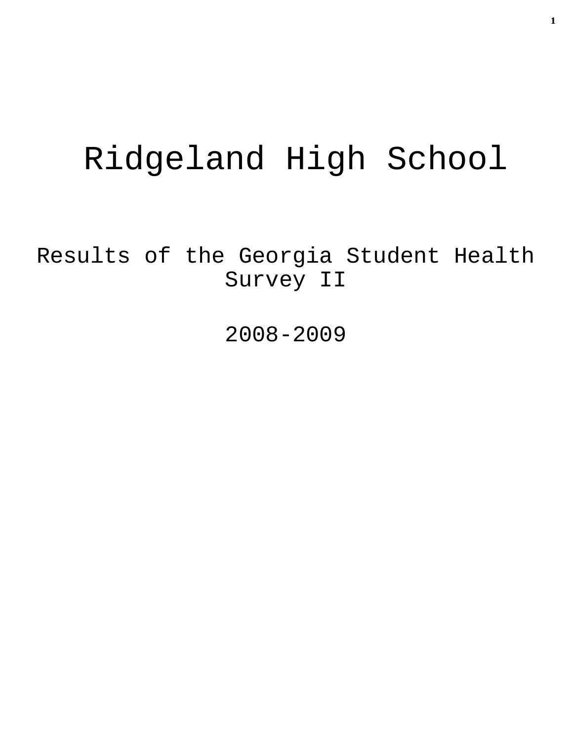# Ridgeland High School

## Results of the Georgia Student Health Survey II

## 2008-2009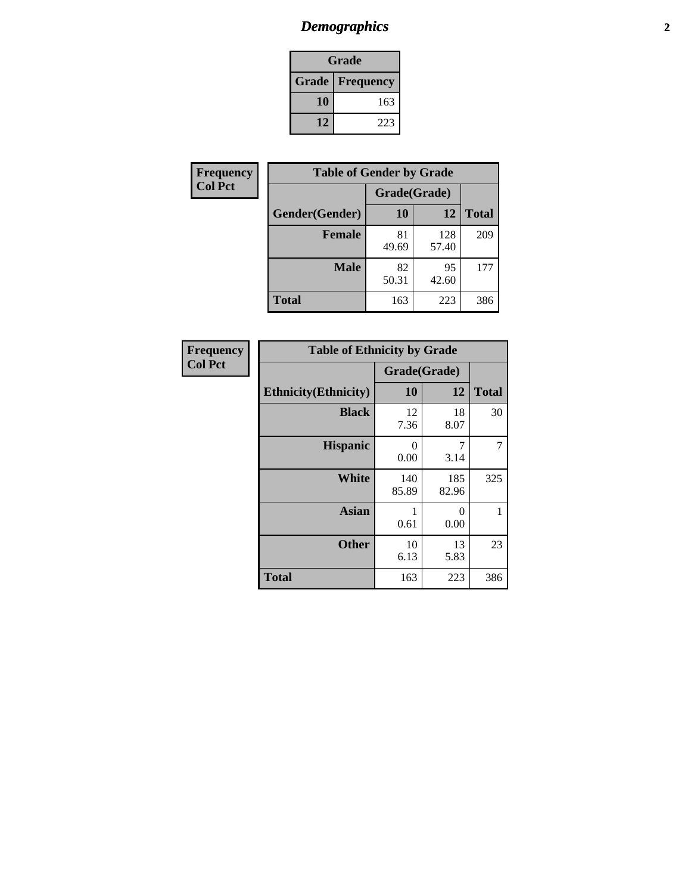# *Demographics*

| Grade | |
|---|---|
| **Grade** | **Frequency** |
| **10** | 163 |
| **12** | 223 |

**Frequency**
**Col Pct**

| Table of Gender by Grade | | | |
|---|---|---|---|
| | Grade(Grade) | | |
| **Gender(Gender)** | **10** | **12** | **Total** |
| **Female** | 81<br>49.69 | 128<br>57.40 | 209 |
| **Male** | 82<br>50.31 | 95<br>42.60 | 177 |
| **Total** | 163 | 223 | 386 |

**Frequency**
**Col Pct**

| Table of Ethnicity by Grade | | | |
|---|---|---|---|
| | Grade(Grade) | | |
| **Ethnicity(Ethnicity)** | **10** | **12** | **Total** |
| **Black** | 12<br>7.36 | 18<br>8.07 | 30 |
| **Hispanic** | 0<br>0.00 | 7<br>3.14 | 7 |
| **White** | 140<br>85.89 | 185<br>82.96 | 325 |
| **Asian** | 1<br>0.61 | 0<br>0.00 | 1 |
| **Other** | 10<br>6.13 | 13<br>5.83 | 23 |
| **Total** | 163 | 223 | 386 |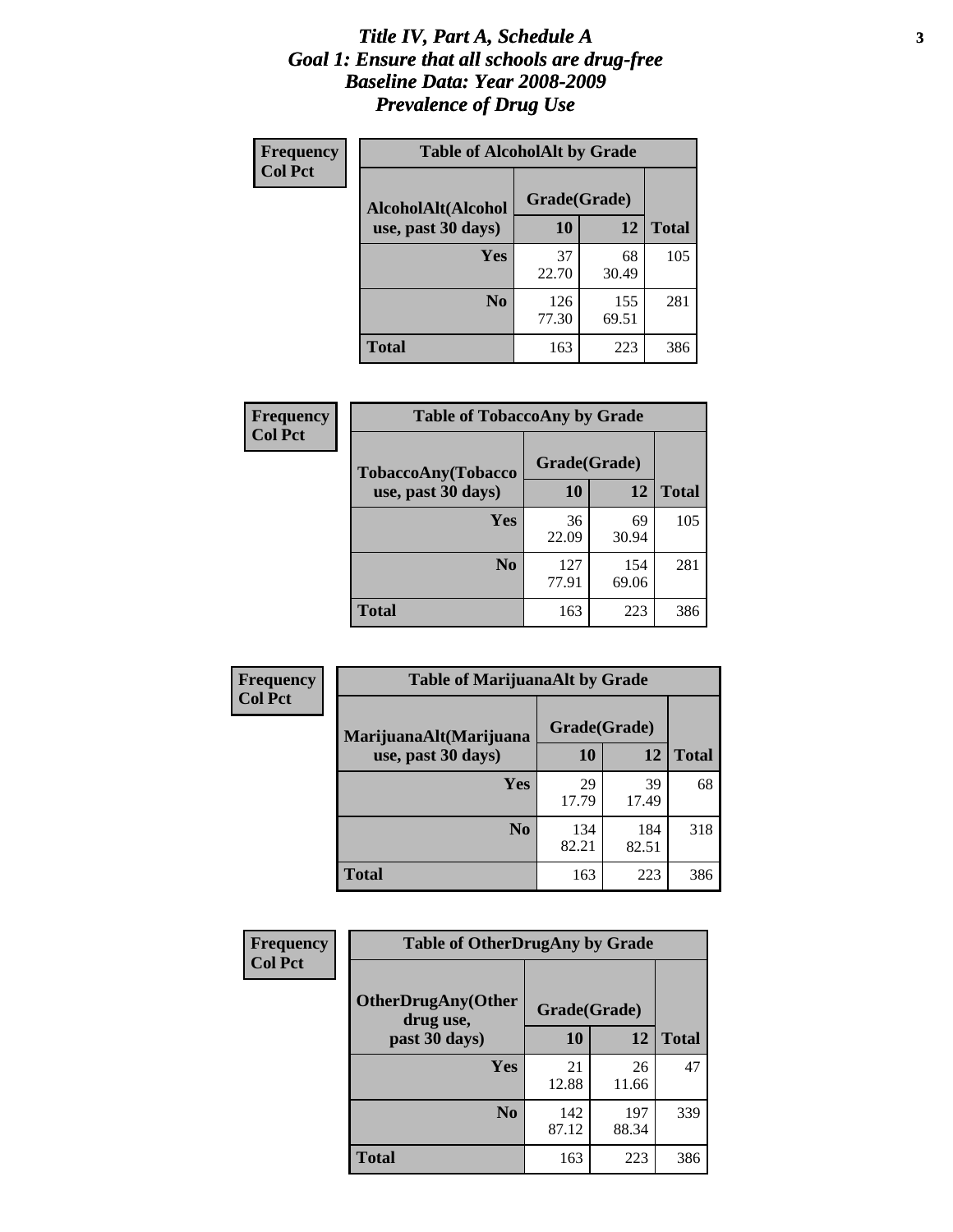# *Title IV, Part A, Schedule A*
# *Goal 1: Ensure that all schools are drug-free*
# *Baseline Data: Year 2008-2009*
# *Prevalence of Drug Use*

**Frequency**
**Col Pct**

**Table of AlcoholAlt by Grade**

| AlcoholAlt(Alcohol use, past 30 days) | Grade(Grade) 10 | 12 | Total |
|---|---|---|---|
| **Yes** | 37<br>22.70 | 68<br>30.49 | 105 |
| **No** | 126<br>77.30 | 155<br>69.51 | 281 |
| **Total** | 163 | 223 | 386 |

**Frequency**
**Col Pct**

**Table of TobaccoAny by Grade**

| TobaccoAny(Tobacco use, past 30 days) | Grade(Grade) 10 | 12 | Total |
|---|---|---|---|
| **Yes** | 36<br>22.09 | 69<br>30.94 | 105 |
| **No** | 127<br>77.91 | 154<br>69.06 | 281 |
| **Total** | 163 | 223 | 386 |

**Frequency**
**Col Pct**

**Table of MarijuanaAlt by Grade**

| MarijuanaAlt(Marijuana use, past 30 days) | Grade(Grade) 10 | 12 | Total |
|---|---|---|---|
| **Yes** | 29<br>17.79 | 39<br>17.49 | 68 |
| **No** | 134<br>82.21 | 184<br>82.51 | 318 |
| **Total** | 163 | 223 | 386 |

**Frequency**
**Col Pct**

**Table of OtherDrugAny by Grade**

| OtherDrugAny(Other drug use, past 30 days) | Grade(Grade) 10 | 12 | Total |
|---|---|---|---|
| **Yes** | 21<br>12.88 | 26<br>11.66 | 47 |
| **No** | 142<br>87.12 | 197<br>88.34 | 339 |
| **Total** | 163 | 223 | 386 |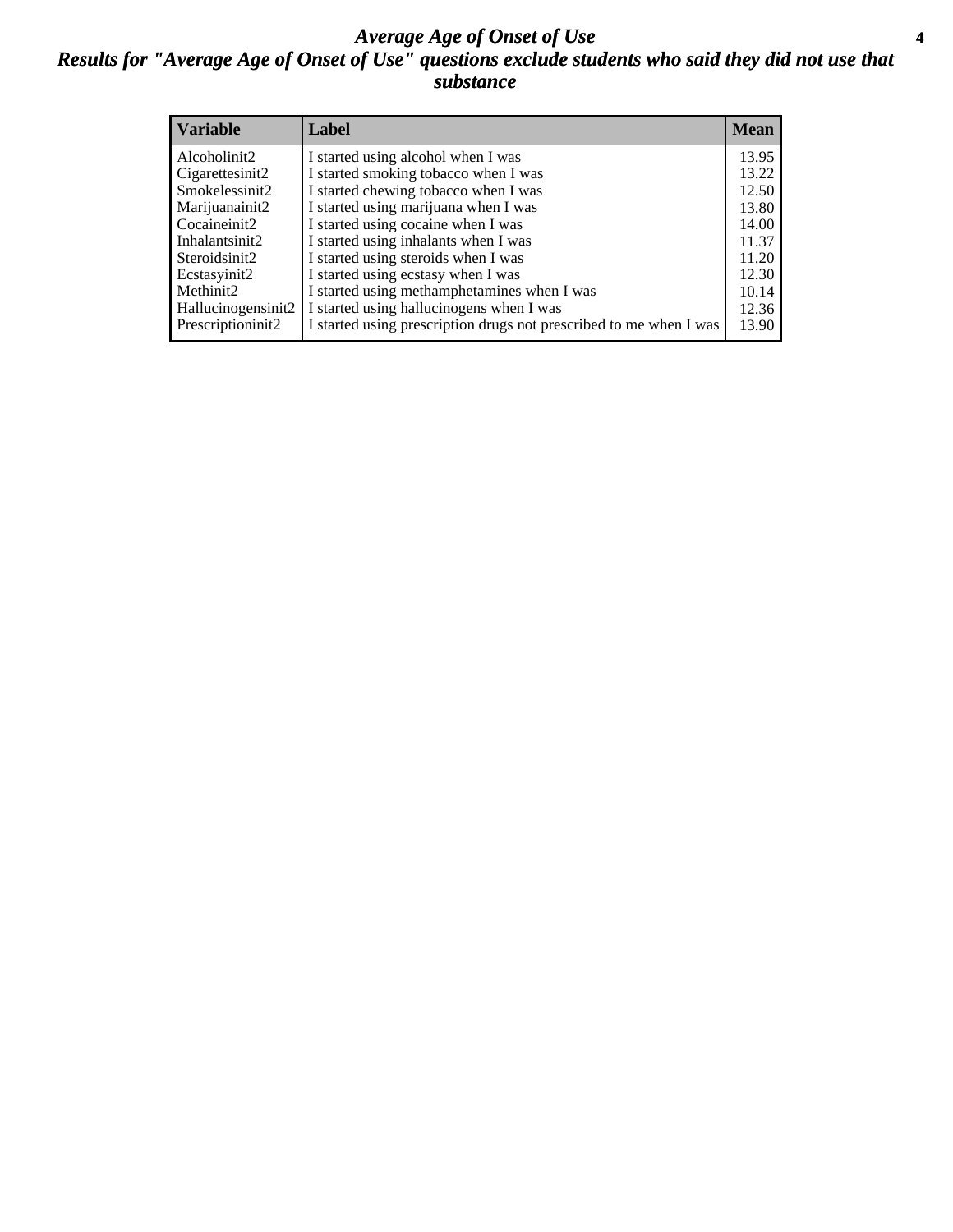# *Average Age of Onset of Use*

## *Results for "Average Age of Onset of Use" questions exclude students who said they did not use that substance*

| Variable | Label | Mean |
|---|---|---|
| Alcoholinit2 | I started using alcohol when I was | 13.95 |
| Cigarettesinit2 | I started smoking tobacco when I was | 13.22 |
| Smokelessinit2 | I started chewing tobacco when I was | 12.50 |
| Marijuanainit2 | I started using marijuana when I was | 13.80 |
| Cocaineinit2 | I started using cocaine when I was | 14.00 |
| Inhalantsinit2 | I started using inhalants when I was | 11.37 |
| Steroidsinit2 | I started using steroids when I was | 11.20 |
| Ecstasyinit2 | I started using ecstasy when I was | 12.30 |
| Methinit2 | I started using methamphetamines when I was | 10.14 |
| Hallucinogensinit2 | I started using hallucinogens when I was | 12.36 |
| Prescriptioninit2 | I started using prescription drugs not prescribed to me when I was | 13.90 |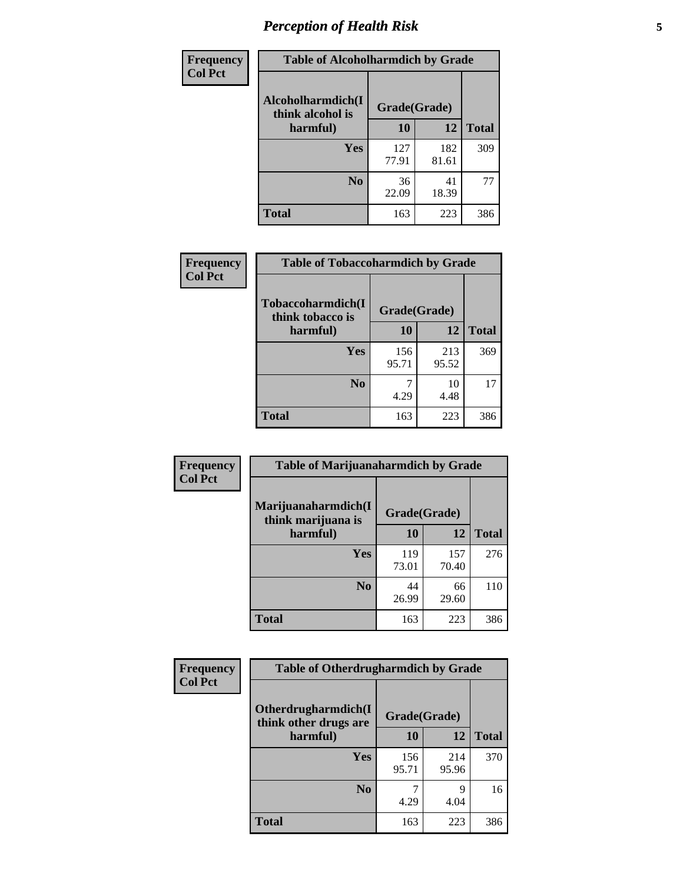# Perception of Health Risk

| Frequency<br>Col Pct | | | |
|---|---|---|---|

**Table of Alcoholharmdich by Grade**

| Alcoholharmdich(I think alcohol is harmful) | Grade(Grade) | | Total |
|---|---|---|---|
| | 10 | 12 | |
| Yes | 127<br>77.91 | 182<br>81.61 | 309 |
| No | 36<br>22.09 | 41<br>18.39 | 77 |
| Total | 163 | 223 | 386 |

Frequency
Col Pct

**Table of Tobaccoharmdich by Grade**

| Tobaccoharmdich(I think tobacco is harmful) | Grade(Grade) | | Total |
|---|---|---|---|
| | 10 | 12 | |
| Yes | 156<br>95.71 | 213<br>95.52 | 369 |
| No | 7<br>4.29 | 10<br>4.48 | 17 |
| Total | 163 | 223 | 386 |

Frequency
Col Pct

**Table of Marijuanaharmdich by Grade**

| Marijuanaharmdich(I think marijuana is harmful) | Grade(Grade) | | Total |
|---|---|---|---|
| | 10 | 12 | |
| Yes | 119<br>73.01 | 157<br>70.40 | 276 |
| No | 44<br>26.99 | 66<br>29.60 | 110 |
| Total | 163 | 223 | 386 |

Frequency
Col Pct

**Table of Otherdrugharmdich by Grade**

| Otherdrugharmdich(I think other drugs are harmful) | Grade(Grade) | | Total |
|---|---|---|---|
| | 10 | 12 | |
| Yes | 156<br>95.71 | 214<br>95.96 | 370 |
| No | 7<br>4.29 | 9<br>4.04 | 16 |
| Total | 163 | 223 | 386 |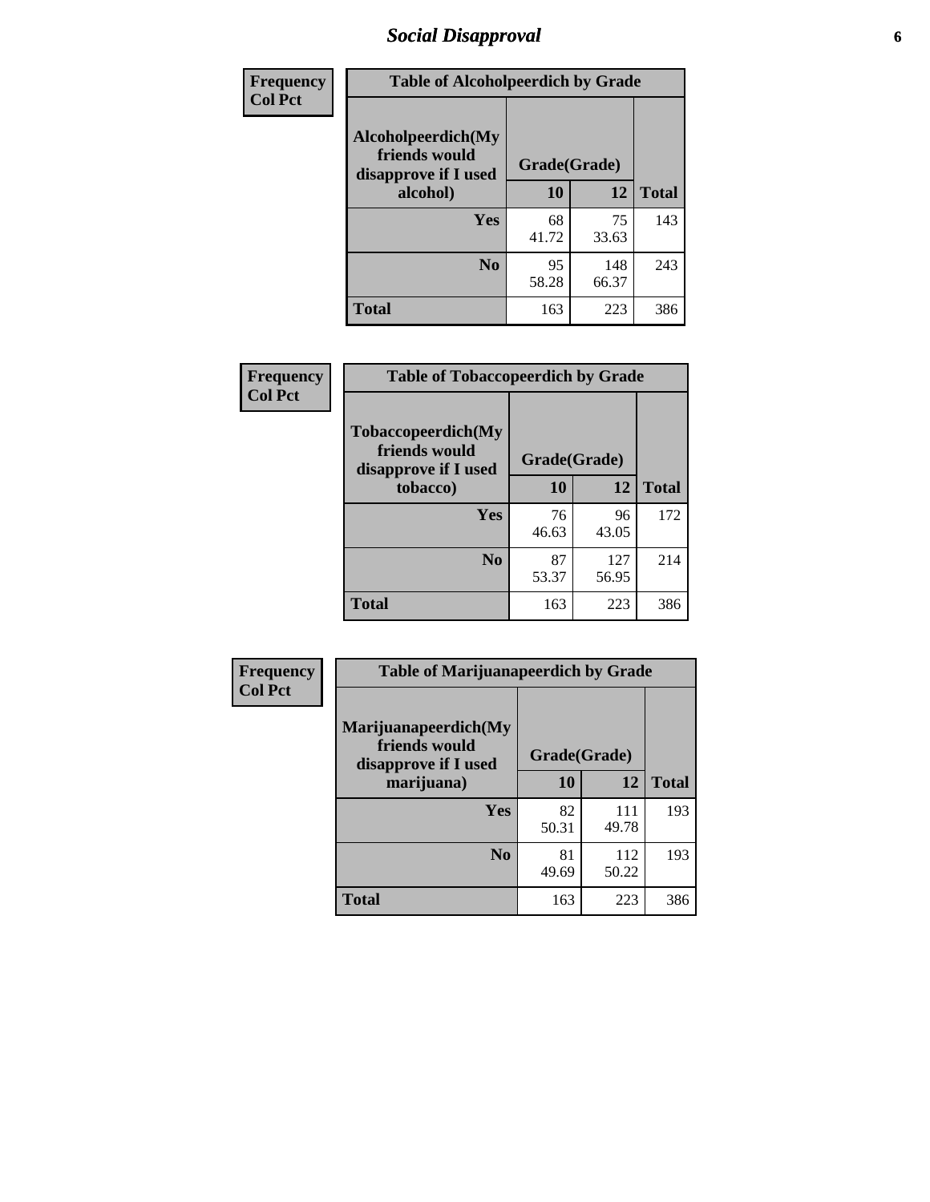# Social Disapproval

**Frequency**
**Col Pct**

**Table of Alcoholpeerdich by Grade**

| Alcoholpeerdich(My friends would disapprove if I used alcohol) | Grade(Grade) | | Total |
|---|---|---|---|
| | 10 | 12 | |
| Yes | 68<br>41.72 | 75<br>33.63 | 143 |
| No | 95<br>58.28 | 148<br>66.37 | 243 |
| Total | 163 | 223 | 386 |

**Frequency**
**Col Pct**

**Table of Tobaccopeerdich by Grade**

| Tobaccopeerdich(My friends would disapprove if I used tobacco) | Grade(Grade) | | Total |
|---|---|---|---|
| | 10 | 12 | |
| Yes | 76<br>46.63 | 96<br>43.05 | 172 |
| No | 87<br>53.37 | 127<br>56.95 | 214 |
| Total | 163 | 223 | 386 |

**Frequency**
**Col Pct**

**Table of Marijuanapeerdich by Grade**

| Marijuanapeerdich(My friends would disapprove if I used marijuana) | Grade(Grade) | | Total |
|---|---|---|---|
| | 10 | 12 | |
| Yes | 82<br>50.31 | 111<br>49.78 | 193 |
| No | 81<br>49.69 | 112<br>50.22 | 193 |
| Total | 163 | 223 | 386 |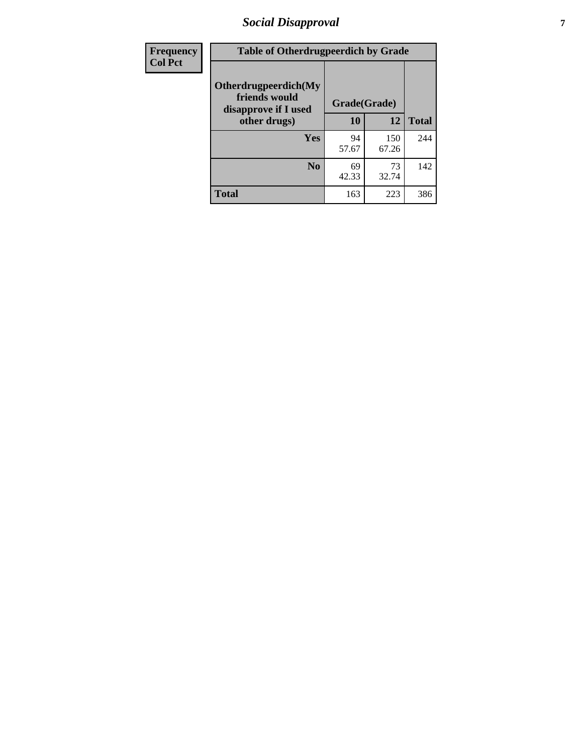| Frequency<br>Col Pct |
|---|

**Table of Otherdrugpeerdich by Grade**

| Otherdrugpeerdich(My friends would disapprove if I used other drugs) | Grade(Grade) | | Total |
|---|---|---|---|
| | 10 | 12 | |
| Yes | 94<br>57.67 | 150<br>67.26 | 244 |
| No | 69<br>42.33 | 73<br>32.74 | 142 |
| Total | 163 | 223 | 386 |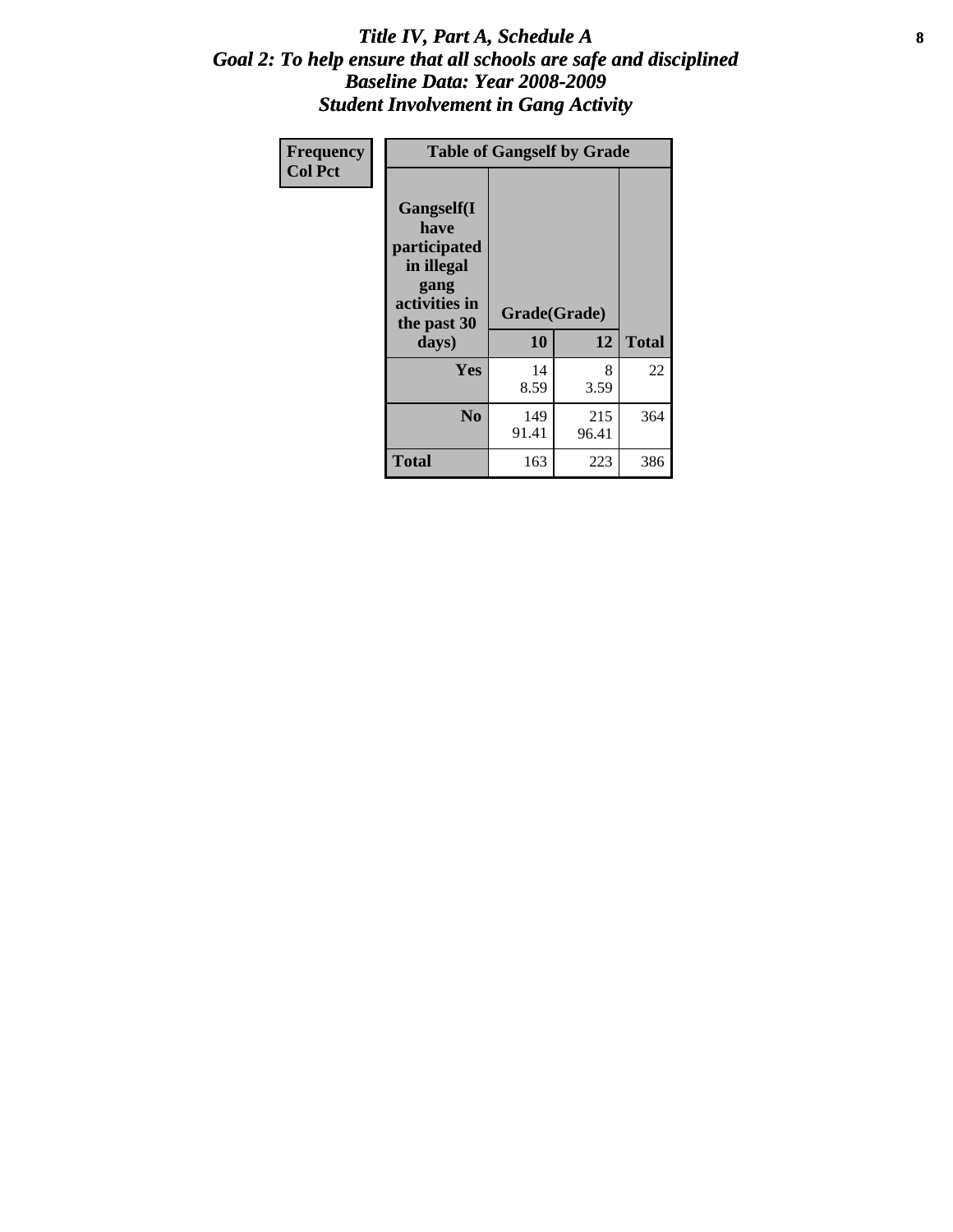# *Title IV, Part A, Schedule A*
## *Goal 2: To help ensure that all schools are safe and disciplined*
## *Baseline Data: Year 2008-2009*
## *Student Involvement in Gang Activity*

| Frequency<br>Col Pct | Table of Gangself by Grade | | |
|---|---|---|---|
| Gangself(I have participated in illegal gang activities in the past 30 days) | Grade(Grade) | | |
| | 10 | 12 | Total |
| Yes | 14<br>8.59 | 8<br>3.59 | 22 |
| No | 149<br>91.41 | 215<br>96.41 | 364 |
| Total | 163 | 223 | 386 |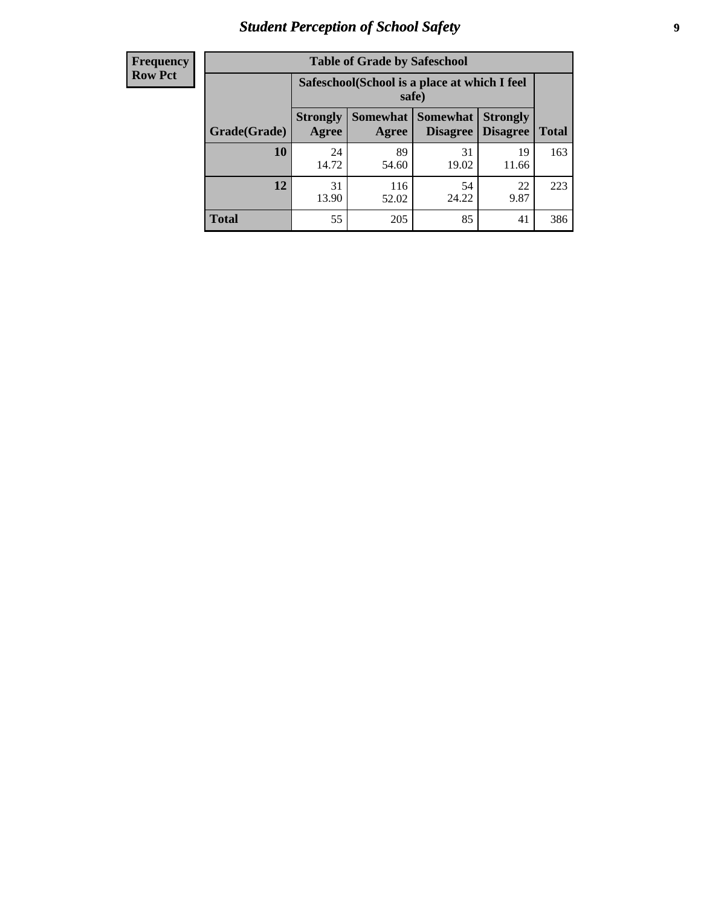# Student Perception of School Safety

| Frequency<br>Row Pct | | | | | |
|---|---|---|---|---|---|
| **Table of Grade by Safeschool** | | | | | |
| | **Safeschool(School is a place at which I feel safe)** | | | | |
| **Grade(Grade)** | **Strongly Agree** | **Somewhat Agree** | **Somewhat Disagree** | **Strongly Disagree** | **Total** |
| **10** | 24<br>14.72 | 89<br>54.60 | 31<br>19.02 | 19<br>11.66 | 163 |
| **12** | 31<br>13.90 | 116<br>52.02 | 54<br>24.22 | 22<br>9.87 | 223 |
| **Total** | 55 | 205 | 85 | 41 | 386 |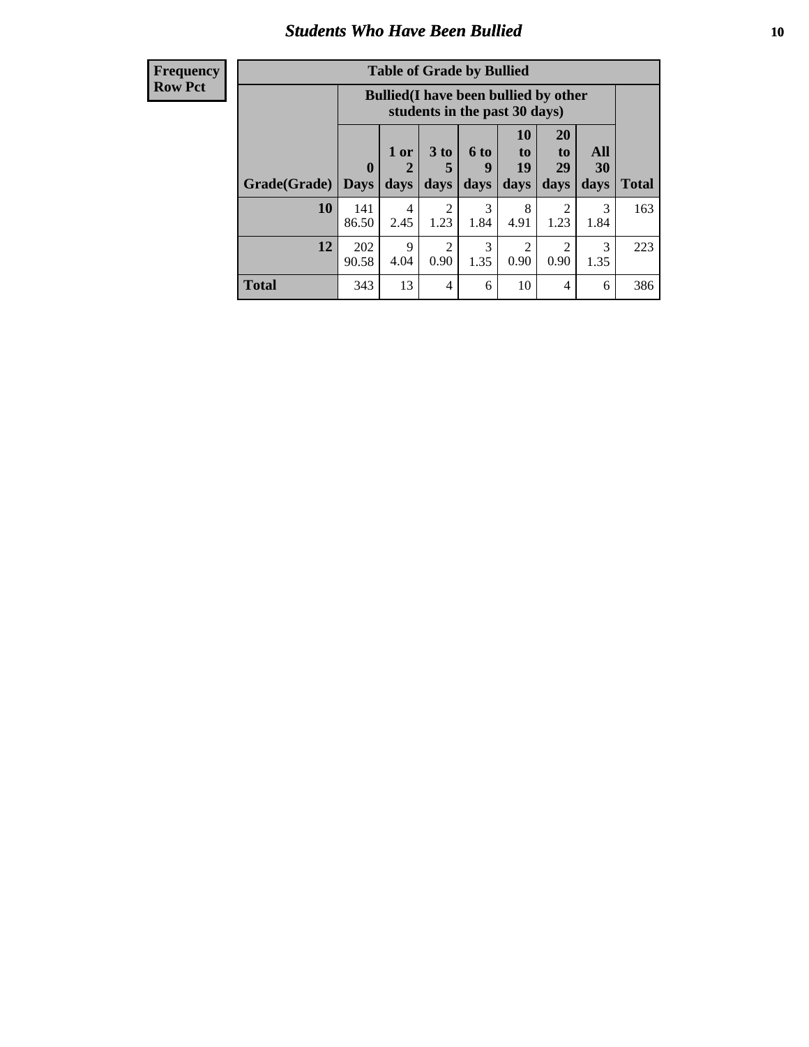## Students Who Have Been Bullied

| Frequency<br>Row Pct |
|---|

**Table of Grade by Bullied**

| | Bullied(I have been bullied by other students in the past 30 days) | | | | | | | |
|---|---|---|---|---|---|---|---|---|
| Grade(Grade) | 0 Days | 1 or 2 days | 3 to 5 days | 6 to 9 days | 10 to 19 days | 20 to 29 days | All 30 days | Total |
| **10** | 141<br>86.50 | 4<br>2.45 | 2<br>1.23 | 3<br>1.84 | 8<br>4.91 | 2<br>1.23 | 3<br>1.84 | 163 |
| **12** | 202<br>90.58 | 9<br>4.04 | 2<br>0.90 | 3<br>1.35 | 2<br>0.90 | 2<br>0.90 | 3<br>1.35 | 223 |
| **Total** | 343 | 13 | 4 | 6 | 10 | 4 | 6 | 386 |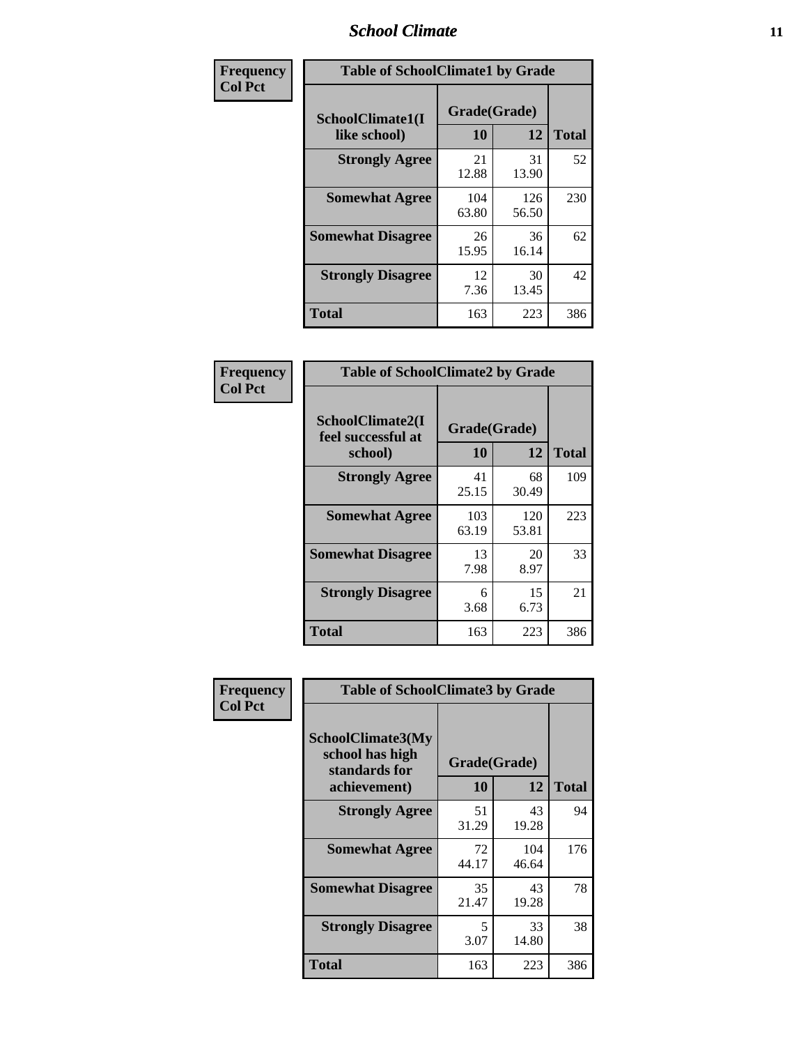| Frequency<br>Col Pct |
|---|

**Table of SchoolClimate1 by Grade**

| SchoolClimate1(I like school) | Grade(Grade) | | Total |
|---|---|---|---|
| | 10 | 12 | |
| Strongly Agree | 21<br>12.88 | 31<br>13.90 | 52 |
| Somewhat Agree | 104<br>63.80 | 126<br>56.50 | 230 |
| Somewhat Disagree | 26<br>15.95 | 36<br>16.14 | 62 |
| Strongly Disagree | 12<br>7.36 | 30<br>13.45 | 42 |
| Total | 163 | 223 | 386 |

| Frequency<br>Col Pct |
|---|

**Table of SchoolClimate2 by Grade**

| SchoolClimate2(I feel successful at school) | Grade(Grade) | | Total |
|---|---|---|---|
| | 10 | 12 | |
| Strongly Agree | 41<br>25.15 | 68<br>30.49 | 109 |
| Somewhat Agree | 103<br>63.19 | 120<br>53.81 | 223 |
| Somewhat Disagree | 13<br>7.98 | 20<br>8.97 | 33 |
| Strongly Disagree | 6<br>3.68 | 15<br>6.73 | 21 |
| Total | 163 | 223 | 386 |

| Frequency<br>Col Pct |
|---|

**Table of SchoolClimate3 by Grade**

| SchoolClimate3(My school has high standards for achievement) | Grade(Grade) | | Total |
|---|---|---|---|
| | 10 | 12 | |
| Strongly Agree | 51<br>31.29 | 43<br>19.28 | 94 |
| Somewhat Agree | 72<br>44.17 | 104<br>46.64 | 176 |
| Somewhat Disagree | 35<br>21.47 | 43<br>19.28 | 78 |
| Strongly Disagree | 5<br>3.07 | 33<br>14.80 | 38 |
| Total | 163 | 223 | 386 |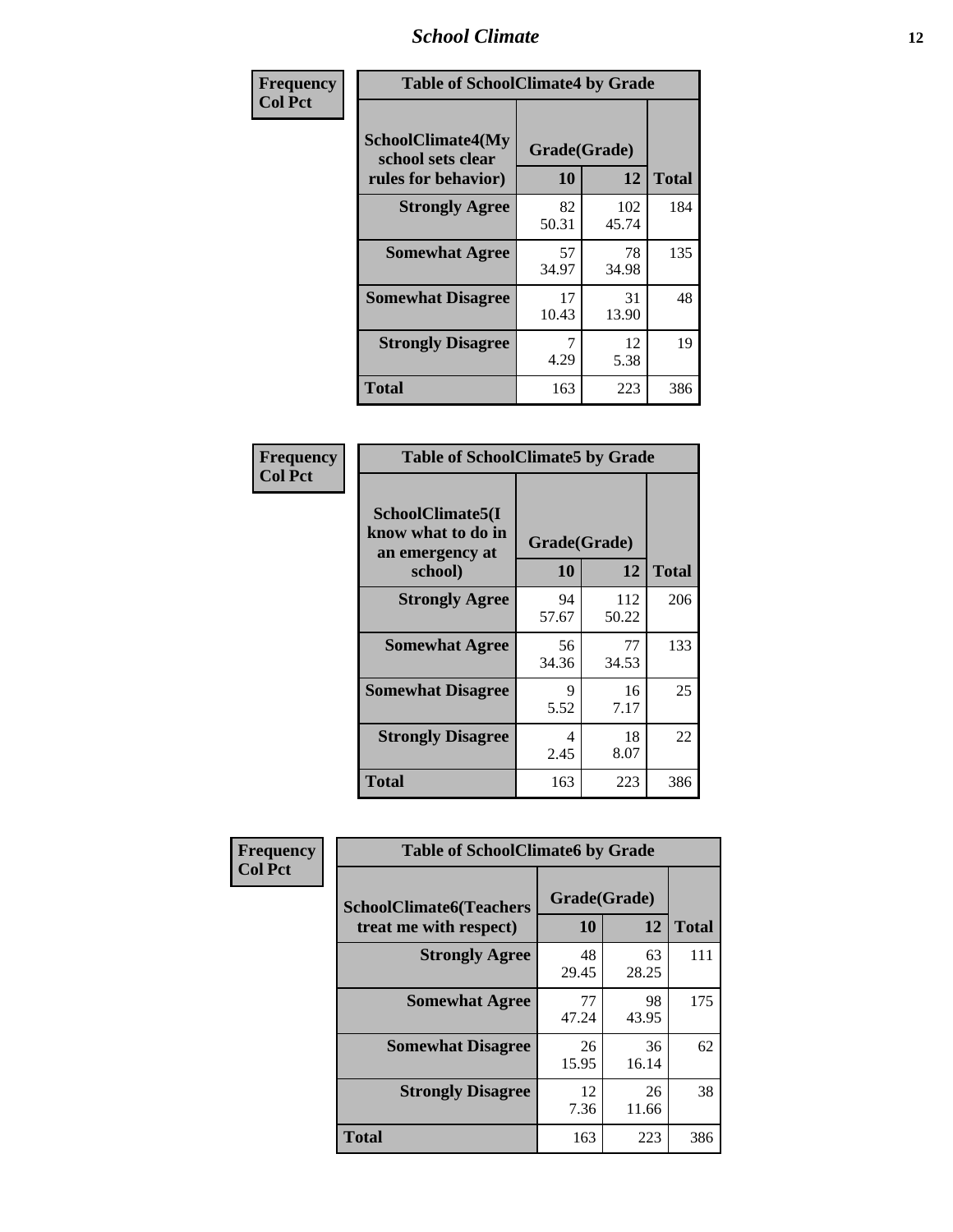**Frequency**
**Col Pct**

| **Table of SchoolClimate4 by Grade** | | | |
|---|---|---|---|
| **SchoolClimate4(My school sets clear rules for behavior)** | **Grade(Grade)** | | **Total** |
| | **10** | **12** | |
| **Strongly Agree** | 82<br>50.31 | 102<br>45.74 | 184 |
| **Somewhat Agree** | 57<br>34.97 | 78<br>34.98 | 135 |
| **Somewhat Disagree** | 17<br>10.43 | 31<br>13.90 | 48 |
| **Strongly Disagree** | 7<br>4.29 | 12<br>5.38 | 19 |
| **Total** | 163 | 223 | 386 |

**Frequency**
**Col Pct**

| **Table of SchoolClimate5 by Grade** | | | |
|---|---|---|---|
| **SchoolClimate5(I know what to do in an emergency at school)** | **Grade(Grade)** | | **Total** |
| | **10** | **12** | |
| **Strongly Agree** | 94<br>57.67 | 112<br>50.22 | 206 |
| **Somewhat Agree** | 56<br>34.36 | 77<br>34.53 | 133 |
| **Somewhat Disagree** | 9<br>5.52 | 16<br>7.17 | 25 |
| **Strongly Disagree** | 4<br>2.45 | 18<br>8.07 | 22 |
| **Total** | 163 | 223 | 386 |

**Frequency**
**Col Pct**

| **Table of SchoolClimate6 by Grade** | | | |
|---|---|---|---|
| **SchoolClimate6(Teachers treat me with respect)** | **Grade(Grade)** | | **Total** |
| | **10** | **12** | |
| **Strongly Agree** | 48<br>29.45 | 63<br>28.25 | 111 |
| **Somewhat Agree** | 77<br>47.24 | 98<br>43.95 | 175 |
| **Somewhat Disagree** | 26<br>15.95 | 36<br>16.14 | 62 |
| **Strongly Disagree** | 12<br>7.36 | 26<br>11.66 | 38 |
| **Total** | 163 | 223 | 386 |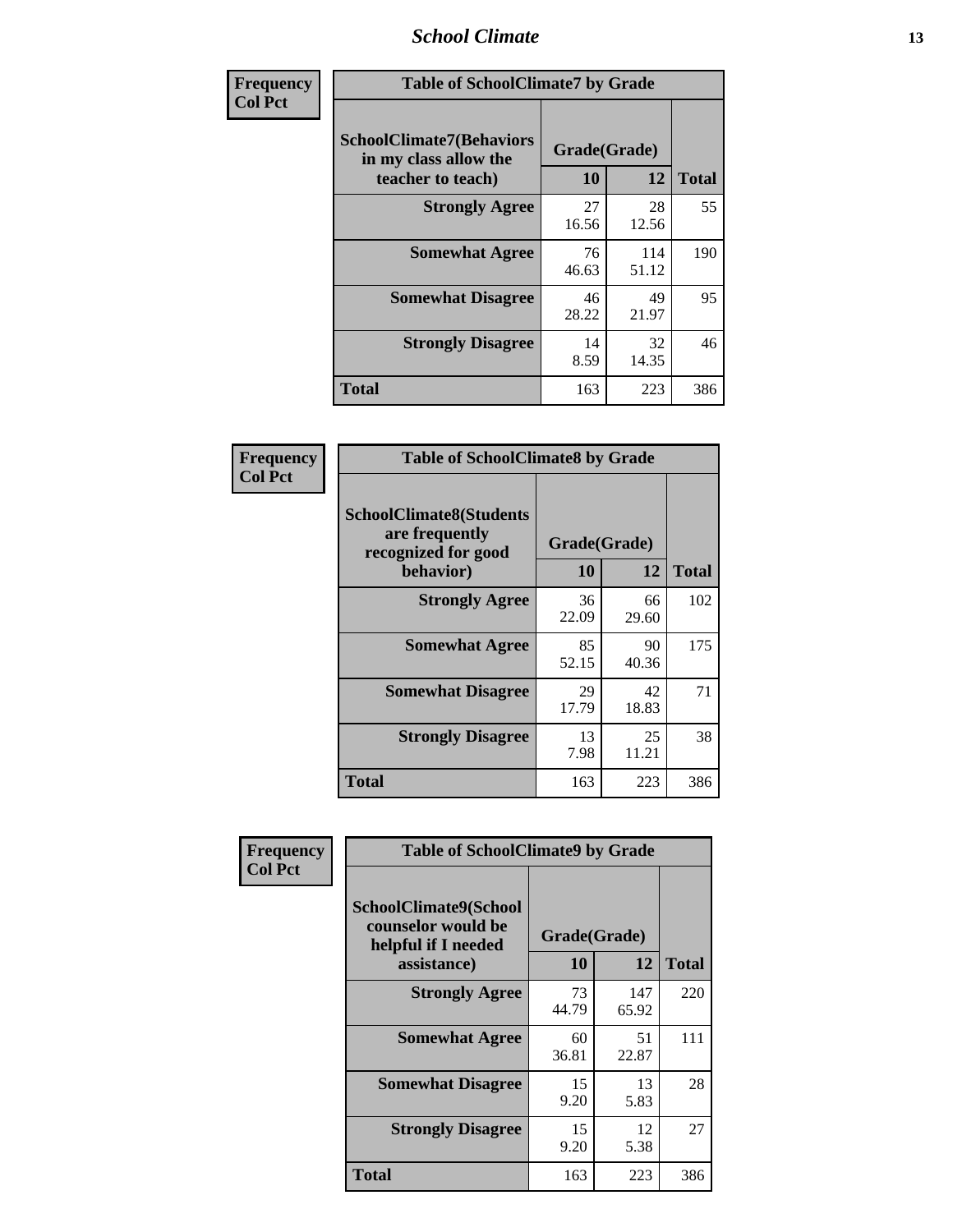| Frequency<br>Col Pct | Table of SchoolClimate7 by Grade | | |
|---|---|---|---|
| SchoolClimate7(Behaviors in my class allow the teacher to teach) | Grade(Grade) | | |
| | 10 | 12 | Total |
| Strongly Agree | 27<br>16.56 | 28<br>12.56 | 55 |
| Somewhat Agree | 76<br>46.63 | 114<br>51.12 | 190 |
| Somewhat Disagree | 46<br>28.22 | 49<br>21.97 | 95 |
| Strongly Disagree | 14<br>8.59 | 32<br>14.35 | 46 |
| Total | 163 | 223 | 386 |

| Frequency<br>Col Pct | Table of SchoolClimate8 by Grade | | |
|---|---|---|---|
| SchoolClimate8(Students are frequently recognized for good behavior) | Grade(Grade) | | |
| | 10 | 12 | Total |
| Strongly Agree | 36<br>22.09 | 66<br>29.60 | 102 |
| Somewhat Agree | 85<br>52.15 | 90<br>40.36 | 175 |
| Somewhat Disagree | 29<br>17.79 | 42<br>18.83 | 71 |
| Strongly Disagree | 13<br>7.98 | 25<br>11.21 | 38 |
| Total | 163 | 223 | 386 |

| Frequency<br>Col Pct | Table of SchoolClimate9 by Grade | | |
|---|---|---|---|
| SchoolClimate9(School counselor would be helpful if I needed assistance) | Grade(Grade) | | |
| | 10 | 12 | Total |
| Strongly Agree | 73<br>44.79 | 147<br>65.92 | 220 |
| Somewhat Agree | 60<br>36.81 | 51<br>22.87 | 111 |
| Somewhat Disagree | 15<br>9.20 | 13<br>5.83 | 28 |
| Strongly Disagree | 15<br>9.20 | 12<br>5.38 | 27 |
| Total | 163 | 223 | 386 |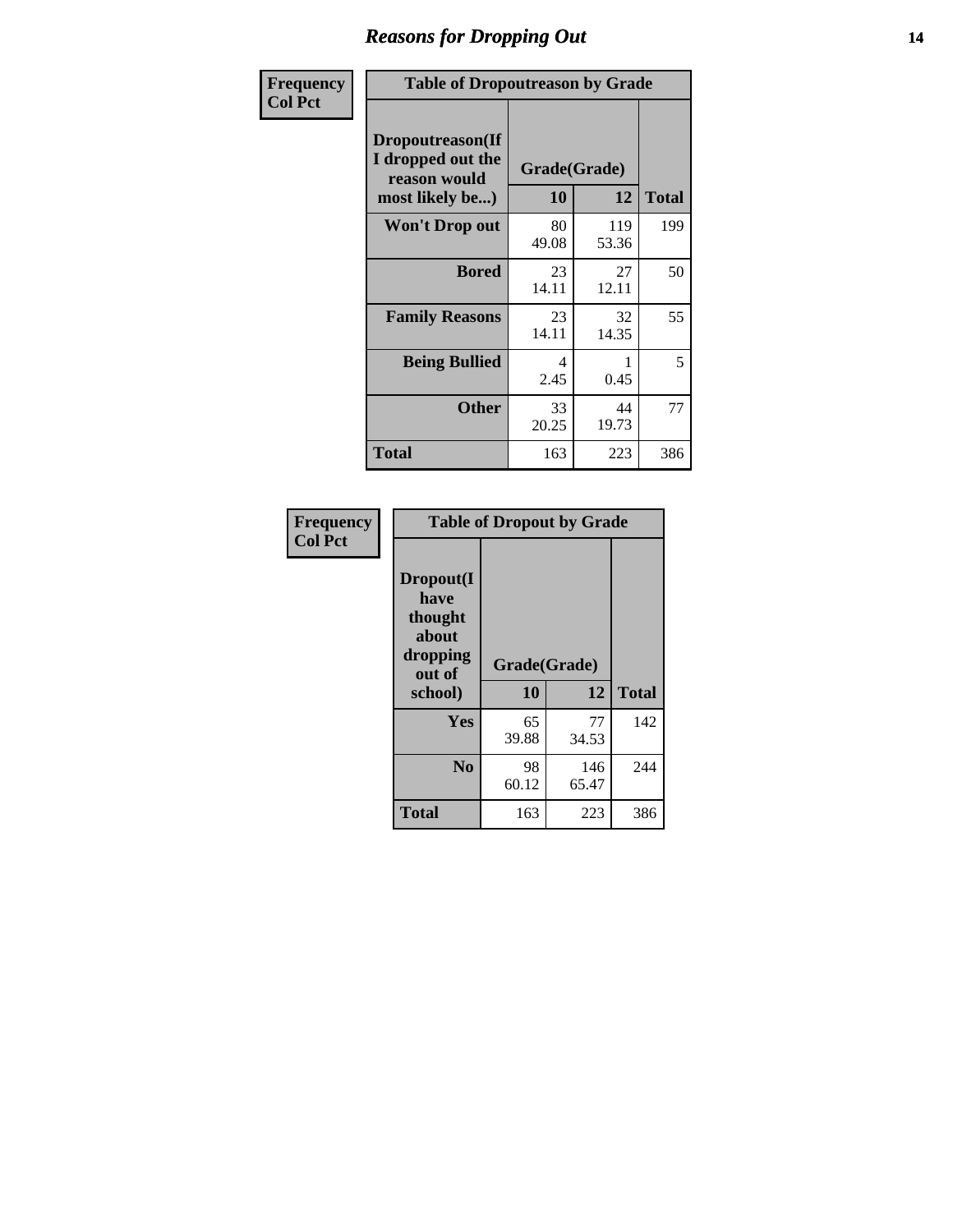# Reasons for Dropping Out

| Frequency<br>Col Pct | Table of Dropoutreason by Grade | | |
|---|---|---|---|
| **Dropoutreason(If I dropped out the reason would most likely be...)** | **Grade(Grade)** | | |
| | **10** | **12** | **Total** |
| **Won't Drop out** | 80<br>49.08 | 119<br>53.36 | 199 |
| **Bored** | 23<br>14.11 | 27<br>12.11 | 50 |
| **Family Reasons** | 23<br>14.11 | 32<br>14.35 | 55 |
| **Being Bullied** | 4<br>2.45 | 1<br>0.45 | 5 |
| **Other** | 33<br>20.25 | 44<br>19.73 | 77 |
| **Total** | 163 | 223 | 386 |

| Frequency<br>Col Pct | Table of Dropout by Grade | | |
|---|---|---|---|
| **Dropout(I have thought about dropping out of school)** | **Grade(Grade)** | | |
| | **10** | **12** | **Total** |
| **Yes** | 65<br>39.88 | 77<br>34.53 | 142 |
| **No** | 98<br>60.12 | 146<br>65.47 | 244 |
| **Total** | 163 | 223 | 386 |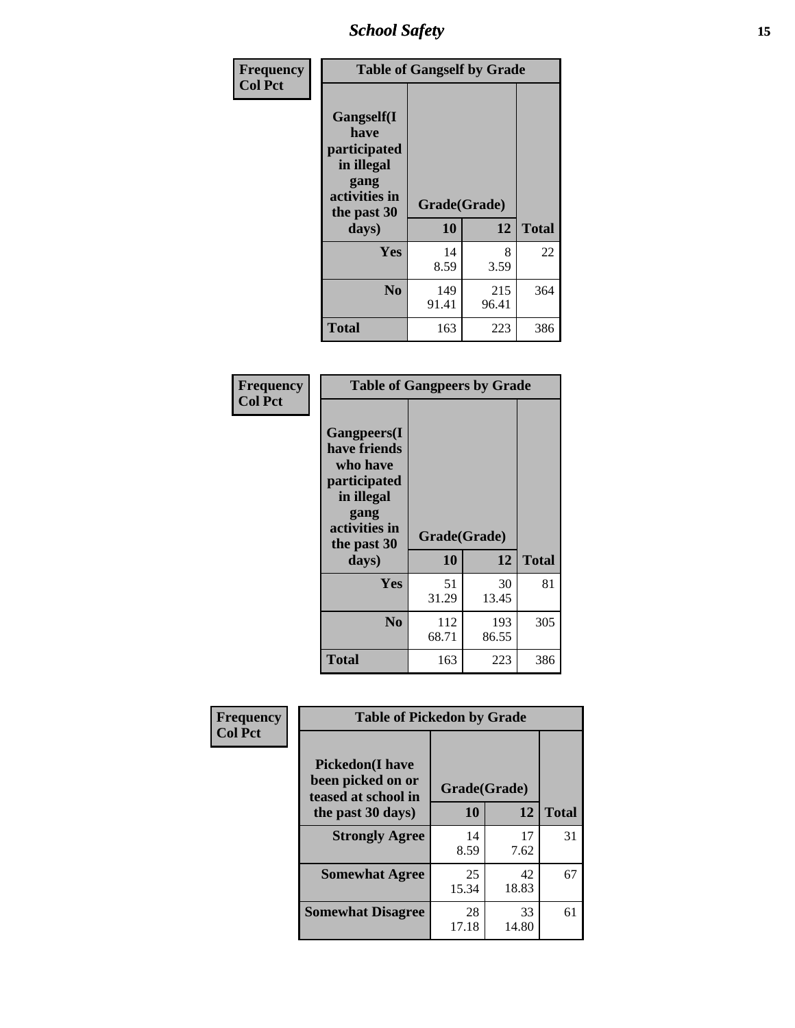| Frequency<br>Col Pct | Table of Gangself by Grade | | |
|---|---|---|---|
| Gangself(I have participated in illegal gang activities in the past 30 days) | Grade(Grade) | | |
| | 10 | 12 | Total |
| Yes | 14<br>8.59 | 8<br>3.59 | 22 |
| No | 149<br>91.41 | 215<br>96.41 | 364 |
| Total | 163 | 223 | 386 |

| Frequency<br>Col Pct | Table of Gangpeers by Grade | | |
|---|---|---|---|
| Gangpeers(I have friends who have participated in illegal gang activities in the past 30 days) | Grade(Grade) | | |
| | 10 | 12 | Total |
| Yes | 51<br>31.29 | 30<br>13.45 | 81 |
| No | 112<br>68.71 | 193<br>86.55 | 305 |
| Total | 163 | 223 | 386 |

| Frequency<br>Col Pct | Table of Pickedon by Grade | | |
|---|---|---|---|
| Pickedon(I have been picked on or teased at school in the past 30 days) | Grade(Grade) | | |
| | 10 | 12 | Total |
| Strongly Agree | 14<br>8.59 | 17<br>7.62 | 31 |
| Somewhat Agree | 25<br>15.34 | 42<br>18.83 | 67 |
| Somewhat Disagree | 28<br>17.18 | 33<br>14.80 | 61 |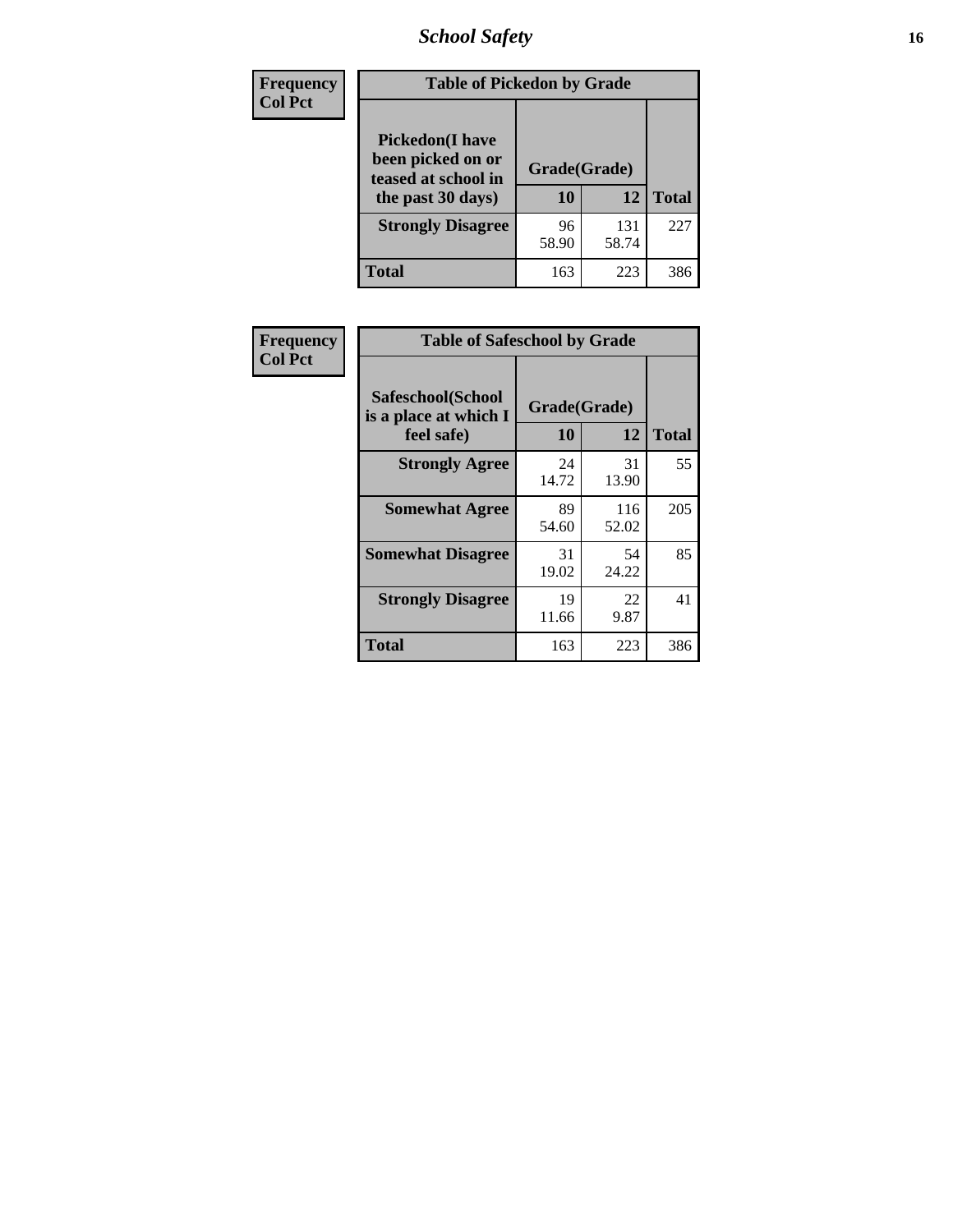| Frequency<br>Col Pct | | | |
|---|---|---|---|

**Table of Pickedon by Grade**

| Pickedon(I have been picked on or teased at school in the past 30 days) | Grade(Grade) | | Total |
|---|---|---|---|
| | 10 | 12 | |
| Strongly Disagree | 96<br>58.90 | 131<br>58.74 | 227 |
| Total | 163 | 223 | 386 |

| Frequency<br>Col Pct | | | |
|---|---|---|---|

**Table of Safeschool by Grade**

| Safeschool(School is a place at which I feel safe) | Grade(Grade) | | Total |
|---|---|---|---|
| | 10 | 12 | |
| Strongly Agree | 24<br>14.72 | 31<br>13.90 | 55 |
| Somewhat Agree | 89<br>54.60 | 116<br>52.02 | 205 |
| Somewhat Disagree | 31<br>19.02 | 54<br>24.22 | 85 |
| Strongly Disagree | 19<br>11.66 | 22<br>9.87 | 41 |
| Total | 163 | 223 | 386 |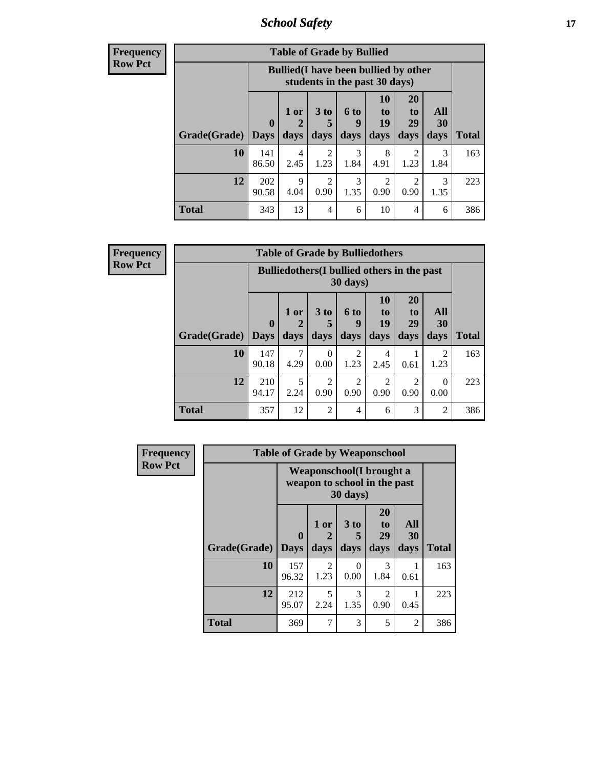**Frequency**
**Row Pct**

| Table of Grade by Bullied | | | | | | | | |
|---|---|---|---|---|---|---|---|---|
| | Bullied(I have been bullied by other students in the past 30 days) | | | | | | | |
| Grade(Grade) | 0 Days | 1 or 2 days | 3 to 5 days | 6 to 9 days | 10 to 19 days | 20 to 29 days | All 30 days | Total |
| 10 | 141<br>86.50 | 4<br>2.45 | 2<br>1.23 | 3<br>1.84 | 8<br>4.91 | 2<br>1.23 | 3<br>1.84 | 163 |
| 12 | 202<br>90.58 | 9<br>4.04 | 2<br>0.90 | 3<br>1.35 | 2<br>0.90 | 2<br>0.90 | 3<br>1.35 | 223 |
| Total | 343 | 13 | 4 | 6 | 10 | 4 | 6 | 386 |

**Frequency**
**Row Pct**

| Table of Grade by Bulliedothers | | | | | | | | |
|---|---|---|---|---|---|---|---|---|
| | Bulliedothers(I bullied others in the past 30 days) | | | | | | | |
| Grade(Grade) | 0 Days | 1 or 2 days | 3 to 5 days | 6 to 9 days | 10 to 19 days | 20 to 29 days | All 30 days | Total |
| 10 | 147<br>90.18 | 7<br>4.29 | 0<br>0.00 | 2<br>1.23 | 4<br>2.45 | 1<br>0.61 | 2<br>1.23 | 163 |
| 12 | 210<br>94.17 | 5<br>2.24 | 2<br>0.90 | 2<br>0.90 | 2<br>0.90 | 2<br>0.90 | 0<br>0.00 | 223 |
| Total | 357 | 12 | 2 | 4 | 6 | 3 | 2 | 386 |

**Frequency**
**Row Pct**

| Table of Grade by Weaponschool | | | | | | |
|---|---|---|---|---|---|---|
| | Weaponschool(I brought a weapon to school in the past 30 days) | | | | | |
| Grade(Grade) | 0 Days | 1 or 2 days | 3 to 5 days | 20 to 29 days | All 30 days | Total |
| 10 | 157<br>96.32 | 2<br>1.23 | 0<br>0.00 | 3<br>1.84 | 1<br>0.61 | 163 |
| 12 | 212<br>95.07 | 5<br>2.24 | 3<br>1.35 | 2<br>0.90 | 1<br>0.45 | 223 |
| Total | 369 | 7 | 3 | 5 | 2 | 386 |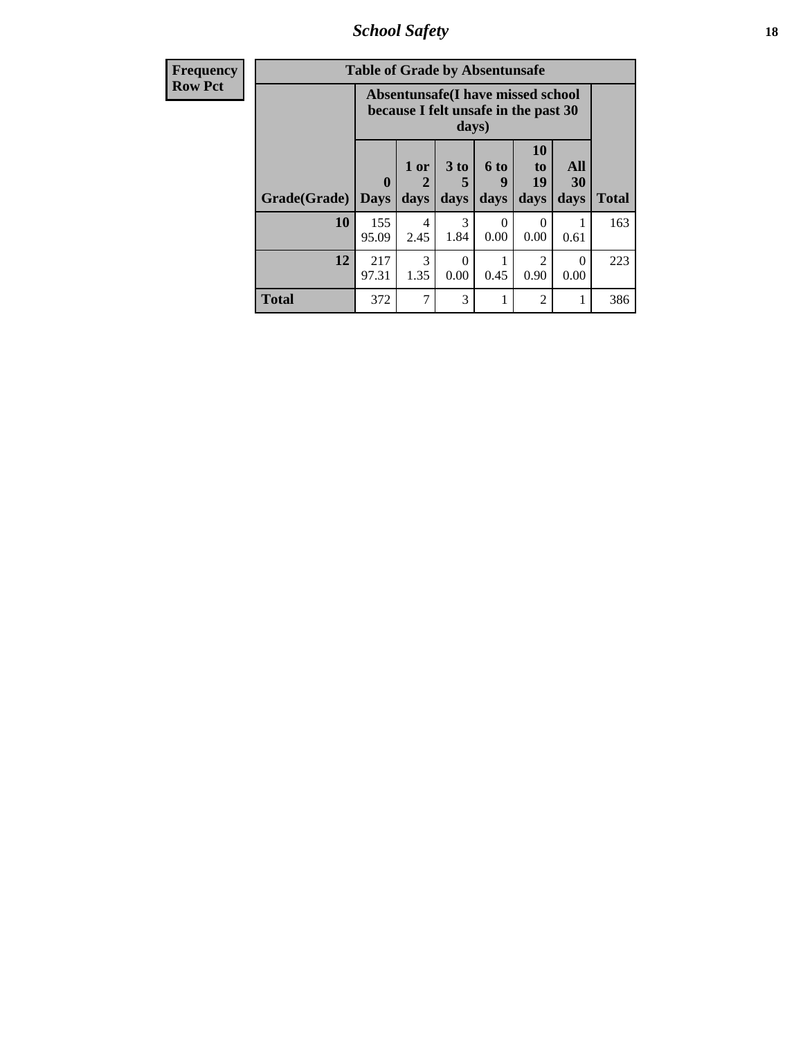| Frequency Row Pct | Table of Grade by Absentunsafe | | | | | | |
|---|---|---|---|---|---|---|---|
| | Absentunsafe(I have missed school because I felt unsafe in the past 30 days) | | | | | | |
| Grade(Grade) | 0 Days | 1 or 2 days | 3 to 5 days | 6 to 9 days | 10 to 19 days | All 30 days | Total |
| 10 | 155<br>95.09 | 4<br>2.45 | 3<br>1.84 | 0<br>0.00 | 0<br>0.00 | 1<br>0.61 | 163 |
| 12 | 217<br>97.31 | 3<br>1.35 | 0<br>0.00 | 1<br>0.45 | 2<br>0.90 | 0<br>0.00 | 223 |
| Total | 372 | 7 | 3 | 1 | 2 | 1 | 386 |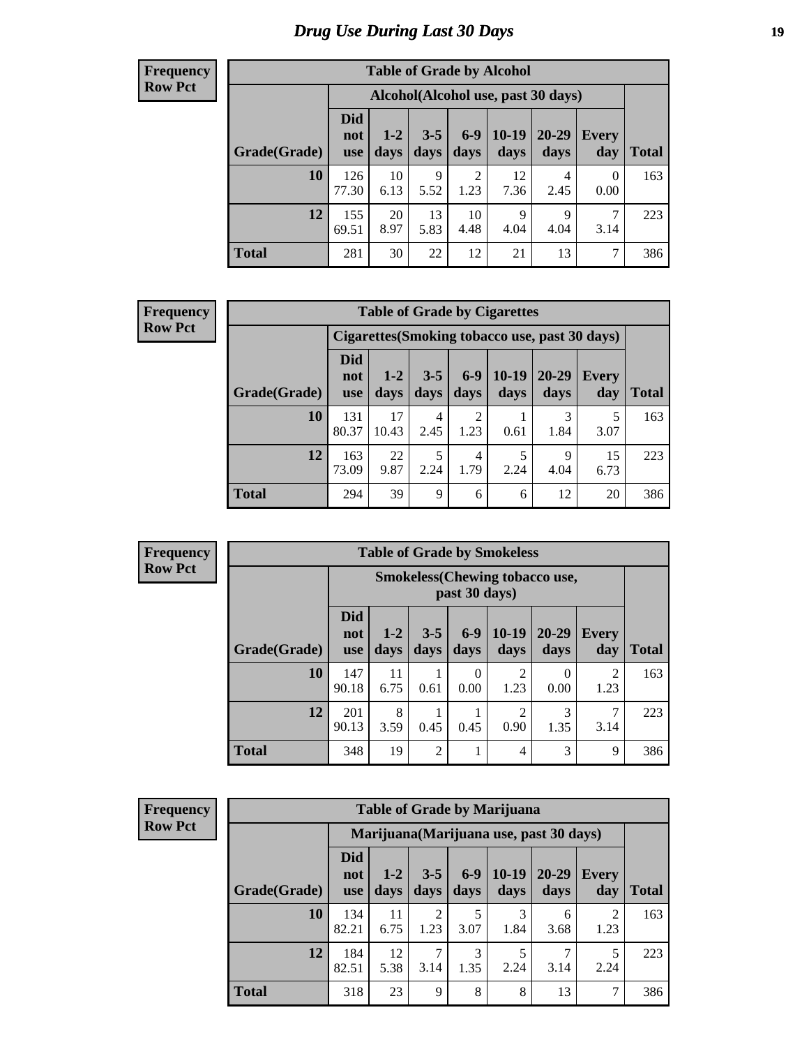# Drug Use During Last 30 Days

**Frequency**
**Row Pct**

| Table of Grade by Alcohol | | | | | | | | |
|---|---|---|---|---|---|---|---|---|
| | Alcohol(Alcohol use, past 30 days) | | | | | | | |
| Grade(Grade) | Did not use | 1-2 days | 3-5 days | 6-9 days | 10-19 days | 20-29 days | Every day | Total |
| 10 | 126<br>77.30 | 10<br>6.13 | 9<br>5.52 | 2<br>1.23 | 12<br>7.36 | 4<br>2.45 | 0<br>0.00 | 163 |
| 12 | 155<br>69.51 | 20<br>8.97 | 13<br>5.83 | 10<br>4.48 | 9<br>4.04 | 9<br>4.04 | 7<br>3.14 | 223 |
| Total | 281 | 30 | 22 | 12 | 21 | 13 | 7 | 386 |

**Frequency**
**Row Pct**

| Table of Grade by Cigarettes | | | | | | | | |
|---|---|---|---|---|---|---|---|---|
| | Cigarettes(Smoking tobacco use, past 30 days) | | | | | | | |
| Grade(Grade) | Did not use | 1-2 days | 3-5 days | 6-9 days | 10-19 days | 20-29 days | Every day | Total |
| 10 | 131<br>80.37 | 17<br>10.43 | 4<br>2.45 | 2<br>1.23 | 1<br>0.61 | 3<br>1.84 | 5<br>3.07 | 163 |
| 12 | 163<br>73.09 | 22<br>9.87 | 5<br>2.24 | 4<br>1.79 | 5<br>2.24 | 9<br>4.04 | 15<br>6.73 | 223 |
| Total | 294 | 39 | 9 | 6 | 6 | 12 | 20 | 386 |

**Frequency**
**Row Pct**

| Table of Grade by Smokeless | | | | | | | | |
|---|---|---|---|---|---|---|---|---|
| | Smokeless(Chewing tobacco use, past 30 days) | | | | | | | |
| Grade(Grade) | Did not use | 1-2 days | 3-5 days | 6-9 days | 10-19 days | 20-29 days | Every day | Total |
| 10 | 147<br>90.18 | 11<br>6.75 | 1<br>0.61 | 0<br>0.00 | 2<br>1.23 | 0<br>0.00 | 2<br>1.23 | 163 |
| 12 | 201<br>90.13 | 8<br>3.59 | 1<br>0.45 | 1<br>0.45 | 2<br>0.90 | 3<br>1.35 | 7<br>3.14 | 223 |
| Total | 348 | 19 | 2 | 1 | 4 | 3 | 9 | 386 |

**Frequency**
**Row Pct**

| Table of Grade by Marijuana | | | | | | | | |
|---|---|---|---|---|---|---|---|---|
| | Marijuana(Marijuana use, past 30 days) | | | | | | | |
| Grade(Grade) | Did not use | 1-2 days | 3-5 days | 6-9 days | 10-19 days | 20-29 days | Every day | Total |
| 10 | 134<br>82.21 | 11<br>6.75 | 2<br>1.23 | 5<br>3.07 | 3<br>1.84 | 6<br>3.68 | 2<br>1.23 | 163 |
| 12 | 184<br>82.51 | 12<br>5.38 | 7<br>3.14 | 3<br>1.35 | 5<br>2.24 | 7<br>3.14 | 5<br>2.24 | 223 |
| Total | 318 | 23 | 9 | 8 | 8 | 13 | 7 | 386 |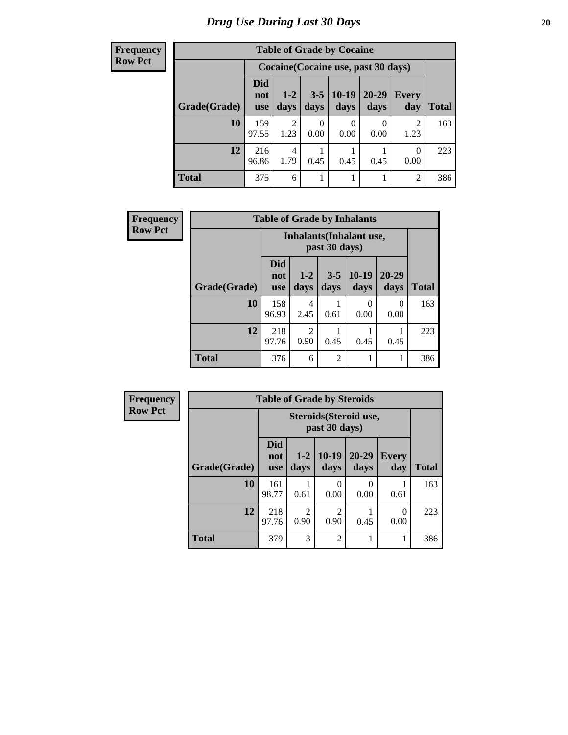# Drug Use During Last 30 Days

**Frequency**
**Row Pct**

| Table of Grade by Cocaine | | | | | | | |
|---|---|---|---|---|---|---|---|
| | Cocaine(Cocaine use, past 30 days) | | | | | | |
| Grade(Grade) | Did not use | 1-2 days | 3-5 days | 10-19 days | 20-29 days | Every day | Total |
| 10 | 159<br>97.55 | 2<br>1.23 | 0<br>0.00 | 0<br>0.00 | 0<br>0.00 | 2<br>1.23 | 163 |
| 12 | 216<br>96.86 | 4<br>1.79 | 1<br>0.45 | 1<br>0.45 | 1<br>0.45 | 0<br>0.00 | 223 |
| Total | 375 | 6 | 1 | 1 | 1 | 2 | 386 |

**Frequency**
**Row Pct**

| Table of Grade by Inhalants | | | | | | |
|---|---|---|---|---|---|---|
| | Inhalants(Inhalant use, past 30 days) | | | | | |
| Grade(Grade) | Did not use | 1-2 days | 3-5 days | 10-19 days | 20-29 days | Total |
| 10 | 158<br>96.93 | 4<br>2.45 | 1<br>0.61 | 0<br>0.00 | 0<br>0.00 | 163 |
| 12 | 218<br>97.76 | 2<br>0.90 | 1<br>0.45 | 1<br>0.45 | 1<br>0.45 | 223 |
| Total | 376 | 6 | 2 | 1 | 1 | 386 |

**Frequency**
**Row Pct**

| Table of Grade by Steroids | | | | | | |
|---|---|---|---|---|---|---|
| | Steroids(Steroid use, past 30 days) | | | | | |
| Grade(Grade) | Did not use | 1-2 days | 10-19 days | 20-29 days | Every day | Total |
| 10 | 161<br>98.77 | 1<br>0.61 | 0<br>0.00 | 0<br>0.00 | 1<br>0.61 | 163 |
| 12 | 218<br>97.76 | 2<br>0.90 | 2<br>0.90 | 1<br>0.45 | 0<br>0.00 | 223 |
| Total | 379 | 3 | 2 | 1 | 1 | 386 |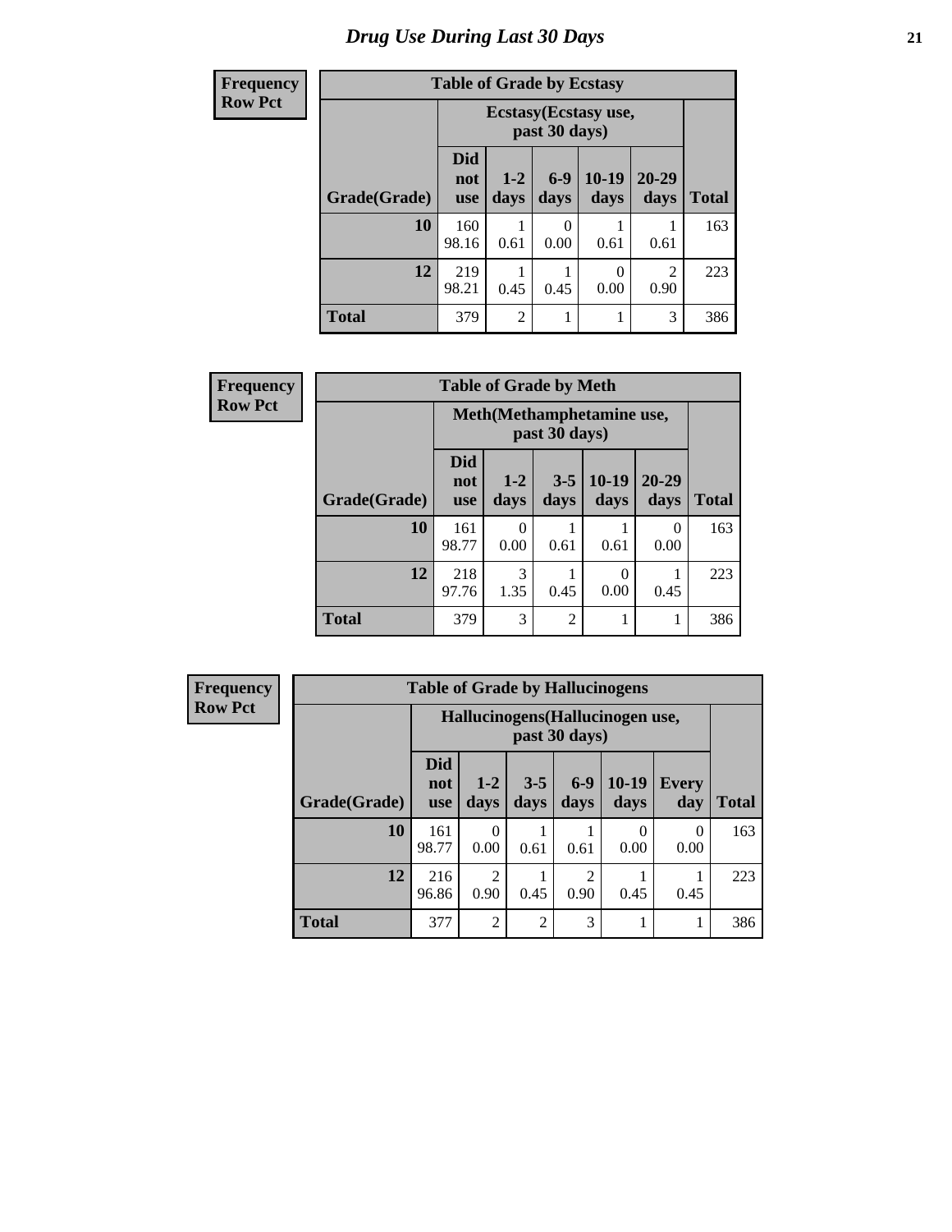# Drug Use During Last 30 Days

**Frequency**
**Row Pct**

| Table of Grade by Ecstasy | | | | | | |
|---|---|---|---|---|---|---|
| | Ecstasy(Ecstasy use, past 30 days) | | | | | |
| Grade(Grade) | Did not use | 1-2 days | 6-9 days | 10-19 days | 20-29 days | Total |
| **10** | 160<br>98.16 | 1<br>0.61 | 0<br>0.00 | 1<br>0.61 | 1<br>0.61 | 163 |
| **12** | 219<br>98.21 | 1<br>0.45 | 1<br>0.45 | 0<br>0.00 | 2<br>0.90 | 223 |
| **Total** | 379 | 2 | 1 | 1 | 3 | 386 |

**Frequency**
**Row Pct**

| Table of Grade by Meth | | | | | | |
|---|---|---|---|---|---|---|
| | Meth(Methamphetamine use, past 30 days) | | | | | |
| Grade(Grade) | Did not use | 1-2 days | 3-5 days | 10-19 days | 20-29 days | Total |
| **10** | 161<br>98.77 | 0<br>0.00 | 1<br>0.61 | 1<br>0.61 | 0<br>0.00 | 163 |
| **12** | 218<br>97.76 | 3<br>1.35 | 1<br>0.45 | 0<br>0.00 | 1<br>0.45 | 223 |
| **Total** | 379 | 3 | 2 | 1 | 1 | 386 |

**Frequency**
**Row Pct**

| Table of Grade by Hallucinogens | | | | | | | |
|---|---|---|---|---|---|---|---|
| | Hallucinogens(Hallucinogen use, past 30 days) | | | | | | |
| Grade(Grade) | Did not use | 1-2 days | 3-5 days | 6-9 days | 10-19 days | Every day | Total |
| **10** | 161<br>98.77 | 0<br>0.00 | 1<br>0.61 | 1<br>0.61 | 0<br>0.00 | 0<br>0.00 | 163 |
| **12** | 216<br>96.86 | 2<br>0.90 | 1<br>0.45 | 2<br>0.90 | 1<br>0.45 | 1<br>0.45 | 223 |
| **Total** | 377 | 2 | 2 | 3 | 1 | 1 | 386 |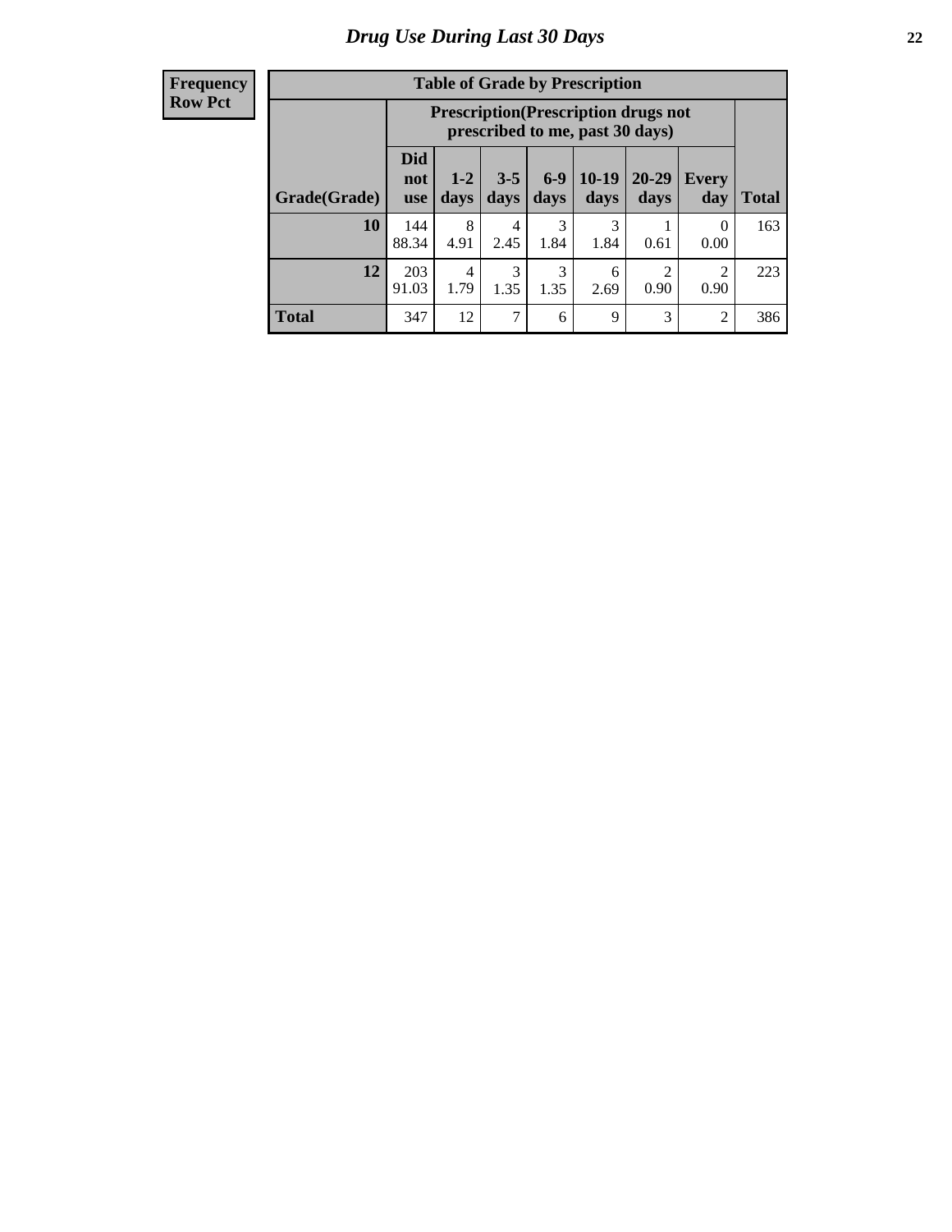# Drug Use During Last 30 Days

| Frequency Row Pct |
|---|

**Table of Grade by Prescription**

| Grade(Grade) | Prescription(Prescription drugs not prescribed to me, past 30 days) | | | | | | | Total |
|---|---|---|---|---|---|---|---|---|
| | Did not use | 1-2 days | 3-5 days | 6-9 days | 10-19 days | 20-29 days | Every day | |
| **10** | 144<br>88.34 | 8<br>4.91 | 4<br>2.45 | 3<br>1.84 | 3<br>1.84 | 1<br>0.61 | 0<br>0.00 | 163 |
| **12** | 203<br>91.03 | 4<br>1.79 | 3<br>1.35 | 3<br>1.35 | 6<br>2.69 | 2<br>0.90 | 2<br>0.90 | 223 |
| **Total** | 347 | 12 | 7 | 6 | 9 | 3 | 2 | 386 |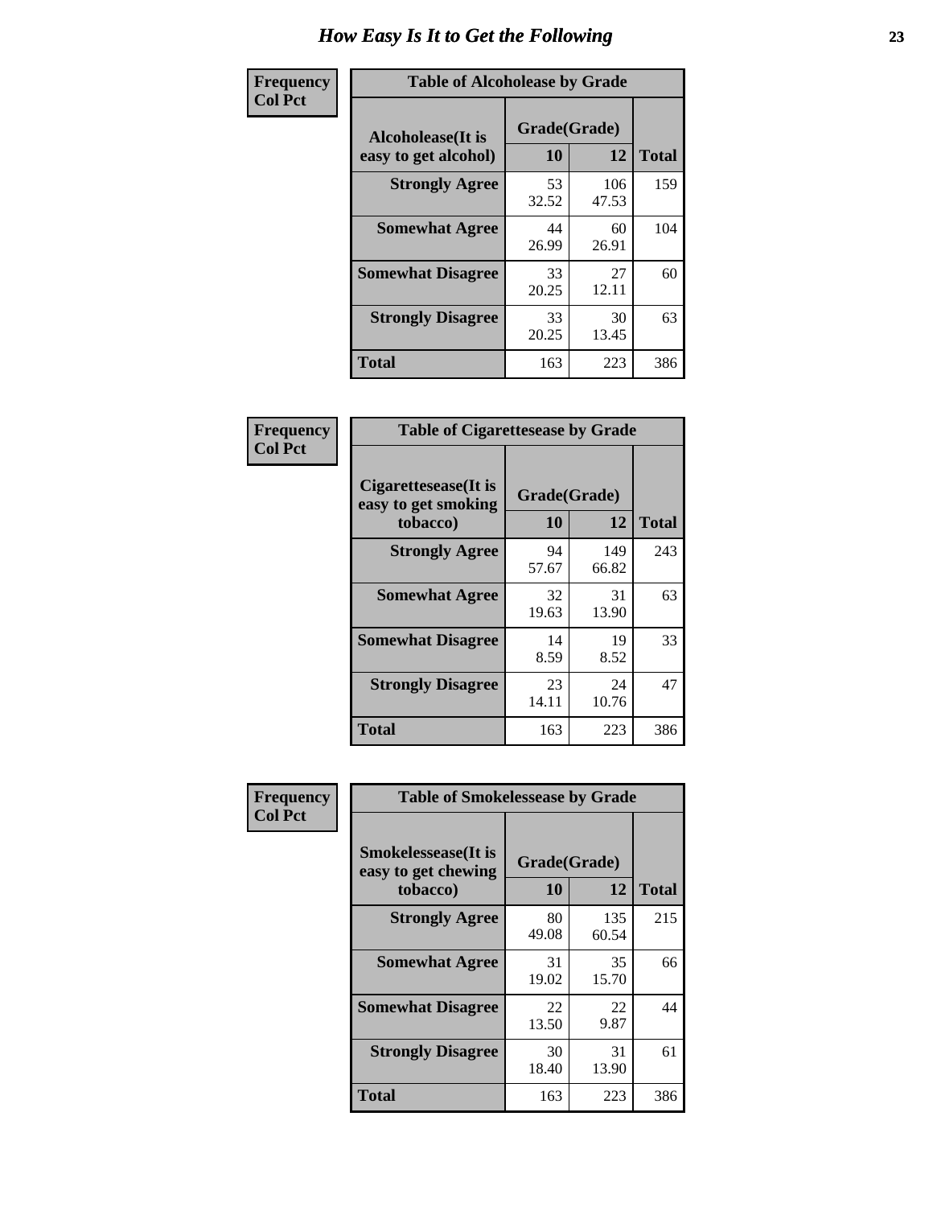# How Easy Is It to Get the Following

**Frequency**
**Col Pct**

**Table of Alcoholease by Grade**

| Alcoholease(It is easy to get alcohol) | Grade(Grade) | | Total |
|---|---|---|---|
| | 10 | 12 | |
| **Strongly Agree** | 53<br>32.52 | 106<br>47.53 | 159 |
| **Somewhat Agree** | 44<br>26.99 | 60<br>26.91 | 104 |
| **Somewhat Disagree** | 33<br>20.25 | 27<br>12.11 | 60 |
| **Strongly Disagree** | 33<br>20.25 | 30<br>13.45 | 63 |
| **Total** | 163 | 223 | 386 |

**Frequency**
**Col Pct**

**Table of Cigarettesease by Grade**

| Cigarettesease(It is easy to get smoking tobacco) | Grade(Grade) | | Total |
|---|---|---|---|
| | 10 | 12 | |
| **Strongly Agree** | 94<br>57.67 | 149<br>66.82 | 243 |
| **Somewhat Agree** | 32<br>19.63 | 31<br>13.90 | 63 |
| **Somewhat Disagree** | 14<br>8.59 | 19<br>8.52 | 33 |
| **Strongly Disagree** | 23<br>14.11 | 24<br>10.76 | 47 |
| **Total** | 163 | 223 | 386 |

**Frequency**
**Col Pct**

**Table of Smokelessease by Grade**

| Smokelessease(It is easy to get chewing tobacco) | Grade(Grade) | | Total |
|---|---|---|---|
| | 10 | 12 | |
| **Strongly Agree** | 80<br>49.08 | 135<br>60.54 | 215 |
| **Somewhat Agree** | 31<br>19.02 | 35<br>15.70 | 66 |
| **Somewhat Disagree** | 22<br>13.50 | 22<br>9.87 | 44 |
| **Strongly Disagree** | 30<br>18.40 | 31<br>13.90 | 61 |
| **Total** | 163 | 223 | 386 |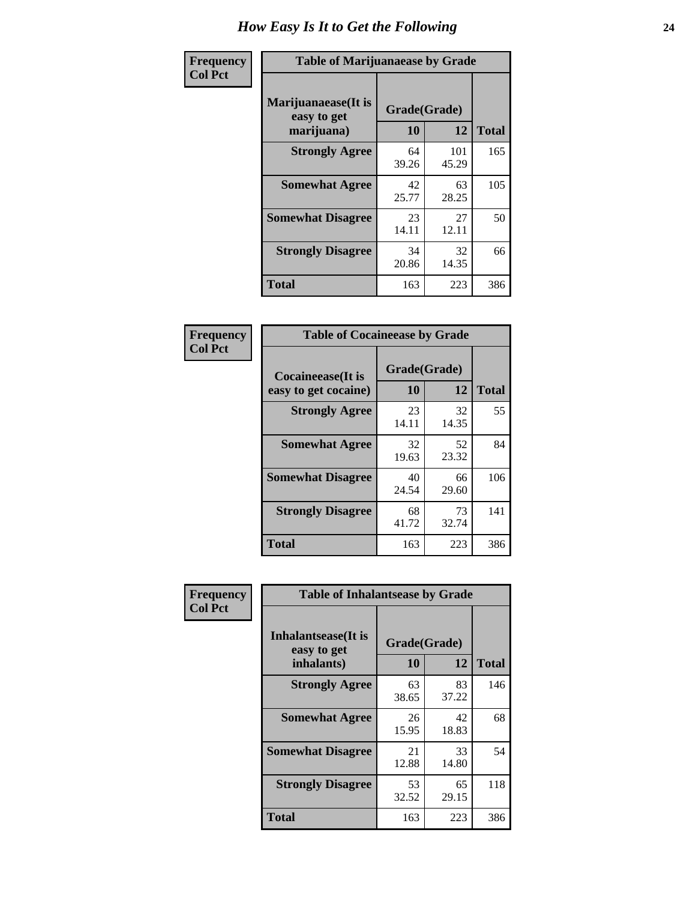# How Easy Is It to Get the Following

**Frequency**
**Col Pct**

**Table of Marijuanaease by Grade**

| Marijuanaease(It is easy to get marijuana) | Grade(Grade) | | Total |
|---|---|---|---|
| | 10 | 12 | |
| **Strongly Agree** | 64<br>39.26 | 101<br>45.29 | 165 |
| **Somewhat Agree** | 42<br>25.77 | 63<br>28.25 | 105 |
| **Somewhat Disagree** | 23<br>14.11 | 27<br>12.11 | 50 |
| **Strongly Disagree** | 34<br>20.86 | 32<br>14.35 | 66 |
| **Total** | 163 | 223 | 386 |

**Frequency**
**Col Pct**

**Table of Cocaineease by Grade**

| Cocaineease(It is easy to get cocaine) | Grade(Grade) | | Total |
|---|---|---|---|
| | 10 | 12 | |
| **Strongly Agree** | 23<br>14.11 | 32<br>14.35 | 55 |
| **Somewhat Agree** | 32<br>19.63 | 52<br>23.32 | 84 |
| **Somewhat Disagree** | 40<br>24.54 | 66<br>29.60 | 106 |
| **Strongly Disagree** | 68<br>41.72 | 73<br>32.74 | 141 |
| **Total** | 163 | 223 | 386 |

**Frequency**
**Col Pct**

**Table of Inhalantsease by Grade**

| Inhalantsease(It is easy to get inhalants) | Grade(Grade) | | Total |
|---|---|---|---|
| | 10 | 12 | |
| **Strongly Agree** | 63<br>38.65 | 83<br>37.22 | 146 |
| **Somewhat Agree** | 26<br>15.95 | 42<br>18.83 | 68 |
| **Somewhat Disagree** | 21<br>12.88 | 33<br>14.80 | 54 |
| **Strongly Disagree** | 53<br>32.52 | 65<br>29.15 | 118 |
| **Total** | 163 | 223 | 386 |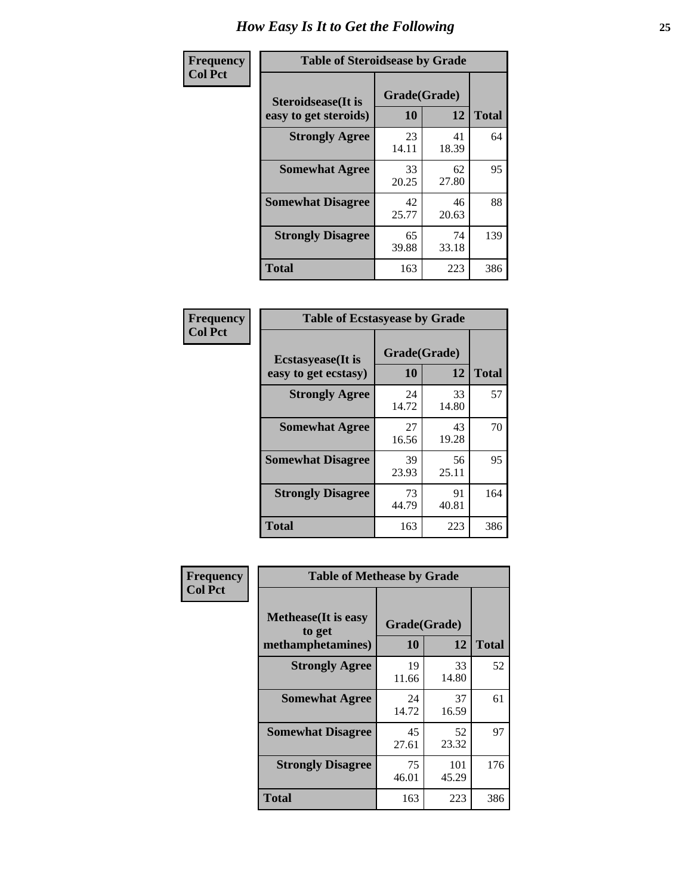# How Easy Is It to Get the Following

**Frequency**
**Col Pct**

| Table of Steroidsease by Grade | | | |
|---|---|---|---|
| **Steroidsease(It is easy to get steroids)** | **Grade(Grade)** | | **Total** |
| | **10** | **12** | |
| **Strongly Agree** | 23<br>14.11 | 41<br>18.39 | 64 |
| **Somewhat Agree** | 33<br>20.25 | 62<br>27.80 | 95 |
| **Somewhat Disagree** | 42<br>25.77 | 46<br>20.63 | 88 |
| **Strongly Disagree** | 65<br>39.88 | 74<br>33.18 | 139 |
| **Total** | 163 | 223 | 386 |

**Frequency**
**Col Pct**

| Table of Ecstasyease by Grade | | | |
|---|---|---|---|
| **Ecstasyease(It is easy to get ecstasy)** | **Grade(Grade)** | | **Total** |
| | **10** | **12** | |
| **Strongly Agree** | 24<br>14.72 | 33<br>14.80 | 57 |
| **Somewhat Agree** | 27<br>16.56 | 43<br>19.28 | 70 |
| **Somewhat Disagree** | 39<br>23.93 | 56<br>25.11 | 95 |
| **Strongly Disagree** | 73<br>44.79 | 91<br>40.81 | 164 |
| **Total** | 163 | 223 | 386 |

**Frequency**
**Col Pct**

| Table of Methease by Grade | | | |
|---|---|---|---|
| **Methease(It is easy to get methamphetamines)** | **Grade(Grade)** | | **Total** |
| | **10** | **12** | |
| **Strongly Agree** | 19<br>11.66 | 33<br>14.80 | 52 |
| **Somewhat Agree** | 24<br>14.72 | 37<br>16.59 | 61 |
| **Somewhat Disagree** | 45<br>27.61 | 52<br>23.32 | 97 |
| **Strongly Disagree** | 75<br>46.01 | 101<br>45.29 | 176 |
| **Total** | 163 | 223 | 386 |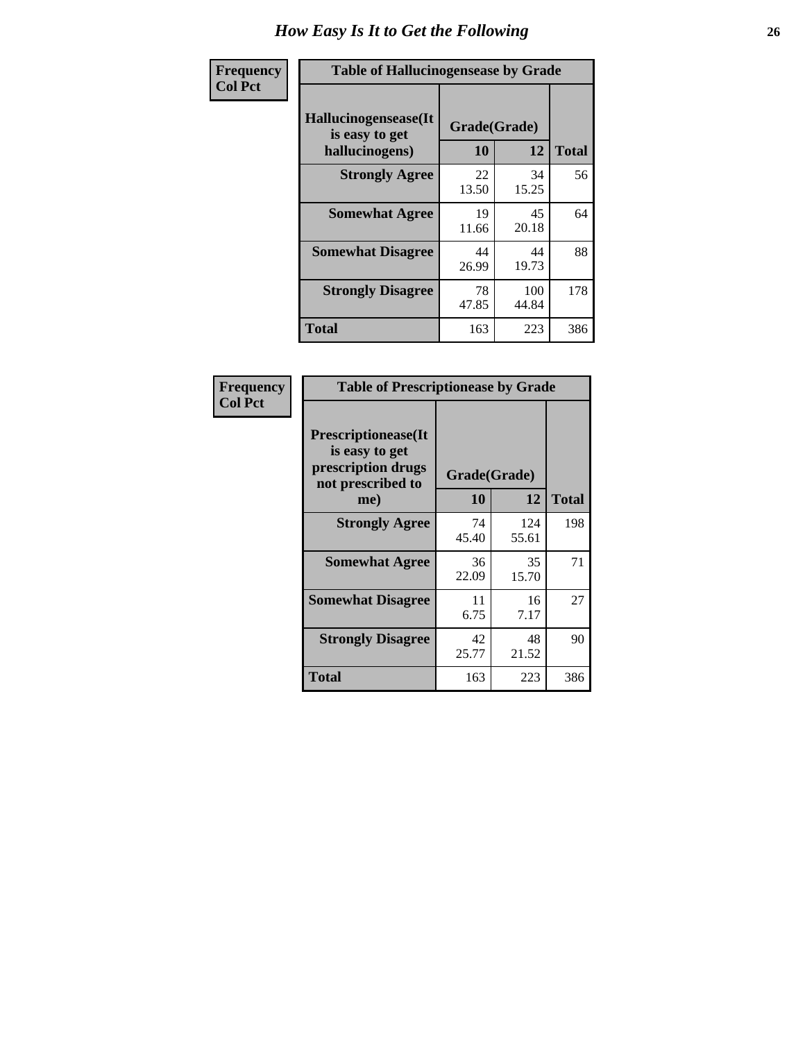# How Easy Is It to Get the Following

**Frequency**
**Col Pct**

| Table of Hallucinogensease by Grade | | | |
|---|---|---|---|
| **Hallucinogensease(It is easy to get hallucinogens)** | **Grade(Grade)** | | **Total** |
| | **10** | **12** | |
| **Strongly Agree** | 22<br>13.50 | 34<br>15.25 | 56 |
| **Somewhat Agree** | 19<br>11.66 | 45<br>20.18 | 64 |
| **Somewhat Disagree** | 44<br>26.99 | 44<br>19.73 | 88 |
| **Strongly Disagree** | 78<br>47.85 | 100<br>44.84 | 178 |
| **Total** | 163 | 223 | 386 |

**Frequency**
**Col Pct**

| Table of Prescriptionease by Grade | | | |
|---|---|---|---|
| **Prescriptionease(It is easy to get prescription drugs not prescribed to me)** | **Grade(Grade)** | | **Total** |
| | **10** | **12** | |
| **Strongly Agree** | 74<br>45.40 | 124<br>55.61 | 198 |
| **Somewhat Agree** | 36<br>22.09 | 35<br>15.70 | 71 |
| **Somewhat Disagree** | 11<br>6.75 | 16<br>7.17 | 27 |
| **Strongly Disagree** | 42<br>25.77 | 48<br>21.52 | 90 |
| **Total** | 163 | 223 | 386 |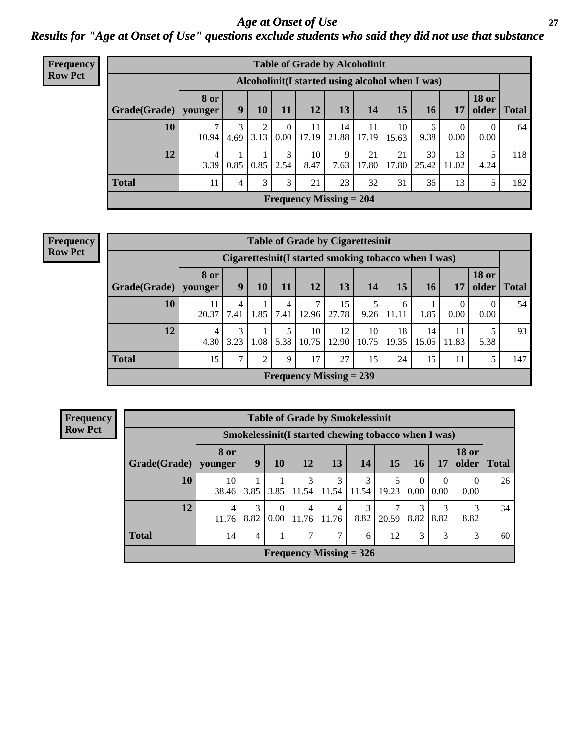# Age at Onset of Use

## Results for "Age at Onset of Use" questions exclude students who said they did not use that substance

**Frequency**
**Row Pct**

**Table of Grade by Alcoholinit**

| Grade(Grade) | Alcoholinit(I started using alcohol when I was) | | | | | | | | | | | Total |
|---|---|---|---|---|---|---|---|---|---|---|---|---|
| | 8 or younger | 9 | 10 | 11 | 12 | 13 | 14 | 15 | 16 | 17 | 18 or older | |
| 10 | 7<br>10.94 | 3<br>4.69 | 2<br>3.13 | 0<br>0.00 | 11<br>17.19 | 14<br>21.88 | 11<br>17.19 | 10<br>15.63 | 6<br>9.38 | 0<br>0.00 | 0<br>0.00 | 64 |
| 12 | 4<br>3.39 | 1<br>0.85 | 1<br>0.85 | 3<br>2.54 | 10<br>8.47 | 9<br>7.63 | 21<br>17.80 | 21<br>17.80 | 30<br>25.42 | 13<br>11.02 | 5<br>4.24 | 118 |
| Total | 11 | 4 | 3 | 3 | 21 | 23 | 32 | 31 | 36 | 13 | 5 | 182 |

Frequency Missing = 204

**Frequency**
**Row Pct**

**Table of Grade by Cigarettesinit**

| Grade(Grade) | Cigarettesinit(I started smoking tobacco when I was) | | | | | | | | | | | Total |
|---|---|---|---|---|---|---|---|---|---|---|---|---|
| | 8 or younger | 9 | 10 | 11 | 12 | 13 | 14 | 15 | 16 | 17 | 18 or older | |
| 10 | 11<br>20.37 | 4<br>7.41 | 1<br>1.85 | 4<br>7.41 | 7<br>12.96 | 15<br>27.78 | 5<br>9.26 | 6<br>11.11 | 1<br>1.85 | 0<br>0.00 | 0<br>0.00 | 54 |
| 12 | 4<br>4.30 | 3<br>3.23 | 1<br>1.08 | 5<br>5.38 | 10<br>10.75 | 12<br>12.90 | 10<br>10.75 | 18<br>19.35 | 14<br>15.05 | 11<br>11.83 | 5<br>5.38 | 93 |
| Total | 15 | 7 | 2 | 9 | 17 | 27 | 15 | 24 | 15 | 11 | 5 | 147 |

Frequency Missing = 239

**Frequency**
**Row Pct**

**Table of Grade by Smokelessinit**

| Grade(Grade) | Smokelessinit(I started chewing tobacco when I was) | | | | | | | | | | Total |
|---|---|---|---|---|---|---|---|---|---|---|---|
| | 8 or younger | 9 | 10 | 12 | 13 | 14 | 15 | 16 | 17 | 18 or older | |
| 10 | 10<br>38.46 | 1<br>3.85 | 1<br>3.85 | 3<br>11.54 | 3<br>11.54 | 3<br>11.54 | 5<br>19.23 | 0<br>0.00 | 0<br>0.00 | 0<br>0.00 | 26 |
| 12 | 4<br>11.76 | 3<br>8.82 | 0<br>0.00 | 4<br>11.76 | 4<br>11.76 | 3<br>8.82 | 7<br>20.59 | 3<br>8.82 | 3<br>8.82 | 3<br>8.82 | 34 |
| Total | 14 | 4 | 1 | 7 | 7 | 6 | 12 | 3 | 3 | 3 | 60 |

Frequency Missing = 326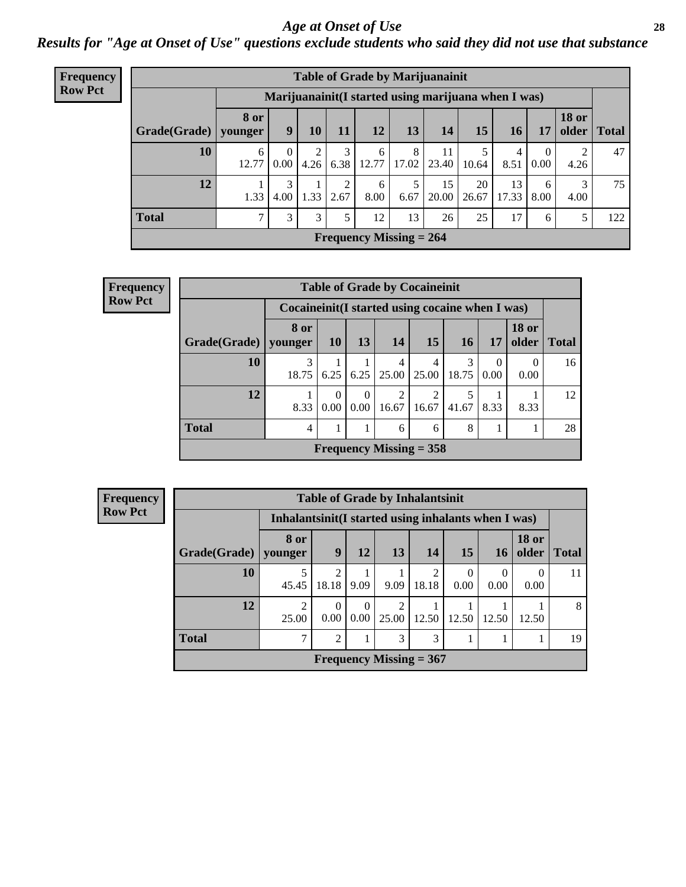# Age at Onset of Use

*Results for "Age at Onset of Use" questions exclude students who said they did not use that substance*

**Frequency Row Pct**

| Table of Grade by Marijuanainit | | | | | | | | | | | | |
|---|---|---|---|---|---|---|---|---|---|---|---|---|
| | Marijuanainit(I started using marijuana when I was) | | | | | | | | | | | |
| Grade(Grade) | 8 or younger | 9 | 10 | 11 | 12 | 13 | 14 | 15 | 16 | 17 | 18 or older | Total |
| 10 | 6<br>12.77 | 0<br>0.00 | 2<br>4.26 | 3<br>6.38 | 6<br>12.77 | 8<br>17.02 | 11<br>23.40 | 5<br>10.64 | 4<br>8.51 | 0<br>0.00 | 2<br>4.26 | 47 |
| 12 | 1<br>1.33 | 3<br>4.00 | 1<br>1.33 | 2<br>2.67 | 6<br>8.00 | 5<br>6.67 | 15<br>20.00 | 20<br>26.67 | 13<br>17.33 | 6<br>8.00 | 3<br>4.00 | 75 |
| Total | 7 | 3 | 3 | 5 | 12 | 13 | 26 | 25 | 17 | 6 | 5 | 122 |
| Frequency Missing = 264 | | | | | | | | | | | | |

**Frequency Row Pct**

| Table of Grade by Cocaineinit | | | | | | | | | |
|---|---|---|---|---|---|---|---|---|---|
| | Cocaineinit(I started using cocaine when I was) | | | | | | | | |
| Grade(Grade) | 8 or younger | 10 | 13 | 14 | 15 | 16 | 17 | 18 or older | Total |
| 10 | 3<br>18.75 | 1<br>6.25 | 1<br>6.25 | 4<br>25.00 | 4<br>25.00 | 3<br>18.75 | 0<br>0.00 | 0<br>0.00 | 16 |
| 12 | 1<br>8.33 | 0<br>0.00 | 0<br>0.00 | 2<br>16.67 | 2<br>16.67 | 5<br>41.67 | 1<br>8.33 | 1<br>8.33 | 12 |
| Total | 4 | 1 | 1 | 6 | 6 | 8 | 1 | 1 | 28 |
| Frequency Missing = 358 | | | | | | | | | |

**Frequency Row Pct**

| Table of Grade by Inhalantsinit | | | | | | | | | |
|---|---|---|---|---|---|---|---|---|---|
| | Inhalantsinit(I started using inhalants when I was) | | | | | | | | |
| Grade(Grade) | 8 or younger | 9 | 12 | 13 | 14 | 15 | 16 | 18 or older | Total |
| 10 | 5<br>45.45 | 2<br>18.18 | 1<br>9.09 | 1<br>9.09 | 2<br>18.18 | 0<br>0.00 | 0<br>0.00 | 0<br>0.00 | 11 |
| 12 | 2<br>25.00 | 0<br>0.00 | 0<br>0.00 | 2<br>25.00 | 1<br>12.50 | 1<br>12.50 | 1<br>12.50 | 1<br>12.50 | 8 |
| Total | 7 | 2 | 1 | 3 | 3 | 1 | 1 | 1 | 19 |
| Frequency Missing = 367 | | | | | | | | | |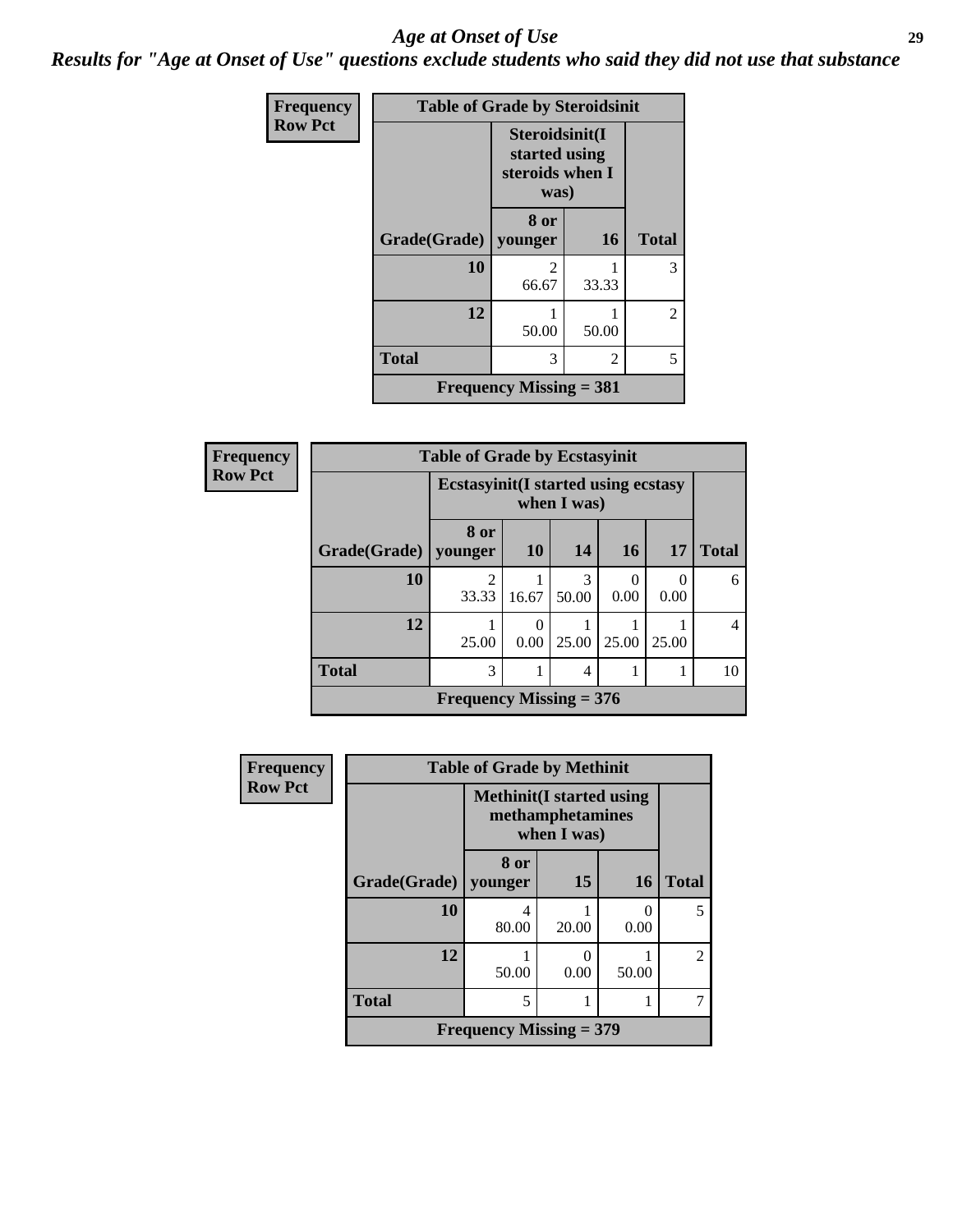# Age at Onset of Use

*Results for "Age at Onset of Use" questions exclude students who said they did not use that substance*

**Frequency / Row Pct**

**Table of Grade by Steroidsinit**

| Grade(Grade) | Steroidsinit(I started using steroids when I was) 8 or younger | 16 | Total |
|---|---|---|---|
| 10 | 2<br>66.67 | 1<br>33.33 | 3 |
| 12 | 1<br>50.00 | 1<br>50.00 | 2 |
| Total | 3 | 2 | 5 |

Frequency Missing = 381

**Frequency / Row Pct**

**Table of Grade by Ecstasyinit**

| Grade(Grade) | Ecstasyinit(I started using ecstasy when I was) 8 or younger | 10 | 14 | 16 | 17 | Total |
|---|---|---|---|---|---|---|
| 10 | 2<br>33.33 | 1<br>16.67 | 3<br>50.00 | 0<br>0.00 | 0<br>0.00 | 6 |
| 12 | 1<br>25.00 | 0<br>0.00 | 1<br>25.00 | 1<br>25.00 | 1<br>25.00 | 4 |
| Total | 3 | 1 | 4 | 1 | 1 | 10 |

Frequency Missing = 376

**Frequency / Row Pct**

**Table of Grade by Methinit**

| Grade(Grade) | Methinit(I started using methamphetamines when I was) 8 or younger | 15 | 16 | Total |
|---|---|---|---|---|
| 10 | 4<br>80.00 | 1<br>20.00 | 0<br>0.00 | 5 |
| 12 | 1<br>50.00 | 0<br>0.00 | 1<br>50.00 | 2 |
| Total | 5 | 1 | 1 | 7 |

Frequency Missing = 379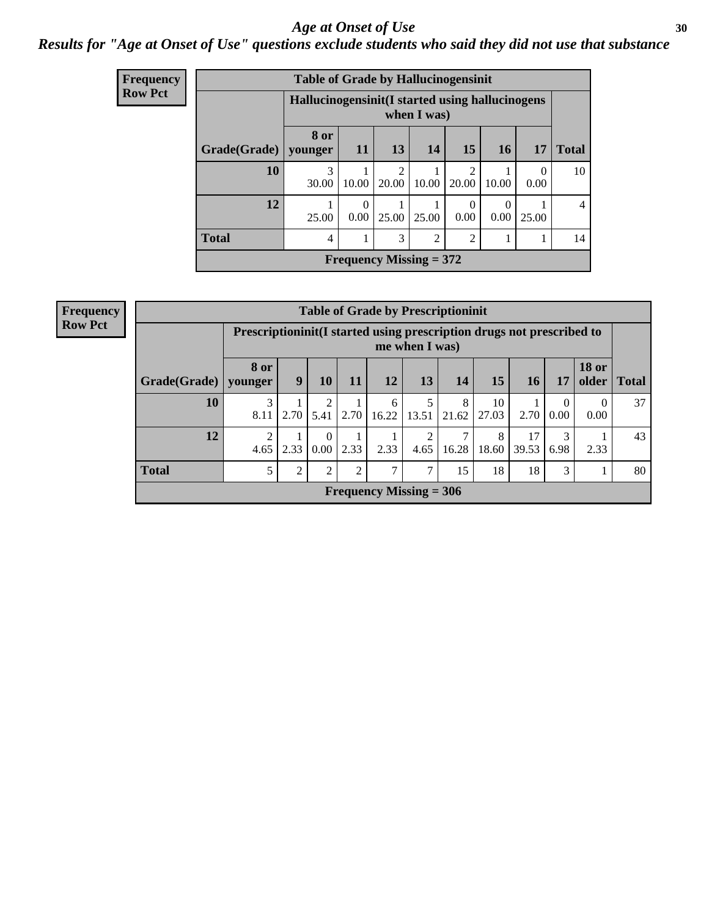# Age at Onset of Use

*Results for "Age at Onset of Use" questions exclude students who said they did not use that substance*

**Frequency**
**Row Pct**

**Table of Grade by Hallucinogensinit**

| Grade(Grade) | Hallucinogensinit(I started using hallucinogens when I was) | | | | | | | Total |
|---|---|---|---|---|---|---|---|---|
| | 8 or younger | 11 | 13 | 14 | 15 | 16 | 17 | |
| 10 | 3<br>30.00 | 1<br>10.00 | 2<br>20.00 | 1<br>10.00 | 2<br>20.00 | 1<br>10.00 | 0<br>0.00 | 10 |
| 12 | 1<br>25.00 | 0<br>0.00 | 1<br>25.00 | 1<br>25.00 | 0<br>0.00 | 0<br>0.00 | 1<br>25.00 | 4 |
| Total | 4 | 1 | 3 | 2 | 2 | 1 | 1 | 14 |

Frequency Missing = 372

**Frequency**
**Row Pct**

**Table of Grade by Prescriptioninit**

| Grade(Grade) | Prescriptioninit(I started using prescription drugs not prescribed to me when I was) | | | | | | | | | | | Total |
|---|---|---|---|---|---|---|---|---|---|---|---|---|
| | 8 or younger | 9 | 10 | 11 | 12 | 13 | 14 | 15 | 16 | 17 | 18 or older | |
| 10 | 3<br>8.11 | 1<br>2.70 | 2<br>5.41 | 1<br>2.70 | 6<br>16.22 | 5<br>13.51 | 8<br>21.62 | 10<br>27.03 | 1<br>2.70 | 0<br>0.00 | 0<br>0.00 | 37 |
| 12 | 2<br>4.65 | 1<br>2.33 | 0<br>0.00 | 1<br>2.33 | 1<br>2.33 | 2<br>4.65 | 7<br>16.28 | 8<br>18.60 | 17<br>39.53 | 3<br>6.98 | 1<br>2.33 | 43 |
| Total | 5 | 2 | 2 | 2 | 7 | 7 | 15 | 18 | 18 | 3 | 1 | 80 |

Frequency Missing = 306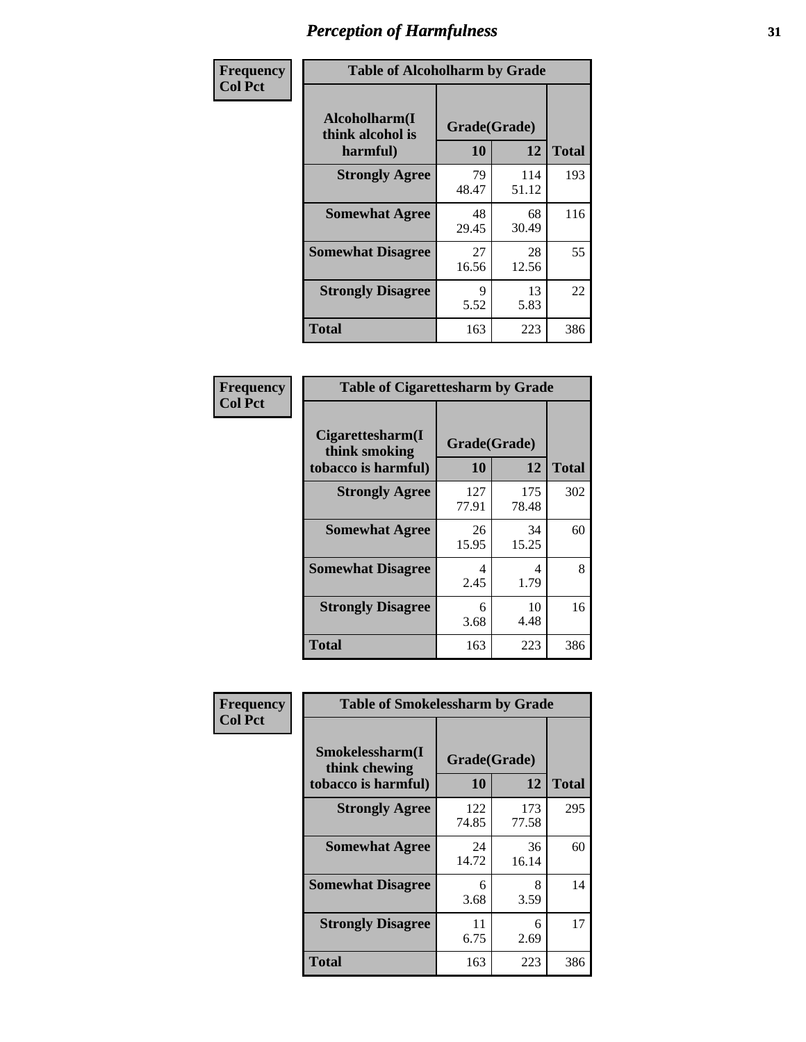# Perception of Harmfulness

**Frequency**
**Col Pct**

**Table of Alcoholharm by Grade**

| Alcoholharm(I think alcohol is harmful) | Grade(Grade) 10 | 12 | Total |
|---|---|---|---|
| **Strongly Agree** | 79<br>48.47 | 114<br>51.12 | 193 |
| **Somewhat Agree** | 48<br>29.45 | 68<br>30.49 | 116 |
| **Somewhat Disagree** | 27<br>16.56 | 28<br>12.56 | 55 |
| **Strongly Disagree** | 9<br>5.52 | 13<br>5.83 | 22 |
| **Total** | 163 | 223 | 386 |

**Frequency**
**Col Pct**

**Table of Cigarettesharm by Grade**

| Cigarettesharm(I think smoking tobacco is harmful) | Grade(Grade) 10 | 12 | Total |
|---|---|---|---|
| **Strongly Agree** | 127<br>77.91 | 175<br>78.48 | 302 |
| **Somewhat Agree** | 26<br>15.95 | 34<br>15.25 | 60 |
| **Somewhat Disagree** | 4<br>2.45 | 4<br>1.79 | 8 |
| **Strongly Disagree** | 6<br>3.68 | 10<br>4.48 | 16 |
| **Total** | 163 | 223 | 386 |

**Frequency**
**Col Pct**

**Table of Smokelessharm by Grade**

| Smokelessharm(I think chewing tobacco is harmful) | Grade(Grade) 10 | 12 | Total |
|---|---|---|---|
| **Strongly Agree** | 122<br>74.85 | 173<br>77.58 | 295 |
| **Somewhat Agree** | 24<br>14.72 | 36<br>16.14 | 60 |
| **Somewhat Disagree** | 6<br>3.68 | 8<br>3.59 | 14 |
| **Strongly Disagree** | 11<br>6.75 | 6<br>2.69 | 17 |
| **Total** | 163 | 223 | 386 |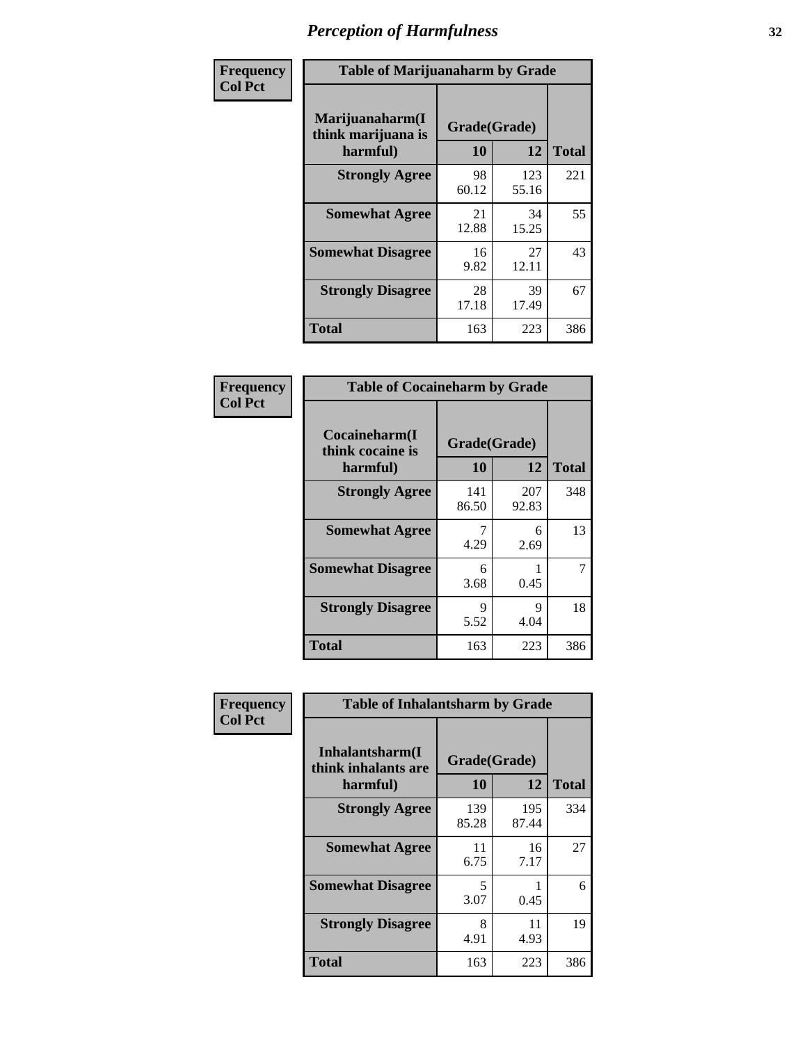# Perception of Harmfulness

| Frequency Col Pct | Table of Marijuanaharm by Grade | | |
|---|---|---|---|
| Marijuanaharm(I think marijuana is harmful) | Grade(Grade) | | |
| | 10 | 12 | Total |
| Strongly Agree | 98<br>60.12 | 123<br>55.16 | 221 |
| Somewhat Agree | 21<br>12.88 | 34<br>15.25 | 55 |
| Somewhat Disagree | 16<br>9.82 | 27<br>12.11 | 43 |
| Strongly Disagree | 28<br>17.18 | 39<br>17.49 | 67 |
| Total | 163 | 223 | 386 |

| Frequency Col Pct | Table of Cocaineharm by Grade | | |
|---|---|---|---|
| Cocaineharm(I think cocaine is harmful) | Grade(Grade) | | |
| | 10 | 12 | Total |
| Strongly Agree | 141<br>86.50 | 207<br>92.83 | 348 |
| Somewhat Agree | 7<br>4.29 | 6<br>2.69 | 13 |
| Somewhat Disagree | 6<br>3.68 | 1<br>0.45 | 7 |
| Strongly Disagree | 9<br>5.52 | 9<br>4.04 | 18 |
| Total | 163 | 223 | 386 |

| Frequency Col Pct | Table of Inhalantsharm by Grade | | |
|---|---|---|---|
| Inhalantsharm(I think inhalants are harmful) | Grade(Grade) | | |
| | 10 | 12 | Total |
| Strongly Agree | 139<br>85.28 | 195<br>87.44 | 334 |
| Somewhat Agree | 11<br>6.75 | 16<br>7.17 | 27 |
| Somewhat Disagree | 5<br>3.07 | 1<br>0.45 | 6 |
| Strongly Disagree | 8<br>4.91 | 11<br>4.93 | 19 |
| Total | 163 | 223 | 386 |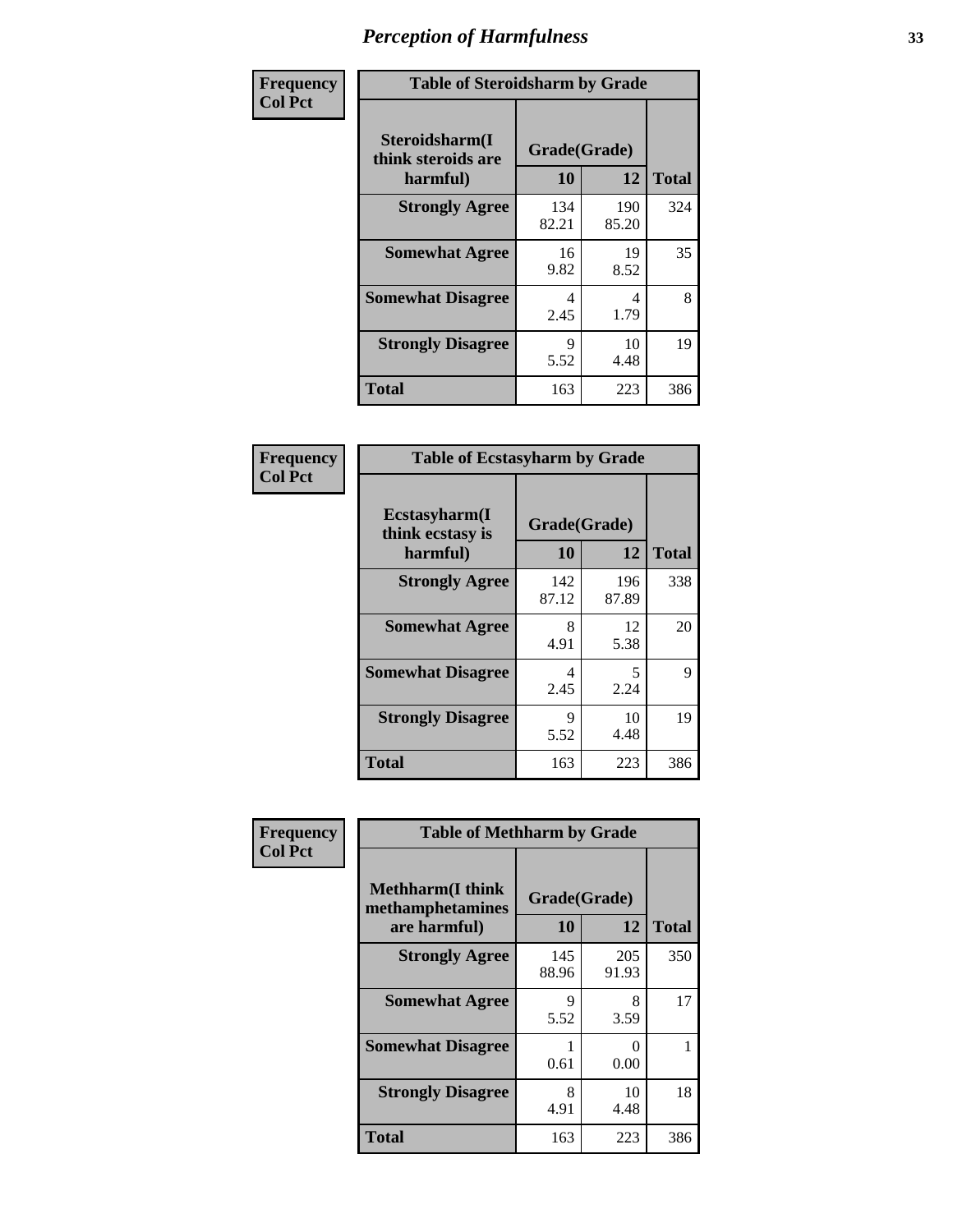# Perception of Harmfulness

**Frequency**
**Col Pct**

| Steroidsharm(I think steroids are harmful) | Grade(Grade) 10 | 12 | Total |
|---|---|---|---|
| **Strongly Agree** | 134<br>82.21 | 190<br>85.20 | 324 |
| **Somewhat Agree** | 16<br>9.82 | 19<br>8.52 | 35 |
| **Somewhat Disagree** | 4<br>2.45 | 4<br>1.79 | 8 |
| **Strongly Disagree** | 9<br>5.52 | 10<br>4.48 | 19 |
| **Total** | 163 | 223 | 386 |

Table of Steroidsharm by Grade

**Frequency**
**Col Pct**

| Ecstasyharm(I think ecstasy is harmful) | Grade(Grade) 10 | 12 | Total |
|---|---|---|---|
| **Strongly Agree** | 142<br>87.12 | 196<br>87.89 | 338 |
| **Somewhat Agree** | 8<br>4.91 | 12<br>5.38 | 20 |
| **Somewhat Disagree** | 4<br>2.45 | 5<br>2.24 | 9 |
| **Strongly Disagree** | 9<br>5.52 | 10<br>4.48 | 19 |
| **Total** | 163 | 223 | 386 |

Table of Ecstasyharm by Grade

**Frequency**
**Col Pct**

| Methharm(I think methamphetamines are harmful) | Grade(Grade) 10 | 12 | Total |
|---|---|---|---|
| **Strongly Agree** | 145<br>88.96 | 205<br>91.93 | 350 |
| **Somewhat Agree** | 9<br>5.52 | 8<br>3.59 | 17 |
| **Somewhat Disagree** | 1<br>0.61 | 0<br>0.00 | 1 |
| **Strongly Disagree** | 8<br>4.91 | 10<br>4.48 | 18 |
| **Total** | 163 | 223 | 386 |

Table of Methharm by Grade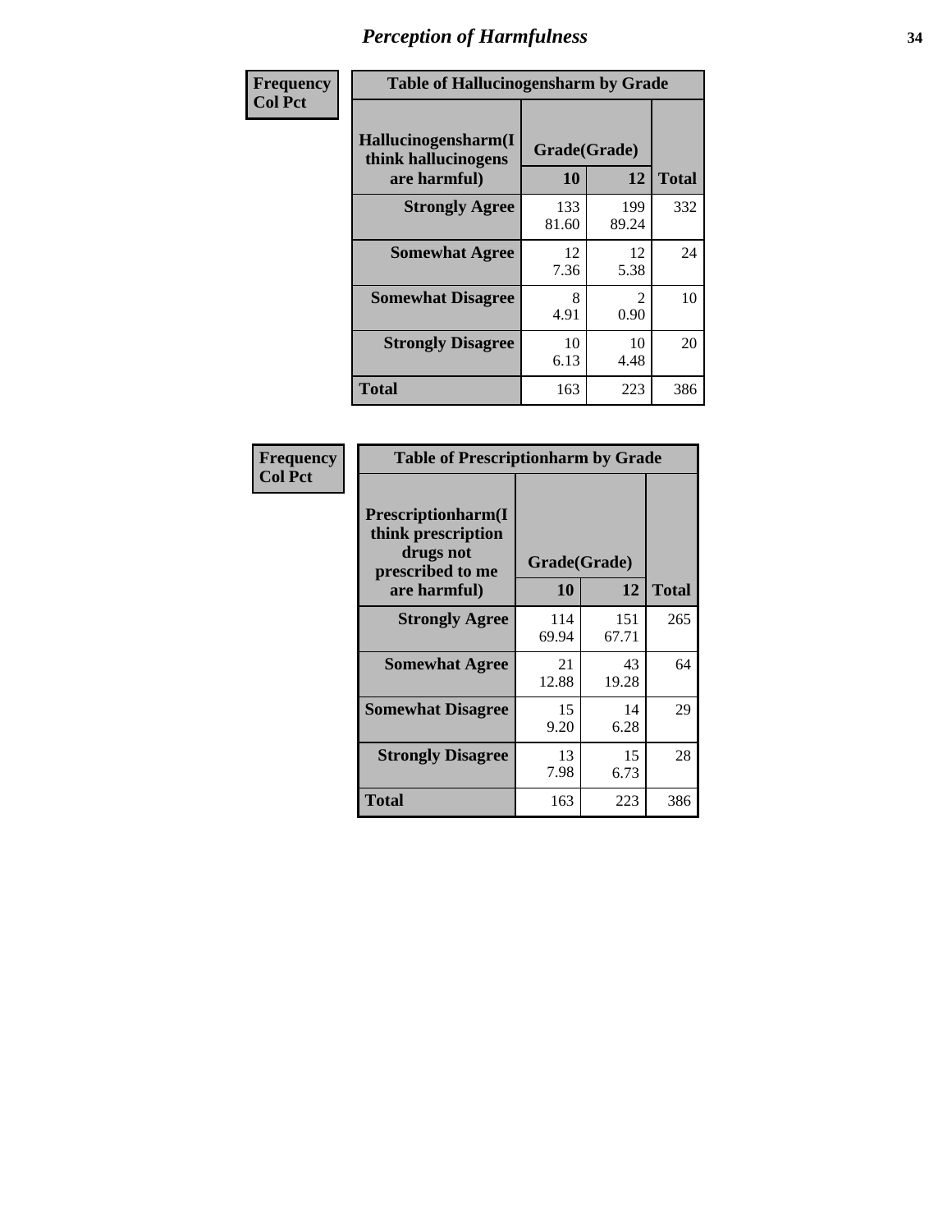# Perception of Harmfulness

| Frequency Col Pct | Table of Hallucinogensharm by Grade | | |
|---|---|---|---|
| Hallucinogensharm(I think hallucinogens are harmful) | Grade(Grade) | | |
| | 10 | 12 | Total |
| Strongly Agree | 133<br>81.60 | 199<br>89.24 | 332 |
| Somewhat Agree | 12<br>7.36 | 12<br>5.38 | 24 |
| Somewhat Disagree | 8<br>4.91 | 2<br>0.90 | 10 |
| Strongly Disagree | 10<br>6.13 | 10<br>4.48 | 20 |
| Total | 163 | 223 | 386 |

| Frequency Col Pct | Table of Prescriptionharm by Grade | | |
|---|---|---|---|
| Prescriptionharm(I think prescription drugs not prescribed to me are harmful) | Grade(Grade) | | |
| | 10 | 12 | Total |
| Strongly Agree | 114<br>69.94 | 151<br>67.71 | 265 |
| Somewhat Agree | 21<br>12.88 | 43<br>19.28 | 64 |
| Somewhat Disagree | 15<br>9.20 | 14<br>6.28 | 29 |
| Strongly Disagree | 13<br>7.98 | 15<br>6.73 | 28 |
| Total | 163 | 223 | 386 |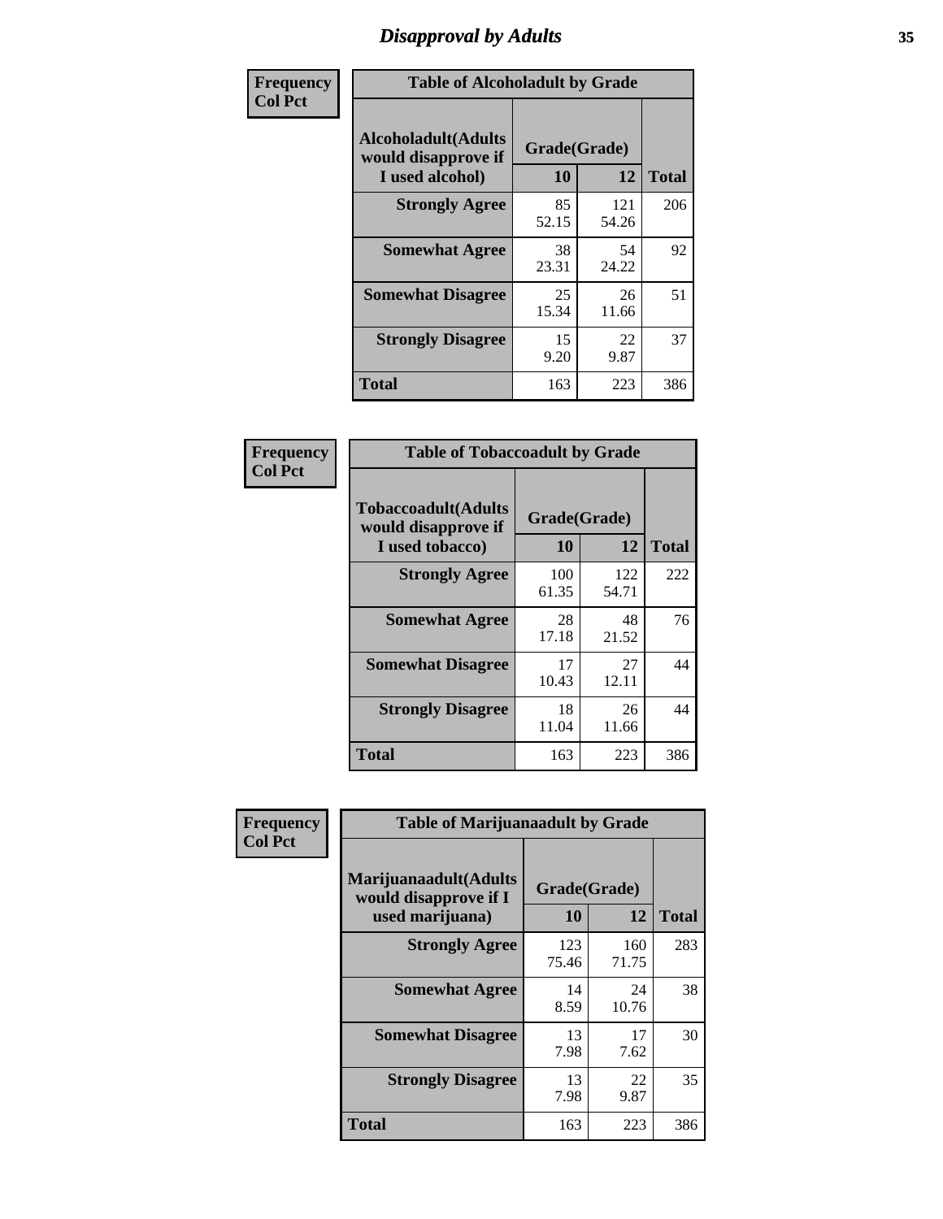# Disapproval by Adults

**Frequency**
**Col Pct**

| Table of Alcoholadult by Grade | | | |
|---|---|---|---|
| **Alcoholadult(Adults would disapprove if I used alcohol)** | **Grade(Grade)** | | **Total** |
| | **10** | **12** | |
| **Strongly Agree** | 85<br>52.15 | 121<br>54.26 | 206 |
| **Somewhat Agree** | 38<br>23.31 | 54<br>24.22 | 92 |
| **Somewhat Disagree** | 25<br>15.34 | 26<br>11.66 | 51 |
| **Strongly Disagree** | 15<br>9.20 | 22<br>9.87 | 37 |
| **Total** | 163 | 223 | 386 |

**Frequency**
**Col Pct**

| Table of Tobaccoadult by Grade | | | |
|---|---|---|---|
| **Tobaccoadult(Adults would disapprove if I used tobacco)** | **Grade(Grade)** | | **Total** |
| | **10** | **12** | |
| **Strongly Agree** | 100<br>61.35 | 122<br>54.71 | 222 |
| **Somewhat Agree** | 28<br>17.18 | 48<br>21.52 | 76 |
| **Somewhat Disagree** | 17<br>10.43 | 27<br>12.11 | 44 |
| **Strongly Disagree** | 18<br>11.04 | 26<br>11.66 | 44 |
| **Total** | 163 | 223 | 386 |

**Frequency**
**Col Pct**

| Table of Marijuanaadult by Grade | | | |
|---|---|---|---|
| **Marijuanaadult(Adults would disapprove if I used marijuana)** | **Grade(Grade)** | | **Total** |
| | **10** | **12** | |
| **Strongly Agree** | 123<br>75.46 | 160<br>71.75 | 283 |
| **Somewhat Agree** | 14<br>8.59 | 24<br>10.76 | 38 |
| **Somewhat Disagree** | 13<br>7.98 | 17<br>7.62 | 30 |
| **Strongly Disagree** | 13<br>7.98 | 22<br>9.87 | 35 |
| **Total** | 163 | 223 | 386 |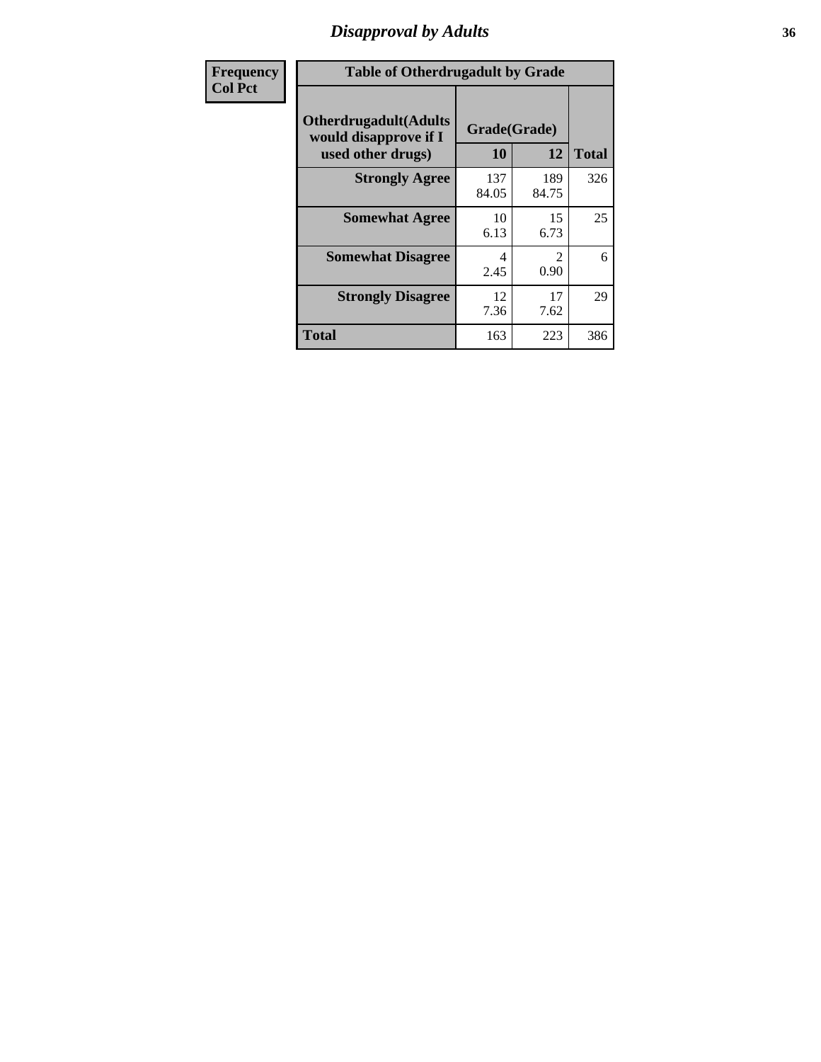# Disapproval by Adults

| Frequency<br>Col Pct |
|---|

**Table of Otherdrugadult by Grade**

| Otherdrugadult(Adults would disapprove if I used other drugs) | Grade(Grade) | | Total |
|---|---|---|---|
| | 10 | 12 | |
| **Strongly Agree** | 137<br>84.05 | 189<br>84.75 | 326 |
| **Somewhat Agree** | 10<br>6.13 | 15<br>6.73 | 25 |
| **Somewhat Disagree** | 4<br>2.45 | 2<br>0.90 | 6 |
| **Strongly Disagree** | 12<br>7.36 | 17<br>7.62 | 29 |
| **Total** | 163 | 223 | 386 |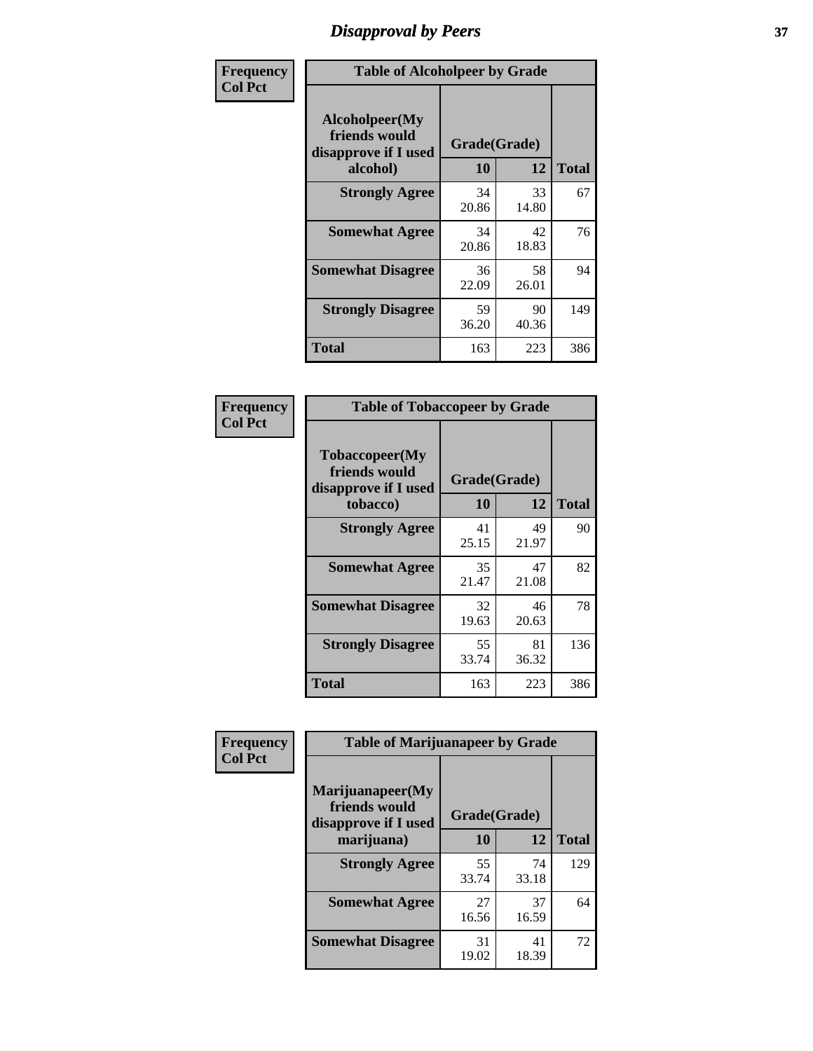# Disapproval by Peers

| Frequency<br>Col Pct | Table of Alcoholpeer by Grade | | |
|---|---|---|---|
| Alcoholpeer(My friends would disapprove if I used alcohol) | Grade(Grade) | | |
| | 10 | 12 | Total |
| Strongly Agree | 34<br>20.86 | 33<br>14.80 | 67 |
| Somewhat Agree | 34<br>20.86 | 42<br>18.83 | 76 |
| Somewhat Disagree | 36<br>22.09 | 58<br>26.01 | 94 |
| Strongly Disagree | 59<br>36.20 | 90<br>40.36 | 149 |
| Total | 163 | 223 | 386 |

| Frequency<br>Col Pct | Table of Tobaccopeer by Grade | | |
|---|---|---|---|
| Tobaccopeer(My friends would disapprove if I used tobacco) | Grade(Grade) | | |
| | 10 | 12 | Total |
| Strongly Agree | 41<br>25.15 | 49<br>21.97 | 90 |
| Somewhat Agree | 35<br>21.47 | 47<br>21.08 | 82 |
| Somewhat Disagree | 32<br>19.63 | 46<br>20.63 | 78 |
| Strongly Disagree | 55<br>33.74 | 81<br>36.32 | 136 |
| Total | 163 | 223 | 386 |

| Frequency<br>Col Pct | Table of Marijuanapeer by Grade | | |
|---|---|---|---|
| Marijuanapeer(My friends would disapprove if I used marijuana) | Grade(Grade) | | |
| | 10 | 12 | Total |
| Strongly Agree | 55<br>33.74 | 74<br>33.18 | 129 |
| Somewhat Agree | 27<br>16.56 | 37<br>16.59 | 64 |
| Somewhat Disagree | 31<br>19.02 | 41<br>18.39 | 72 |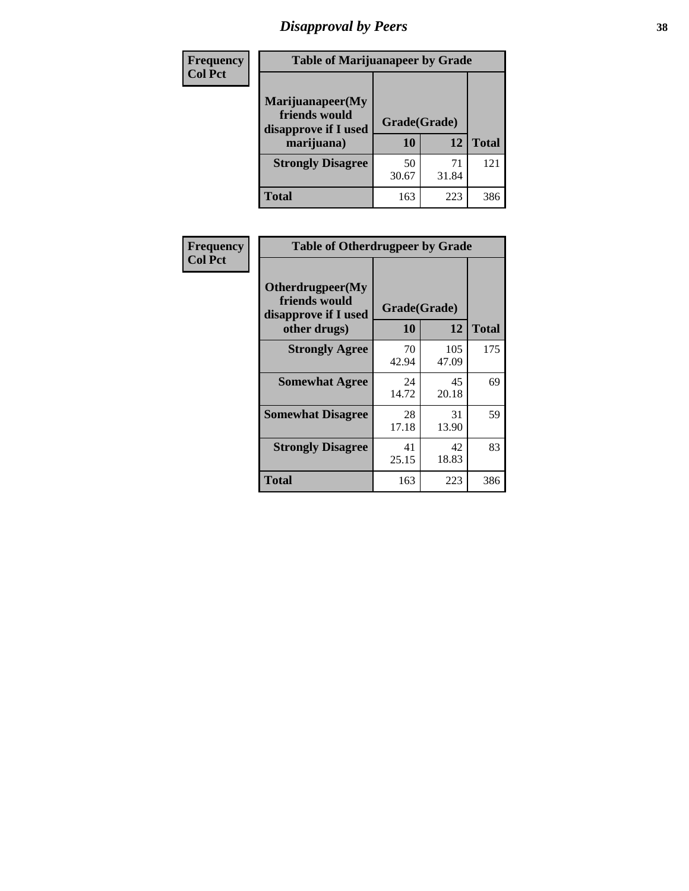# Disapproval by Peers

| Frequency<br>Col Pct | Table of Marijuanapeer by Grade | | |
|---|---|---|---|
| Marijuanapeer(My friends would disapprove if I used marijuana) | Grade(Grade) | | |
| | 10 | 12 | Total |
| Strongly Disagree | 50<br>30.67 | 71<br>31.84 | 121 |
| Total | 163 | 223 | 386 |

| Frequency<br>Col Pct | Table of Otherdrugpeer by Grade | | |
|---|---|---|---|
| Otherdrugpeer(My friends would disapprove if I used other drugs) | Grade(Grade) | | |
| | 10 | 12 | Total |
| Strongly Agree | 70<br>42.94 | 105<br>47.09 | 175 |
| Somewhat Agree | 24<br>14.72 | 45<br>20.18 | 69 |
| Somewhat Disagree | 28<br>17.18 | 31<br>13.90 | 59 |
| Strongly Disagree | 41<br>25.15 | 42<br>18.83 | 83 |
| Total | 163 | 223 | 386 |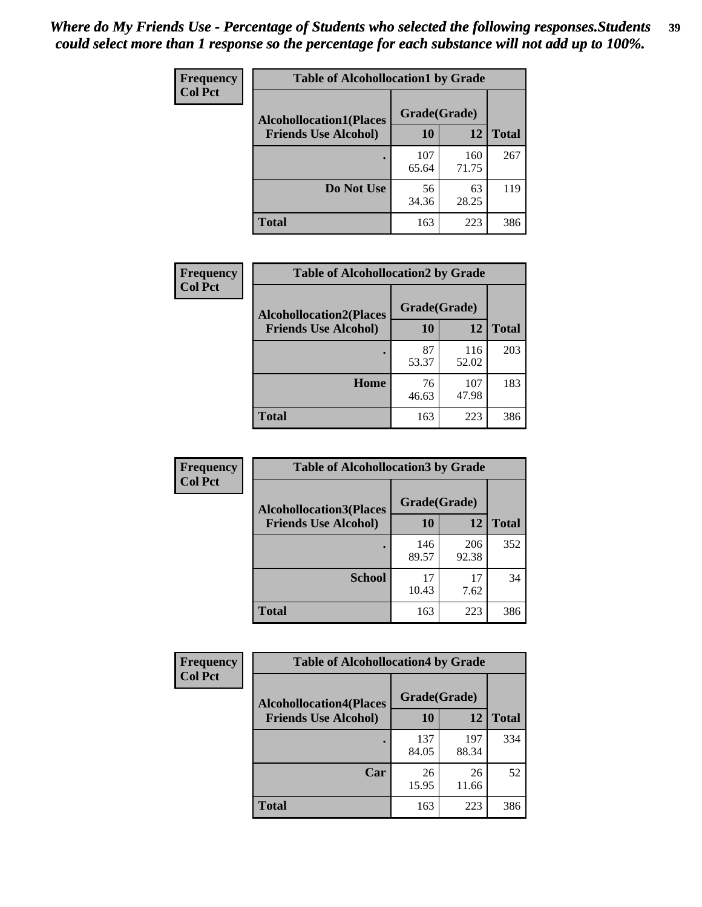*Where do My Friends Use - Percentage of Students who selected the following responses.Students could select more than 1 response so the percentage for each substance will not add up to 100%.*

**Frequency**
**Col Pct**

| Table of Alcohollocation1 by Grade | | | |
|---|---|---|---|
| **Alcohollocation1(Places Friends Use Alcohol)** | **Grade(Grade)** | | **Total** |
| | **10** | **12** | |
| **.** | 107<br>65.64 | 160<br>71.75 | 267 |
| **Do Not Use** | 56<br>34.36 | 63<br>28.25 | 119 |
| **Total** | 163 | 223 | 386 |

**Frequency**
**Col Pct**

| Table of Alcohollocation2 by Grade | | | |
|---|---|---|---|
| **Alcohollocation2(Places Friends Use Alcohol)** | **Grade(Grade)** | | **Total** |
| | **10** | **12** | |
| **.** | 87<br>53.37 | 116<br>52.02 | 203 |
| **Home** | 76<br>46.63 | 107<br>47.98 | 183 |
| **Total** | 163 | 223 | 386 |

**Frequency**
**Col Pct**

| Table of Alcohollocation3 by Grade | | | |
|---|---|---|---|
| **Alcohollocation3(Places Friends Use Alcohol)** | **Grade(Grade)** | | **Total** |
| | **10** | **12** | |
| **.** | 146<br>89.57 | 206<br>92.38 | 352 |
| **School** | 17<br>10.43 | 17<br>7.62 | 34 |
| **Total** | 163 | 223 | 386 |

**Frequency**
**Col Pct**

| Table of Alcohollocation4 by Grade | | | |
|---|---|---|---|
| **Alcohollocation4(Places Friends Use Alcohol)** | **Grade(Grade)** | | **Total** |
| | **10** | **12** | |
| **.** | 137<br>84.05 | 197<br>88.34 | 334 |
| **Car** | 26<br>15.95 | 26<br>11.66 | 52 |
| **Total** | 163 | 223 | 386 |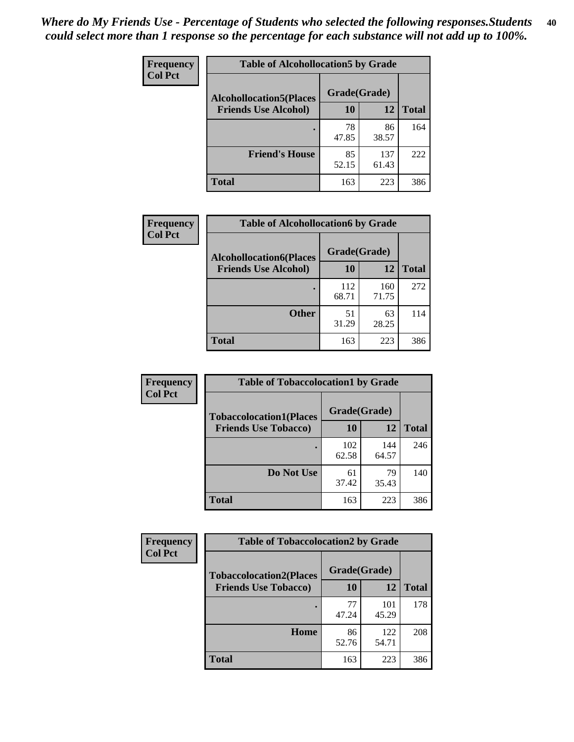*Where do My Friends Use - Percentage of Students who selected the following responses.Students could select more than 1 response so the percentage for each substance will not add up to 100%.*

**Frequency**
**Col Pct**

| Table of Alcohollocation5 by Grade | | | |
|---|---|---|---|
| **Alcohollocation5(Places Friends Use Alcohol)** | **Grade(Grade)** | | **Total** |
| | **10** | **12** | |
| **.** | 78<br>47.85 | 86<br>38.57 | 164 |
| **Friend's House** | 85<br>52.15 | 137<br>61.43 | 222 |
| **Total** | 163 | 223 | 386 |

**Frequency**
**Col Pct**

| Table of Alcohollocation6 by Grade | | | |
|---|---|---|---|
| **Alcohollocation6(Places Friends Use Alcohol)** | **Grade(Grade)** | | **Total** |
| | **10** | **12** | |
| **.** | 112<br>68.71 | 160<br>71.75 | 272 |
| **Other** | 51<br>31.29 | 63<br>28.25 | 114 |
| **Total** | 163 | 223 | 386 |

**Frequency**
**Col Pct**

| Table of Tobaccolocation1 by Grade | | | |
|---|---|---|---|
| **Tobaccolocation1(Places Friends Use Tobacco)** | **Grade(Grade)** | | **Total** |
| | **10** | **12** | |
| **.** | 102<br>62.58 | 144<br>64.57 | 246 |
| **Do Not Use** | 61<br>37.42 | 79<br>35.43 | 140 |
| **Total** | 163 | 223 | 386 |

**Frequency**
**Col Pct**

| Table of Tobaccolocation2 by Grade | | | |
|---|---|---|---|
| **Tobaccolocation2(Places Friends Use Tobacco)** | **Grade(Grade)** | | **Total** |
| | **10** | **12** | |
| **.** | 77<br>47.24 | 101<br>45.29 | 178 |
| **Home** | 86<br>52.76 | 122<br>54.71 | 208 |
| **Total** | 163 | 223 | 386 |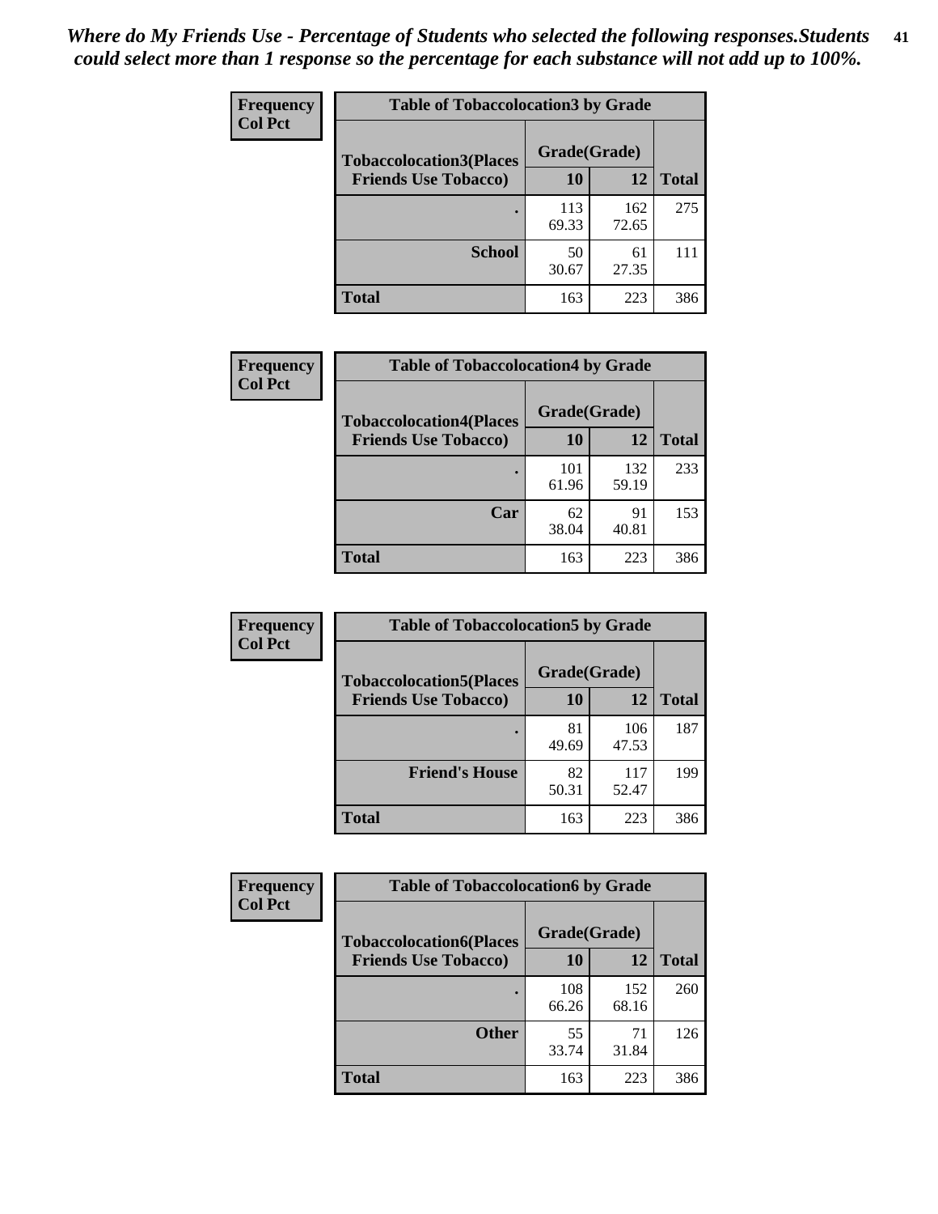*Where do My Friends Use - Percentage of Students who selected the following responses.Students could select more than 1 response so the percentage for each substance will not add up to 100%.*

**Frequency**
**Col Pct**

| Table of Tobaccolocation3 by Grade | | | |
|---|---|---|---|
| **Tobaccolocation3(Places Friends Use Tobacco)** | **Grade(Grade)** | | **Total** |
| | **10** | **12** | |
| **.** | 113<br>69.33 | 162<br>72.65 | 275 |
| **School** | 50<br>30.67 | 61<br>27.35 | 111 |
| **Total** | 163 | 223 | 386 |

**Frequency**
**Col Pct**

| Table of Tobaccolocation4 by Grade | | | |
|---|---|---|---|
| **Tobaccolocation4(Places Friends Use Tobacco)** | **Grade(Grade)** | | **Total** |
| | **10** | **12** | |
| **.** | 101<br>61.96 | 132<br>59.19 | 233 |
| **Car** | 62<br>38.04 | 91<br>40.81 | 153 |
| **Total** | 163 | 223 | 386 |

**Frequency**
**Col Pct**

| Table of Tobaccolocation5 by Grade | | | |
|---|---|---|---|
| **Tobaccolocation5(Places Friends Use Tobacco)** | **Grade(Grade)** | | **Total** |
| | **10** | **12** | |
| **.** | 81<br>49.69 | 106<br>47.53 | 187 |
| **Friend's House** | 82<br>50.31 | 117<br>52.47 | 199 |
| **Total** | 163 | 223 | 386 |

**Frequency**
**Col Pct**

| Table of Tobaccolocation6 by Grade | | | |
|---|---|---|---|
| **Tobaccolocation6(Places Friends Use Tobacco)** | **Grade(Grade)** | | **Total** |
| | **10** | **12** | |
| **.** | 108<br>66.26 | 152<br>68.16 | 260 |
| **Other** | 55<br>33.74 | 71<br>31.84 | 126 |
| **Total** | 163 | 223 | 386 |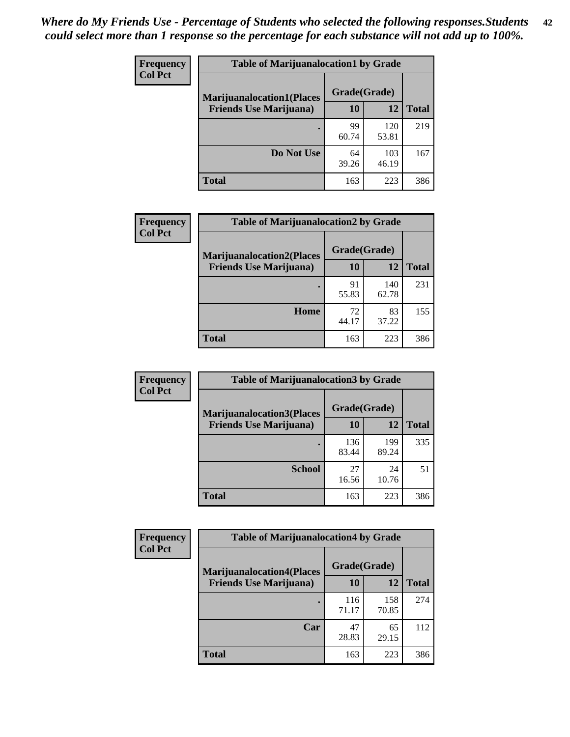*Where do My Friends Use - Percentage of Students who selected the following responses.Students could select more than 1 response so the percentage for each substance will not add up to 100%.*

**Frequency**
**Col Pct**

| Table of Marijuanalocation1 by Grade | | | |
|---|---|---|---|
| **Marijuanalocation1(Places Friends Use Marijuana)** | **Grade(Grade)** | | **Total** |
| | **10** | **12** | |
| **.** | 99<br>60.74 | 120<br>53.81 | 219 |
| **Do Not Use** | 64<br>39.26 | 103<br>46.19 | 167 |
| **Total** | 163 | 223 | 386 |

**Frequency**
**Col Pct**

| Table of Marijuanalocation2 by Grade | | | |
|---|---|---|---|
| **Marijuanalocation2(Places Friends Use Marijuana)** | **Grade(Grade)** | | **Total** |
| | **10** | **12** | |
| **.** | 91<br>55.83 | 140<br>62.78 | 231 |
| **Home** | 72<br>44.17 | 83<br>37.22 | 155 |
| **Total** | 163 | 223 | 386 |

**Frequency**
**Col Pct**

| Table of Marijuanalocation3 by Grade | | | |
|---|---|---|---|
| **Marijuanalocation3(Places Friends Use Marijuana)** | **Grade(Grade)** | | **Total** |
| | **10** | **12** | |
| **.** | 136<br>83.44 | 199<br>89.24 | 335 |
| **School** | 27<br>16.56 | 24<br>10.76 | 51 |
| **Total** | 163 | 223 | 386 |

**Frequency**
**Col Pct**

| Table of Marijuanalocation4 by Grade | | | |
|---|---|---|---|
| **Marijuanalocation4(Places Friends Use Marijuana)** | **Grade(Grade)** | | **Total** |
| | **10** | **12** | |
| **.** | 116<br>71.17 | 158<br>70.85 | 274 |
| **Car** | 47<br>28.83 | 65<br>29.15 | 112 |
| **Total** | 163 | 223 | 386 |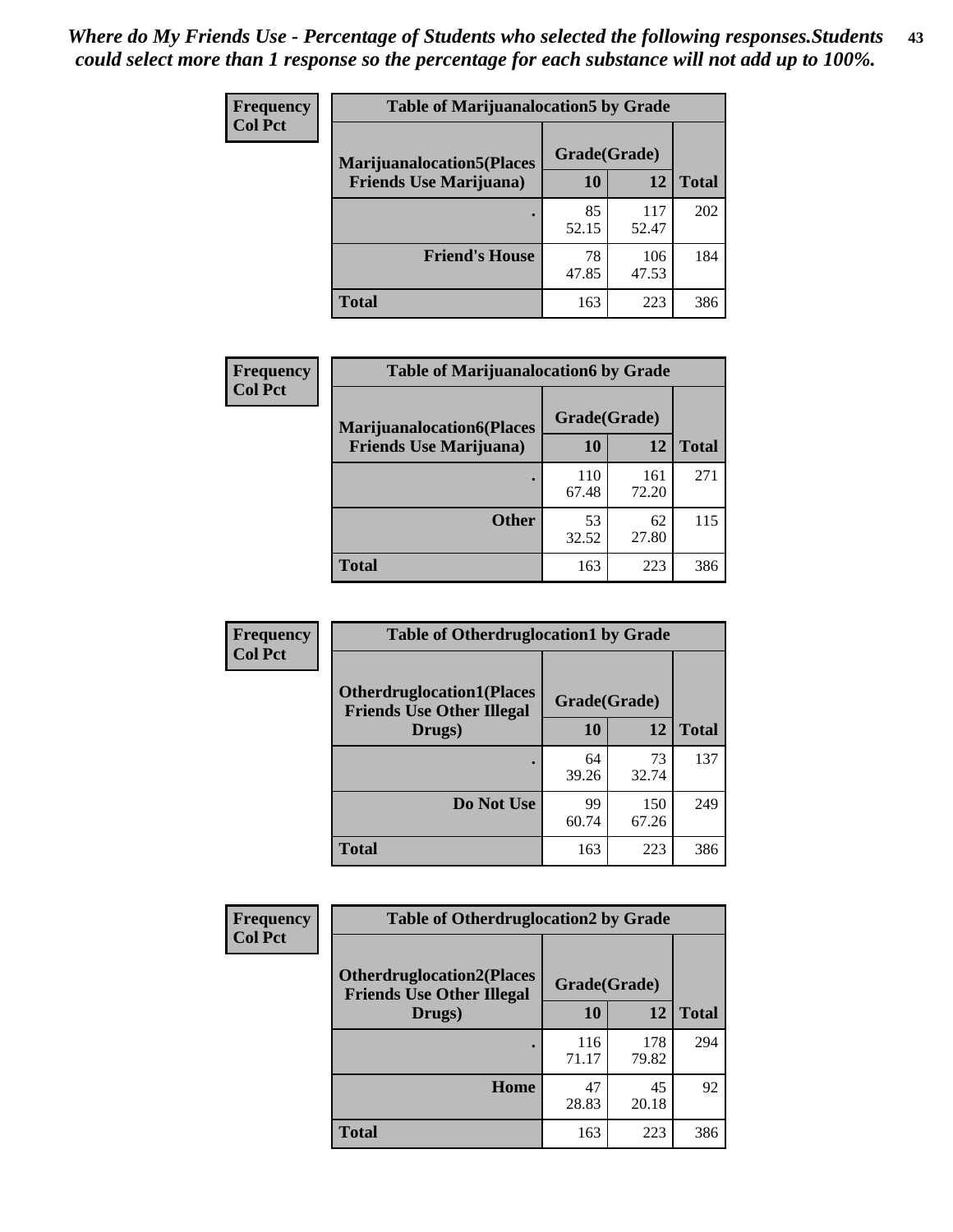*Where do My Friends Use - Percentage of Students who selected the following responses.Students could select more than 1 response so the percentage for each substance will not add up to 100%.*

**Frequency**
**Col Pct**

| Table of Marijuanalocation5 by Grade | | | |
|---|---|---|---|
| **Marijuanalocation5(Places Friends Use Marijuana)** | **Grade(Grade)** | | |
| | **10** | **12** | **Total** |
| **.** | 85<br>52.15 | 117<br>52.47 | 202 |
| **Friend's House** | 78<br>47.85 | 106<br>47.53 | 184 |
| **Total** | 163 | 223 | 386 |

**Frequency**
**Col Pct**

| Table of Marijuanalocation6 by Grade | | | |
|---|---|---|---|
| **Marijuanalocation6(Places Friends Use Marijuana)** | **Grade(Grade)** | | |
| | **10** | **12** | **Total** |
| **.** | 110<br>67.48 | 161<br>72.20 | 271 |
| **Other** | 53<br>32.52 | 62<br>27.80 | 115 |
| **Total** | 163 | 223 | 386 |

**Frequency**
**Col Pct**

| Table of Otherdruglocation1 by Grade | | | |
|---|---|---|---|
| **Otherdruglocation1(Places Friends Use Other Illegal Drugs)** | **Grade(Grade)** | | |
| | **10** | **12** | **Total** |
| **.** | 64<br>39.26 | 73<br>32.74 | 137 |
| **Do Not Use** | 99<br>60.74 | 150<br>67.26 | 249 |
| **Total** | 163 | 223 | 386 |

**Frequency**
**Col Pct**

| Table of Otherdruglocation2 by Grade | | | |
|---|---|---|---|
| **Otherdruglocation2(Places Friends Use Other Illegal Drugs)** | **Grade(Grade)** | | |
| | **10** | **12** | **Total** |
| **.** | 116<br>71.17 | 178<br>79.82 | 294 |
| **Home** | 47<br>28.83 | 45<br>20.18 | 92 |
| **Total** | 163 | 223 | 386 |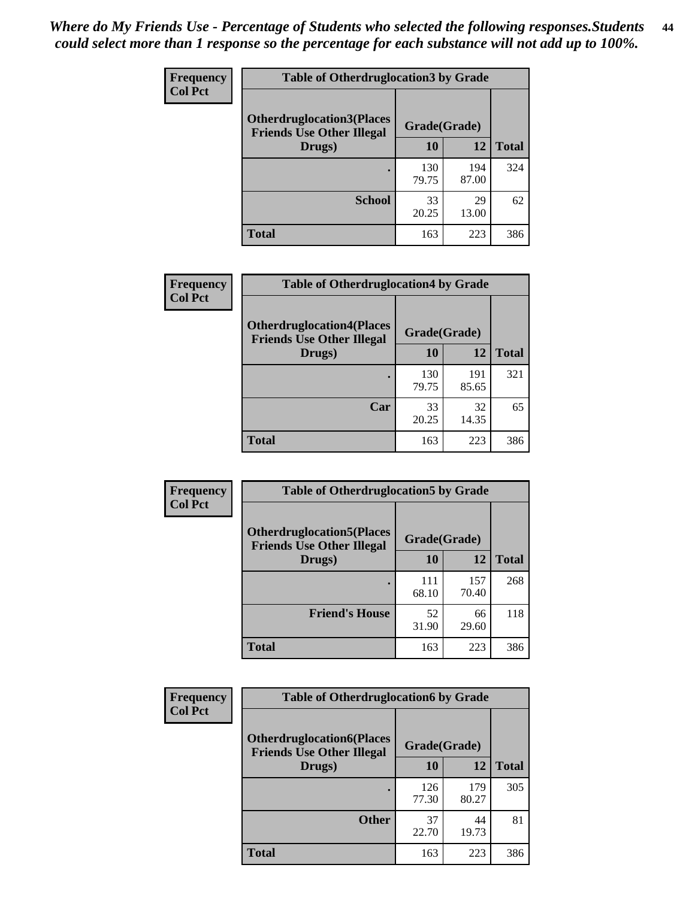*Where do My Friends Use - Percentage of Students who selected the following responses.Students could select more than 1 response so the percentage for each substance will not add up to 100%.*

**Frequency**
**Col Pct**

| Table of Otherdruglocation3 by Grade | | | |
|---|---|---|---|
| **Otherdruglocation3(Places Friends Use Other Illegal Drugs)** | **Grade(Grade)** | | |
| | **10** | **12** | **Total** |
| **.** | 130<br>79.75 | 194<br>87.00 | 324 |
| **School** | 33<br>20.25 | 29<br>13.00 | 62 |
| **Total** | 163 | 223 | 386 |

**Frequency**
**Col Pct**

| Table of Otherdruglocation4 by Grade | | | |
|---|---|---|---|
| **Otherdruglocation4(Places Friends Use Other Illegal Drugs)** | **Grade(Grade)** | | |
| | **10** | **12** | **Total** |
| **.** | 130<br>79.75 | 191<br>85.65 | 321 |
| **Car** | 33<br>20.25 | 32<br>14.35 | 65 |
| **Total** | 163 | 223 | 386 |

**Frequency**
**Col Pct**

| Table of Otherdruglocation5 by Grade | | | |
|---|---|---|---|
| **Otherdruglocation5(Places Friends Use Other Illegal Drugs)** | **Grade(Grade)** | | |
| | **10** | **12** | **Total** |
| **.** | 111<br>68.10 | 157<br>70.40 | 268 |
| **Friend's House** | 52<br>31.90 | 66<br>29.60 | 118 |
| **Total** | 163 | 223 | 386 |

**Frequency**
**Col Pct**

| Table of Otherdruglocation6 by Grade | | | |
|---|---|---|---|
| **Otherdruglocation6(Places Friends Use Other Illegal Drugs)** | **Grade(Grade)** | | |
| | **10** | **12** | **Total** |
| **.** | 126<br>77.30 | 179<br>80.27 | 305 |
| **Other** | 37<br>22.70 | 44<br>19.73 | 81 |
| **Total** | 163 | 223 | 386 |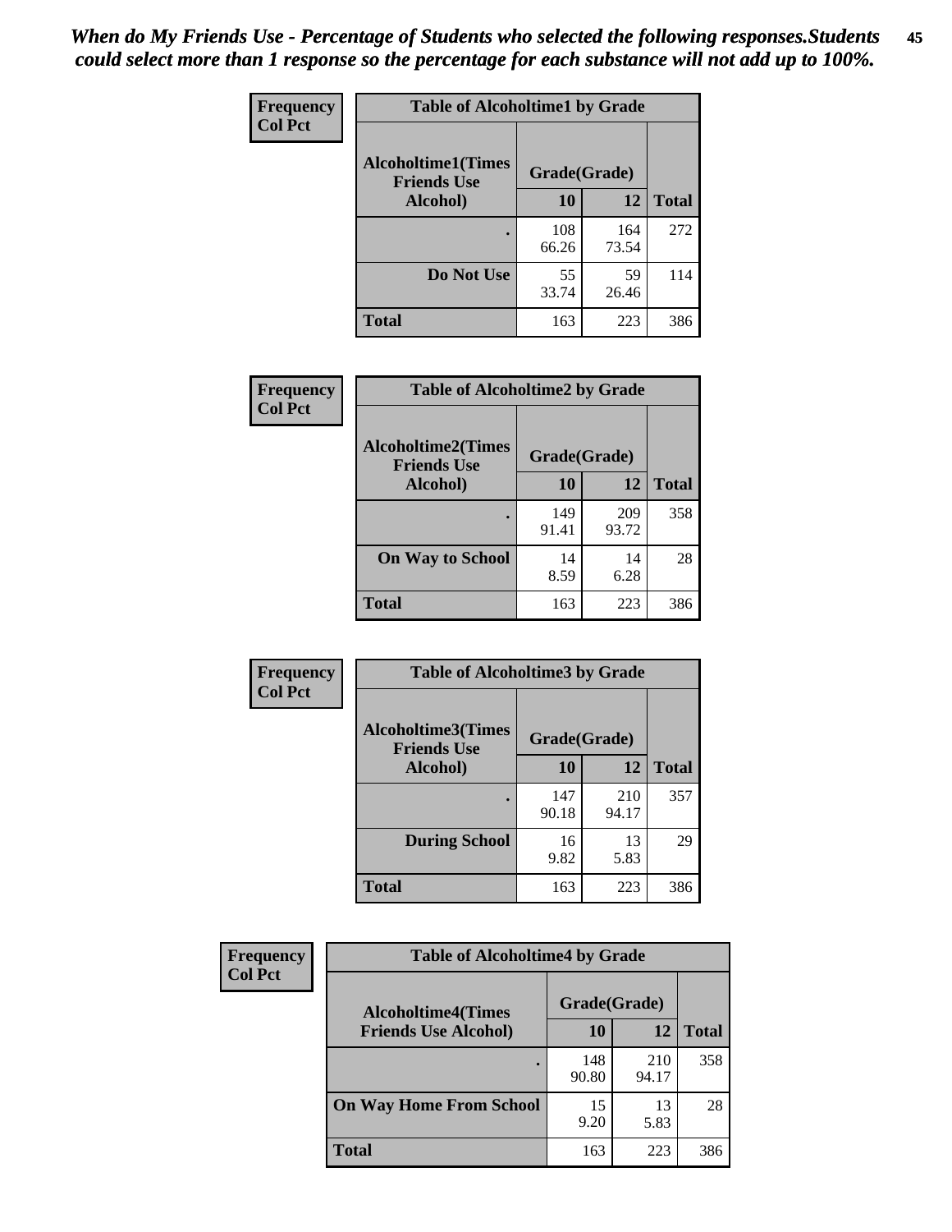*When do My Friends Use - Percentage of Students who selected the following responses.Students could select more than 1 response so the percentage for each substance will not add up to 100%.*

**Frequency**
**Col Pct**

**Table of Alcoholtime1 by Grade**

| Alcoholtime1(Times Friends Use Alcohol) | Grade(Grade) | | |
|---|---|---|---|
| | 10 | 12 | Total |
| . | 108<br>66.26 | 164<br>73.54 | 272 |
| Do Not Use | 55<br>33.74 | 59<br>26.46 | 114 |
| Total | 163 | 223 | 386 |

**Frequency**
**Col Pct**

**Table of Alcoholtime2 by Grade**

| Alcoholtime2(Times Friends Use Alcohol) | Grade(Grade) | | |
|---|---|---|---|
| | 10 | 12 | Total |
| . | 149<br>91.41 | 209<br>93.72 | 358 |
| On Way to School | 14<br>8.59 | 14<br>6.28 | 28 |
| Total | 163 | 223 | 386 |

**Frequency**
**Col Pct**

**Table of Alcoholtime3 by Grade**

| Alcoholtime3(Times Friends Use Alcohol) | Grade(Grade) | | |
|---|---|---|---|
| | 10 | 12 | Total |
| . | 147<br>90.18 | 210<br>94.17 | 357 |
| During School | 16<br>9.82 | 13<br>5.83 | 29 |
| Total | 163 | 223 | 386 |

**Frequency**
**Col Pct**

**Table of Alcoholtime4 by Grade**

| Alcoholtime4(Times Friends Use Alcohol) | Grade(Grade) | | |
|---|---|---|---|
| | 10 | 12 | Total |
| . | 148<br>90.80 | 210<br>94.17 | 358 |
| On Way Home From School | 15<br>9.20 | 13<br>5.83 | 28 |
| Total | 163 | 223 | 386 |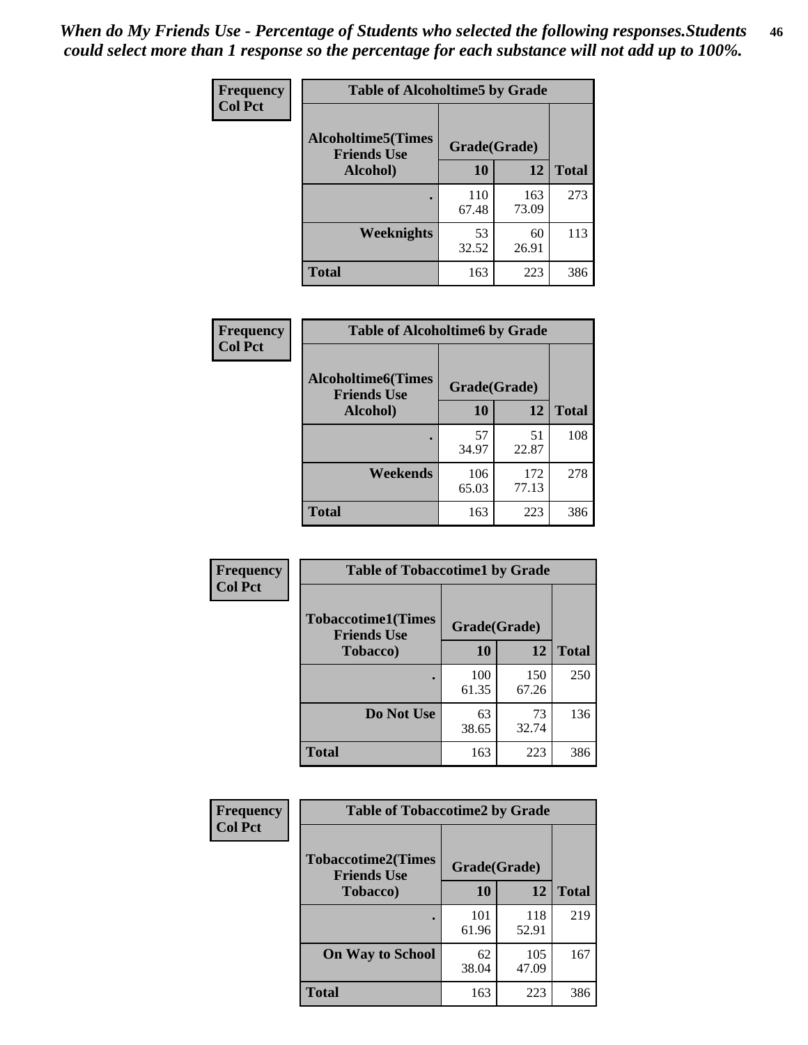*When do My Friends Use - Percentage of Students who selected the following responses.Students could select more than 1 response so the percentage for each substance will not add up to 100%.*

**Frequency**
**Col Pct**

| Table of Alcoholtime5 by Grade | | | |
|---|---|---|---|
| **Alcoholtime5(Times Friends Use Alcohol)** | **Grade(Grade)** | | **Total** |
| | **10** | **12** | |
| **.** | 110<br>67.48 | 163<br>73.09 | 273 |
| **Weeknights** | 53<br>32.52 | 60<br>26.91 | 113 |
| **Total** | 163 | 223 | 386 |

**Frequency**
**Col Pct**

| Table of Alcoholtime6 by Grade | | | |
|---|---|---|---|
| **Alcoholtime6(Times Friends Use Alcohol)** | **Grade(Grade)** | | **Total** |
| | **10** | **12** | |
| **.** | 57<br>34.97 | 51<br>22.87 | 108 |
| **Weekends** | 106<br>65.03 | 172<br>77.13 | 278 |
| **Total** | 163 | 223 | 386 |

**Frequency**
**Col Pct**

| Table of Tobaccotime1 by Grade | | | |
|---|---|---|---|
| **Tobaccotime1(Times Friends Use Tobacco)** | **Grade(Grade)** | | **Total** |
| | **10** | **12** | |
| **.** | 100<br>61.35 | 150<br>67.26 | 250 |
| **Do Not Use** | 63<br>38.65 | 73<br>32.74 | 136 |
| **Total** | 163 | 223 | 386 |

**Frequency**
**Col Pct**

| Table of Tobaccotime2 by Grade | | | |
|---|---|---|---|
| **Tobaccotime2(Times Friends Use Tobacco)** | **Grade(Grade)** | | **Total** |
| | **10** | **12** | |
| **.** | 101<br>61.96 | 118<br>52.91 | 219 |
| **On Way to School** | 62<br>38.04 | 105<br>47.09 | 167 |
| **Total** | 163 | 223 | 386 |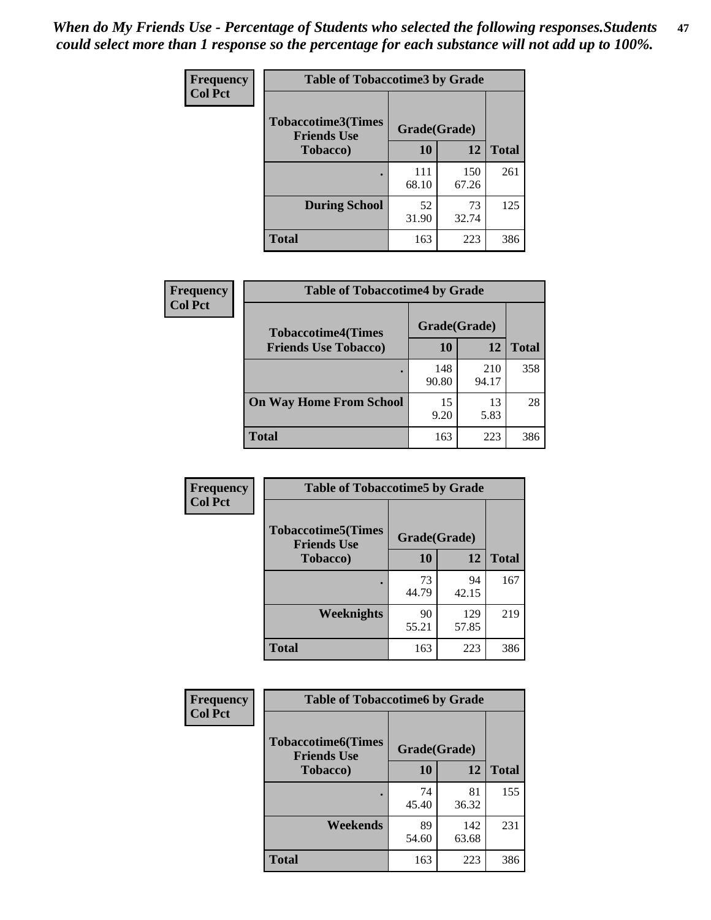*When do My Friends Use - Percentage of Students who selected the following responses.Students could select more than 1 response so the percentage for each substance will not add up to 100%.*

**Frequency**
**Col Pct**

| Table of Tobaccotime3 by Grade | | | |
|---|---|---|---|
| **Tobaccotime3(Times Friends Use Tobacco)** | **Grade(Grade)** | | **Total** |
| | **10** | **12** | |
| . | 111<br>68.10 | 150<br>67.26 | 261 |
| **During School** | 52<br>31.90 | 73<br>32.74 | 125 |
| **Total** | 163 | 223 | 386 |

**Frequency**
**Col Pct**

| Table of Tobaccotime4 by Grade | | | |
|---|---|---|---|
| **Tobaccotime4(Times Friends Use Tobacco)** | **Grade(Grade)** | | **Total** |
| | **10** | **12** | |
| . | 148<br>90.80 | 210<br>94.17 | 358 |
| **On Way Home From School** | 15<br>9.20 | 13<br>5.83 | 28 |
| **Total** | 163 | 223 | 386 |

**Frequency**
**Col Pct**

| Table of Tobaccotime5 by Grade | | | |
|---|---|---|---|
| **Tobaccotime5(Times Friends Use Tobacco)** | **Grade(Grade)** | | **Total** |
| | **10** | **12** | |
| . | 73<br>44.79 | 94<br>42.15 | 167 |
| **Weeknights** | 90<br>55.21 | 129<br>57.85 | 219 |
| **Total** | 163 | 223 | 386 |

**Frequency**
**Col Pct**

| Table of Tobaccotime6 by Grade | | | |
|---|---|---|---|
| **Tobaccotime6(Times Friends Use Tobacco)** | **Grade(Grade)** | | **Total** |
| | **10** | **12** | |
| . | 74<br>45.40 | 81<br>36.32 | 155 |
| **Weekends** | 89<br>54.60 | 142<br>63.68 | 231 |
| **Total** | 163 | 223 | 386 |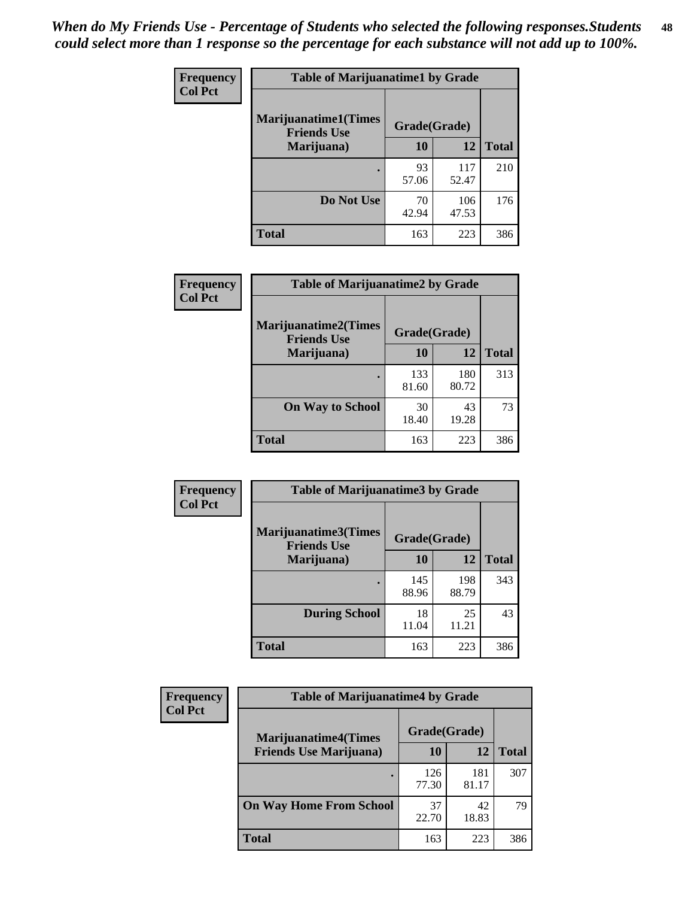*When do My Friends Use - Percentage of Students who selected the following responses.Students could select more than 1 response so the percentage for each substance will not add up to 100%.*

**Frequency**
**Col Pct**

| Table of Marijuanatime1 by Grade | | | |
|---|---|---|---|
| **Marijuanatime1(Times Friends Use Marijuana)** | **Grade(Grade)** | | **Total** |
| | **10** | **12** | |
| . | 93<br>57.06 | 117<br>52.47 | 210 |
| **Do Not Use** | 70<br>42.94 | 106<br>47.53 | 176 |
| **Total** | 163 | 223 | 386 |

**Frequency**
**Col Pct**

| Table of Marijuanatime2 by Grade | | | |
|---|---|---|---|
| **Marijuanatime2(Times Friends Use Marijuana)** | **Grade(Grade)** | | **Total** |
| | **10** | **12** | |
| . | 133<br>81.60 | 180<br>80.72 | 313 |
| **On Way to School** | 30<br>18.40 | 43<br>19.28 | 73 |
| **Total** | 163 | 223 | 386 |

**Frequency**
**Col Pct**

| Table of Marijuanatime3 by Grade | | | |
|---|---|---|---|
| **Marijuanatime3(Times Friends Use Marijuana)** | **Grade(Grade)** | | **Total** |
| | **10** | **12** | |
| . | 145<br>88.96 | 198<br>88.79 | 343 |
| **During School** | 18<br>11.04 | 25<br>11.21 | 43 |
| **Total** | 163 | 223 | 386 |

**Frequency**
**Col Pct**

| Table of Marijuanatime4 by Grade | | | |
|---|---|---|---|
| **Marijuanatime4(Times Friends Use Marijuana)** | **Grade(Grade)** | | **Total** |
| | **10** | **12** | |
| . | 126<br>77.30 | 181<br>81.17 | 307 |
| **On Way Home From School** | 37<br>22.70 | 42<br>18.83 | 79 |
| **Total** | 163 | 223 | 386 |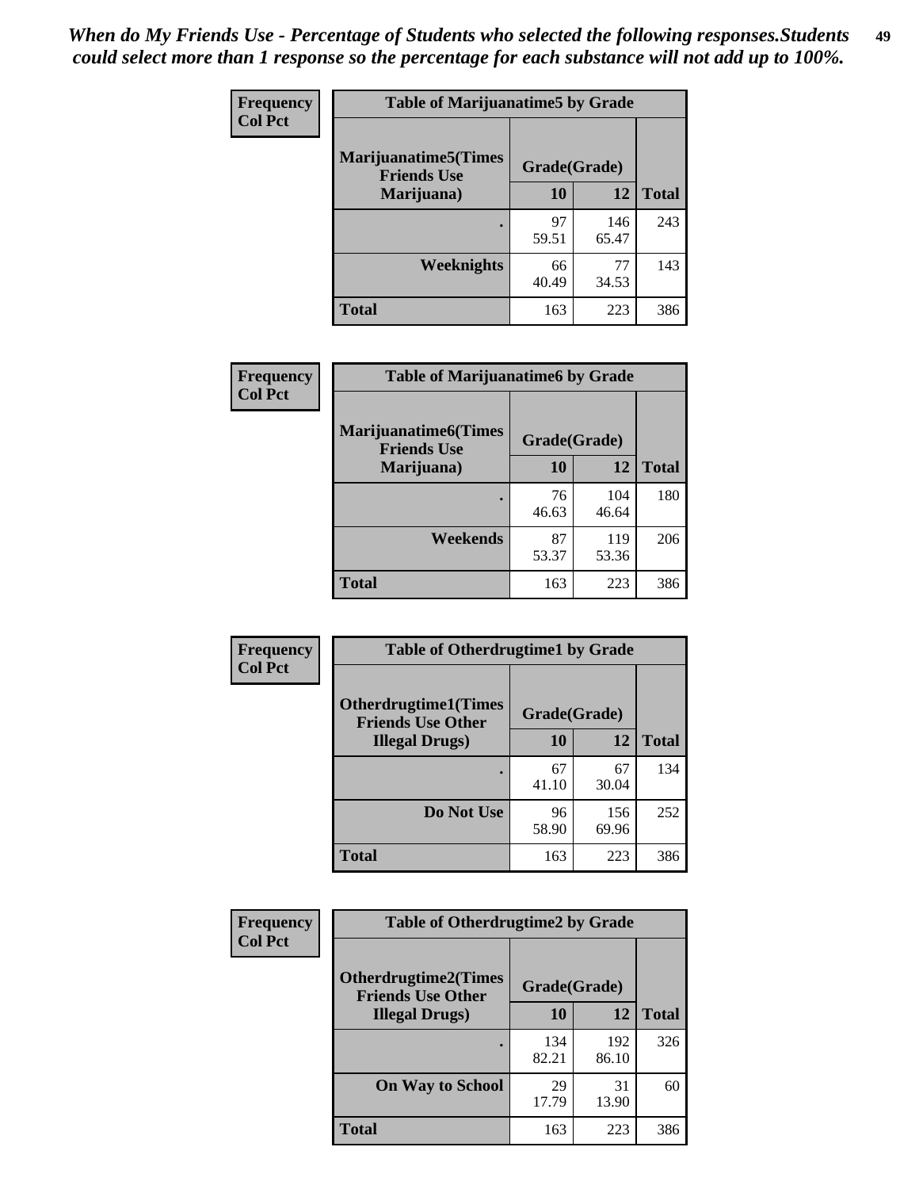*When do My Friends Use - Percentage of Students who selected the following responses.Students could select more than 1 response so the percentage for each substance will not add up to 100%.*

**Frequency**
**Col Pct**

| Table of Marijuanatime5 by Grade | | | |
|---|---|---|---|
| **Marijuanatime5(Times Friends Use Marijuana)** | **Grade(Grade)** | | **Total** |
| | **10** | **12** | |
| **.** | 97<br>59.51 | 146<br>65.47 | 243 |
| **Weeknights** | 66<br>40.49 | 77<br>34.53 | 143 |
| **Total** | 163 | 223 | 386 |

**Frequency**
**Col Pct**

| Table of Marijuanatime6 by Grade | | | |
|---|---|---|---|
| **Marijuanatime6(Times Friends Use Marijuana)** | **Grade(Grade)** | | **Total** |
| | **10** | **12** | |
| **.** | 76<br>46.63 | 104<br>46.64 | 180 |
| **Weekends** | 87<br>53.37 | 119<br>53.36 | 206 |
| **Total** | 163 | 223 | 386 |

**Frequency**
**Col Pct**

| Table of Otherdrugtime1 by Grade | | | |
|---|---|---|---|
| **Otherdrugtime1(Times Friends Use Other Illegal Drugs)** | **Grade(Grade)** | | **Total** |
| | **10** | **12** | |
| **.** | 67<br>41.10 | 67<br>30.04 | 134 |
| **Do Not Use** | 96<br>58.90 | 156<br>69.96 | 252 |
| **Total** | 163 | 223 | 386 |

**Frequency**
**Col Pct**

| Table of Otherdrugtime2 by Grade | | | |
|---|---|---|---|
| **Otherdrugtime2(Times Friends Use Other Illegal Drugs)** | **Grade(Grade)** | | **Total** |
| | **10** | **12** | |
| **.** | 134<br>82.21 | 192<br>86.10 | 326 |
| **On Way to School** | 29<br>17.79 | 31<br>13.90 | 60 |
| **Total** | 163 | 223 | 386 |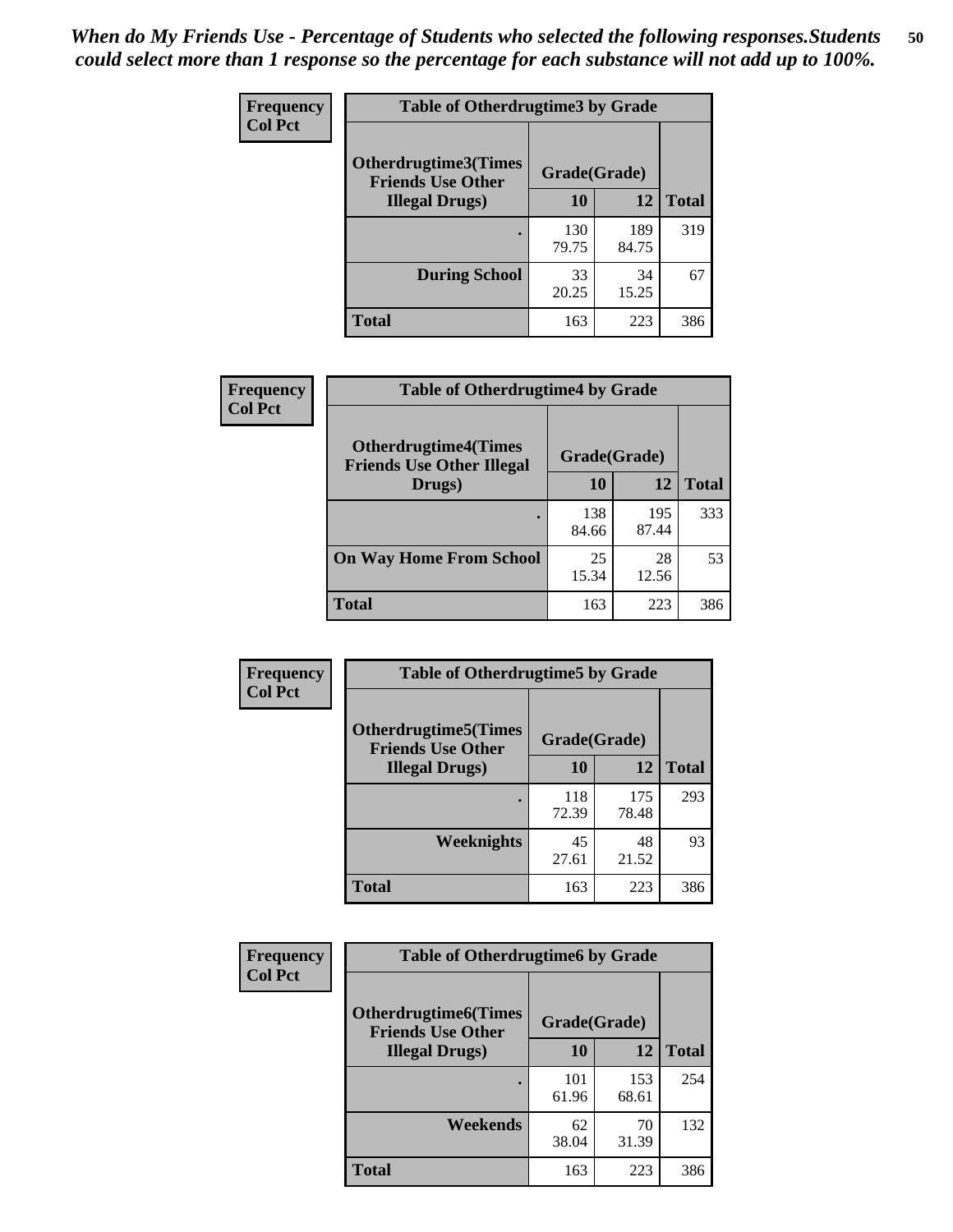*When do My Friends Use - Percentage of Students who selected the following responses.Students could select more than 1 response so the percentage for each substance will not add up to 100%.*

**Frequency / Col Pct**

| Table of Otherdrugtime3 by Grade | | | |
|---|---|---|---|
| **Otherdrugtime3(Times Friends Use Other Illegal Drugs)** | **Grade(Grade)** | | **Total** |
| | **10** | **12** | |
| . | 130<br>79.75 | 189<br>84.75 | 319 |
| **During School** | 33<br>20.25 | 34<br>15.25 | 67 |
| **Total** | 163 | 223 | 386 |

**Frequency / Col Pct**

| Table of Otherdrugtime4 by Grade | | | |
|---|---|---|---|
| **Otherdrugtime4(Times Friends Use Other Illegal Drugs)** | **Grade(Grade)** | | **Total** |
| | **10** | **12** | |
| . | 138<br>84.66 | 195<br>87.44 | 333 |
| **On Way Home From School** | 25<br>15.34 | 28<br>12.56 | 53 |
| **Total** | 163 | 223 | 386 |

**Frequency / Col Pct**

| Table of Otherdrugtime5 by Grade | | | |
|---|---|---|---|
| **Otherdrugtime5(Times Friends Use Other Illegal Drugs)** | **Grade(Grade)** | | **Total** |
| | **10** | **12** | |
| . | 118<br>72.39 | 175<br>78.48 | 293 |
| **Weeknights** | 45<br>27.61 | 48<br>21.52 | 93 |
| **Total** | 163 | 223 | 386 |

**Frequency / Col Pct**

| Table of Otherdrugtime6 by Grade | | | |
|---|---|---|---|
| **Otherdrugtime6(Times Friends Use Other Illegal Drugs)** | **Grade(Grade)** | | **Total** |
| | **10** | **12** | |
| . | 101<br>61.96 | 153<br>68.61 | 254 |
| **Weekends** | 62<br>38.04 | 70<br>31.39 | 132 |
| **Total** | 163 | 223 | 386 |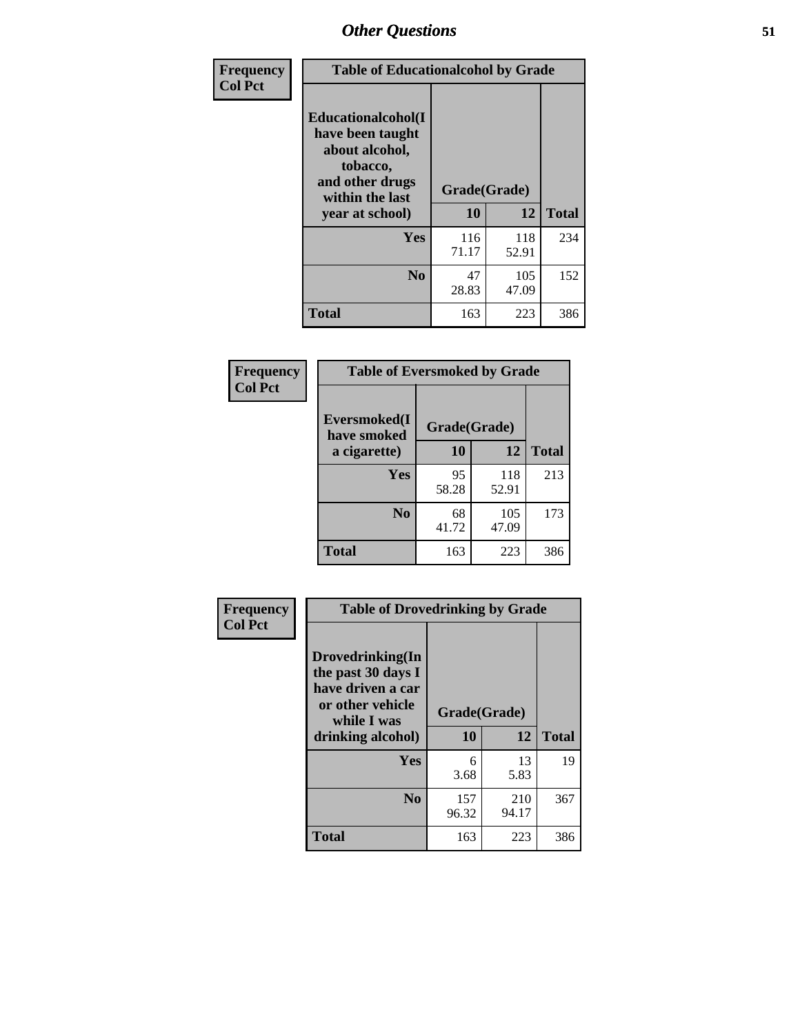| Frequency<br>Col Pct | Table of Educationalalcohol by Grade | | |
|---|---|---|---|
| Educationalalcohol(I have been taught about alcohol, tobacco, and other drugs within the last year at school) | Grade(Grade) | | |
| | 10 | 12 | Total |
| Yes | 116<br>71.17 | 118<br>52.91 | 234 |
| No | 47<br>28.83 | 105<br>47.09 | 152 |
| Total | 163 | 223 | 386 |

| Frequency<br>Col Pct | Table of Eversmoked by Grade | | |
|---|---|---|---|
| Eversmoked(I have smoked a cigarette) | Grade(Grade) | | |
| | 10 | 12 | Total |
| Yes | 95<br>58.28 | 118<br>52.91 | 213 |
| No | 68<br>41.72 | 105<br>47.09 | 173 |
| Total | 163 | 223 | 386 |

| Frequency<br>Col Pct | Table of Drovedrinking by Grade | | |
|---|---|---|---|
| Drovedrinking(In the past 30 days I have driven a car or other vehicle while I was drinking alcohol) | Grade(Grade) | | |
| | 10 | 12 | Total |
| Yes | 6<br>3.68 | 13<br>5.83 | 19 |
| No | 157<br>96.32 | 210<br>94.17 | 367 |
| Total | 163 | 223 | 386 |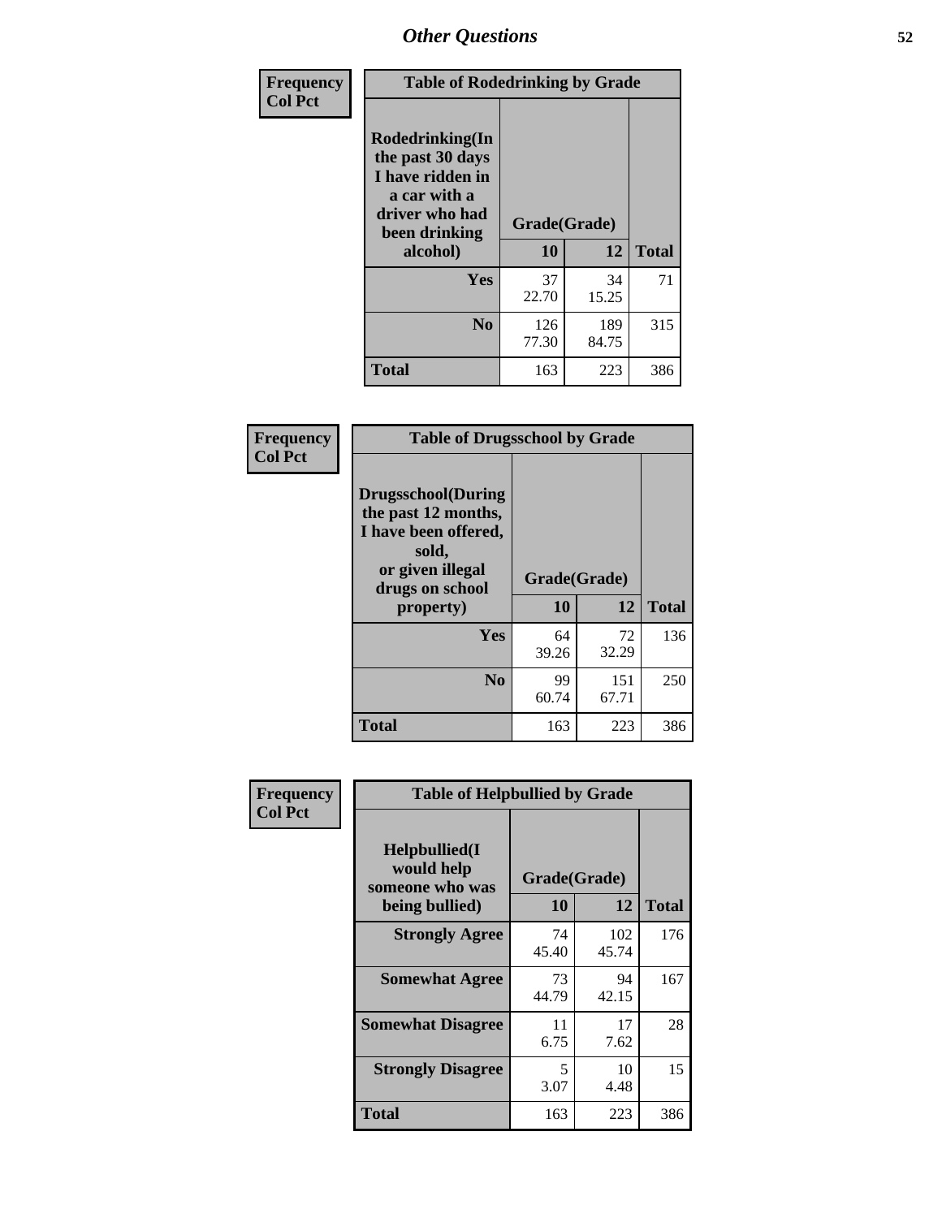## Other Questions

**Frequency**
**Col Pct**

| Table of Rodedrinking by Grade | | | |
|---|---|---|---|
| Rodedrinking(In the past 30 days I have ridden in a car with a driver who had been drinking alcohol) | Grade(Grade) | | |
| | 10 | 12 | Total |
| Yes | 37<br>22.70 | 34<br>15.25 | 71 |
| No | 126<br>77.30 | 189<br>84.75 | 315 |
| Total | 163 | 223 | 386 |

**Frequency**
**Col Pct**

| Table of Drugsschool by Grade | | | |
|---|---|---|---|
| Drugsschool(During the past 12 months, I have been offered, sold, or given illegal drugs on school property) | Grade(Grade) | | |
| | 10 | 12 | Total |
| Yes | 64<br>39.26 | 72<br>32.29 | 136 |
| No | 99<br>60.74 | 151<br>67.71 | 250 |
| Total | 163 | 223 | 386 |

**Frequency**
**Col Pct**

| Table of Helpbullied by Grade | | | |
|---|---|---|---|
| Helpbullied(I would help someone who was being bullied) | Grade(Grade) | | |
| | 10 | 12 | Total |
| Strongly Agree | 74<br>45.40 | 102<br>45.74 | 176 |
| Somewhat Agree | 73<br>44.79 | 94<br>42.15 | 167 |
| Somewhat Disagree | 11<br>6.75 | 17<br>7.62 | 28 |
| Strongly Disagree | 5<br>3.07 | 10<br>4.48 | 15 |
| Total | 163 | 223 | 386 |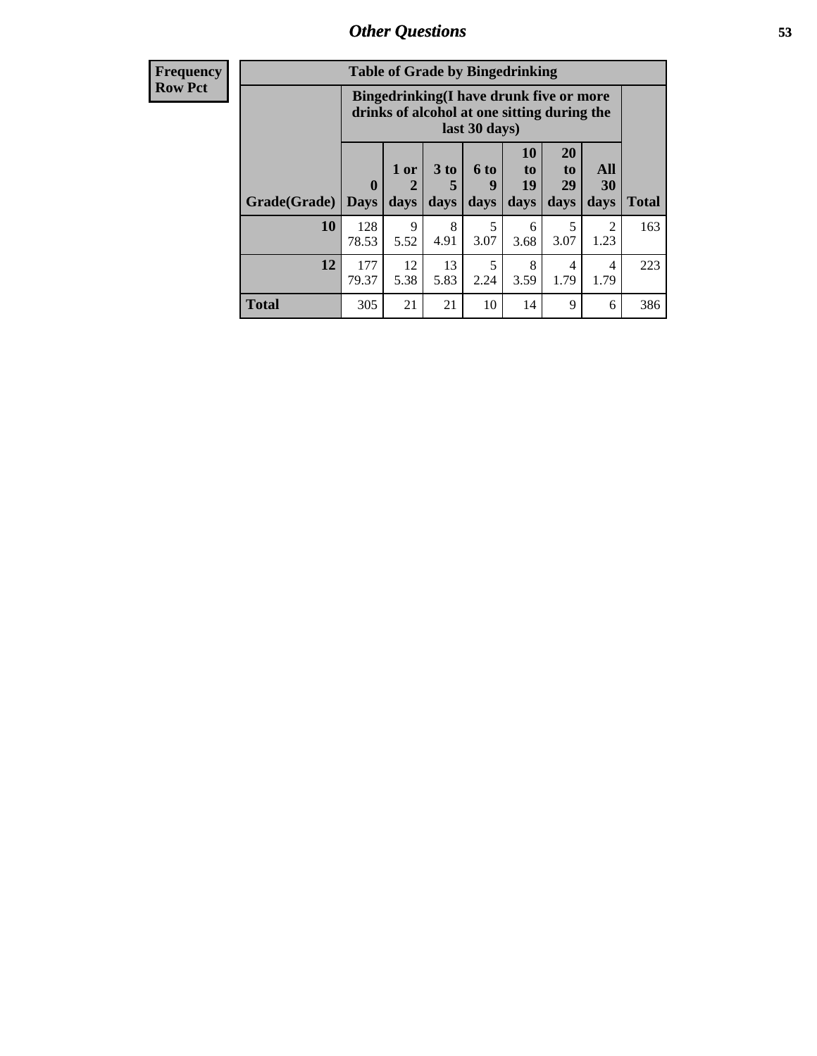| Frequency<br>Row Pct | Table of Grade by Bingedrinking | | | | | | | |
|---|---|---|---|---|---|---|---|---|
| | Bingedrinking(I have drunk five or more drinks of alcohol at one sitting during the last 30 days) | | | | | | | |
| Grade(Grade) | 0 Days | 1 or 2 days | 3 to 5 days | 6 to 9 days | 10 to 19 days | 20 to 29 days | All 30 days | Total |
| 10 | 128<br>78.53 | 9<br>5.52 | 8<br>4.91 | 5<br>3.07 | 6<br>3.68 | 5<br>3.07 | 2<br>1.23 | 163 |
| 12 | 177<br>79.37 | 12<br>5.38 | 13<br>5.83 | 5<br>2.24 | 8<br>3.59 | 4<br>1.79 | 4<br>1.79 | 223 |
| Total | 305 | 21 | 21 | 10 | 14 | 9 | 6 | 386 |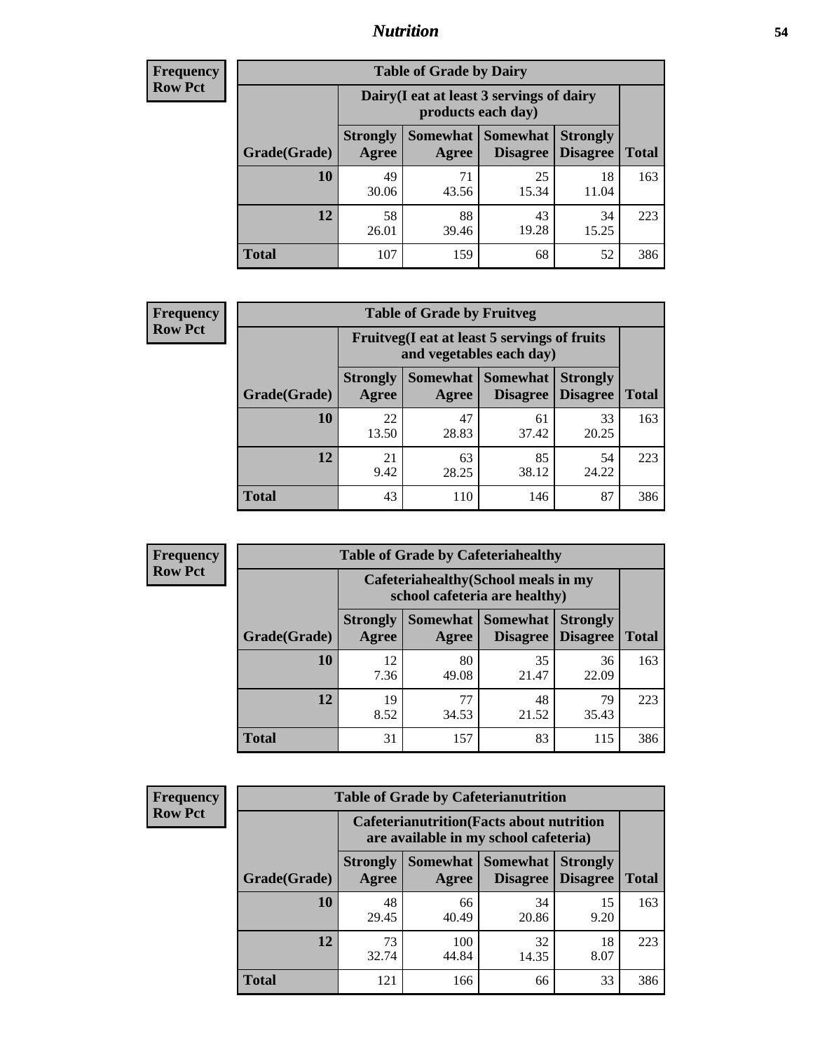## Nutrition

**Frequency**
**Row Pct**

| Table of Grade by Dairy | | | | | |
|---|---|---|---|---|---|
| | Dairy(I eat at least 3 servings of dairy products each day) | | | | |
| Grade(Grade) | Strongly Agree | Somewhat Agree | Somewhat Disagree | Strongly Disagree | Total |
| **10** | 49<br>30.06 | 71<br>43.56 | 25<br>15.34 | 18<br>11.04 | 163 |
| **12** | 58<br>26.01 | 88<br>39.46 | 43<br>19.28 | 34<br>15.25 | 223 |
| **Total** | 107 | 159 | 68 | 52 | 386 |

**Frequency**
**Row Pct**

| Table of Grade by Fruitveg | | | | | |
|---|---|---|---|---|---|
| | Fruitveg(I eat at least 5 servings of fruits and vegetables each day) | | | | |
| Grade(Grade) | Strongly Agree | Somewhat Agree | Somewhat Disagree | Strongly Disagree | Total |
| **10** | 22<br>13.50 | 47<br>28.83 | 61<br>37.42 | 33<br>20.25 | 163 |
| **12** | 21<br>9.42 | 63<br>28.25 | 85<br>38.12 | 54<br>24.22 | 223 |
| **Total** | 43 | 110 | 146 | 87 | 386 |

**Frequency**
**Row Pct**

| Table of Grade by Cafeteriahealthy | | | | | |
|---|---|---|---|---|---|
| | Cafeteriahealthy(School meals in my school cafeteria are healthy) | | | | |
| Grade(Grade) | Strongly Agree | Somewhat Agree | Somewhat Disagree | Strongly Disagree | Total |
| **10** | 12<br>7.36 | 80<br>49.08 | 35<br>21.47 | 36<br>22.09 | 163 |
| **12** | 19<br>8.52 | 77<br>34.53 | 48<br>21.52 | 79<br>35.43 | 223 |
| **Total** | 31 | 157 | 83 | 115 | 386 |

**Frequency**
**Row Pct**

| Table of Grade by Cafeterianutrition | | | | | |
|---|---|---|---|---|---|
| | Cafeterianutrition(Facts about nutrition are available in my school cafeteria) | | | | |
| Grade(Grade) | Strongly Agree | Somewhat Agree | Somewhat Disagree | Strongly Disagree | Total |
| **10** | 48<br>29.45 | 66<br>40.49 | 34<br>20.86 | 15<br>9.20 | 163 |
| **12** | 73<br>32.74 | 100<br>44.84 | 32<br>14.35 | 18<br>8.07 | 223 |
| **Total** | 121 | 166 | 66 | 33 | 386 |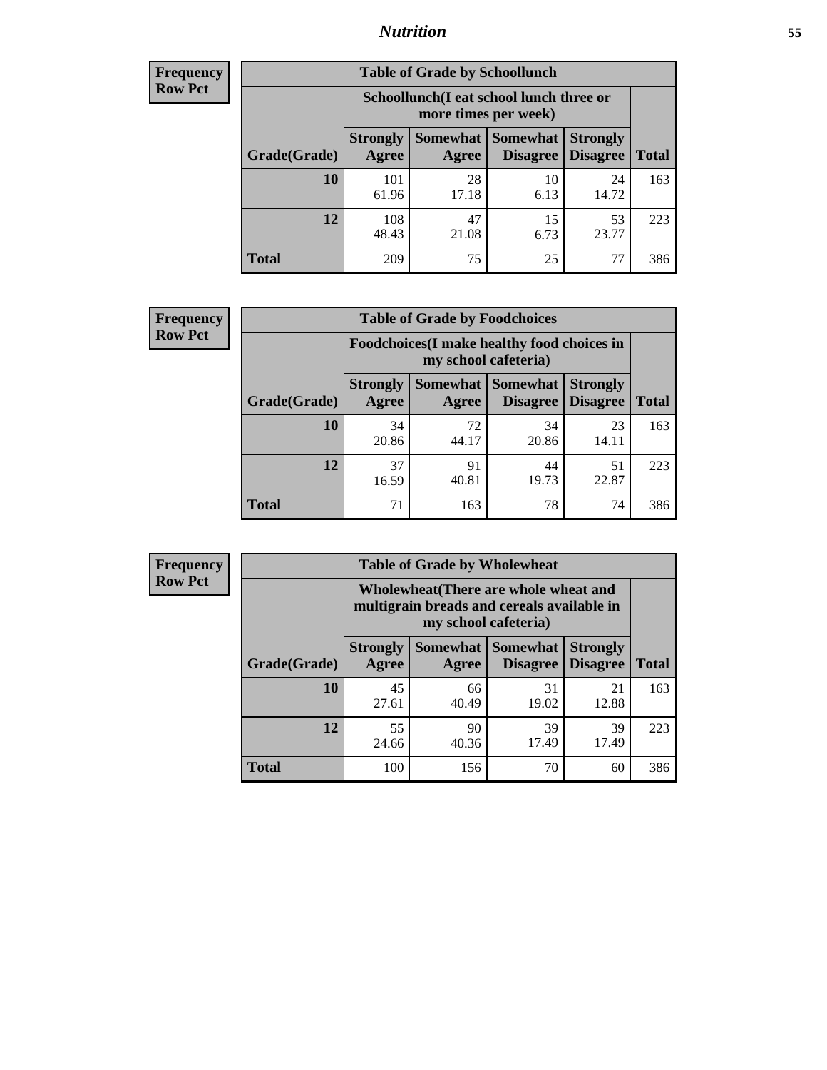| Frequency |
|---|
| Row Pct |

| Table of Grade by Schoollunch | | | | | |
|---|---|---|---|---|---|
| | Schoollunch(I eat school lunch three or more times per week) | | | | |
| Grade(Grade) | Strongly Agree | Somewhat Agree | Somewhat Disagree | Strongly Disagree | Total |
| 10 | 101<br>61.96 | 28<br>17.18 | 10<br>6.13 | 24<br>14.72 | 163 |
| 12 | 108<br>48.43 | 47<br>21.08 | 15<br>6.73 | 53<br>23.77 | 223 |
| Total | 209 | 75 | 25 | 77 | 386 |

| Frequency |
|---|
| Row Pct |

| Table of Grade by Foodchoices | | | | | |
|---|---|---|---|---|---|
| | Foodchoices(I make healthy food choices in my school cafeteria) | | | | |
| Grade(Grade) | Strongly Agree | Somewhat Agree | Somewhat Disagree | Strongly Disagree | Total |
| 10 | 34<br>20.86 | 72<br>44.17 | 34<br>20.86 | 23<br>14.11 | 163 |
| 12 | 37<br>16.59 | 91<br>40.81 | 44<br>19.73 | 51<br>22.87 | 223 |
| Total | 71 | 163 | 78 | 74 | 386 |

| Frequency |
|---|
| Row Pct |

| Table of Grade by Wholewheat | | | | | |
|---|---|---|---|---|---|
| | Wholewheat(There are whole wheat and multigrain breads and cereals available in my school cafeteria) | | | | |
| Grade(Grade) | Strongly Agree | Somewhat Agree | Somewhat Disagree | Strongly Disagree | Total |
| 10 | 45<br>27.61 | 66<br>40.49 | 31<br>19.02 | 21<br>12.88 | 163 |
| 12 | 55<br>24.66 | 90<br>40.36 | 39<br>17.49 | 39<br>17.49 | 223 |
| Total | 100 | 156 | 70 | 60 | 386 |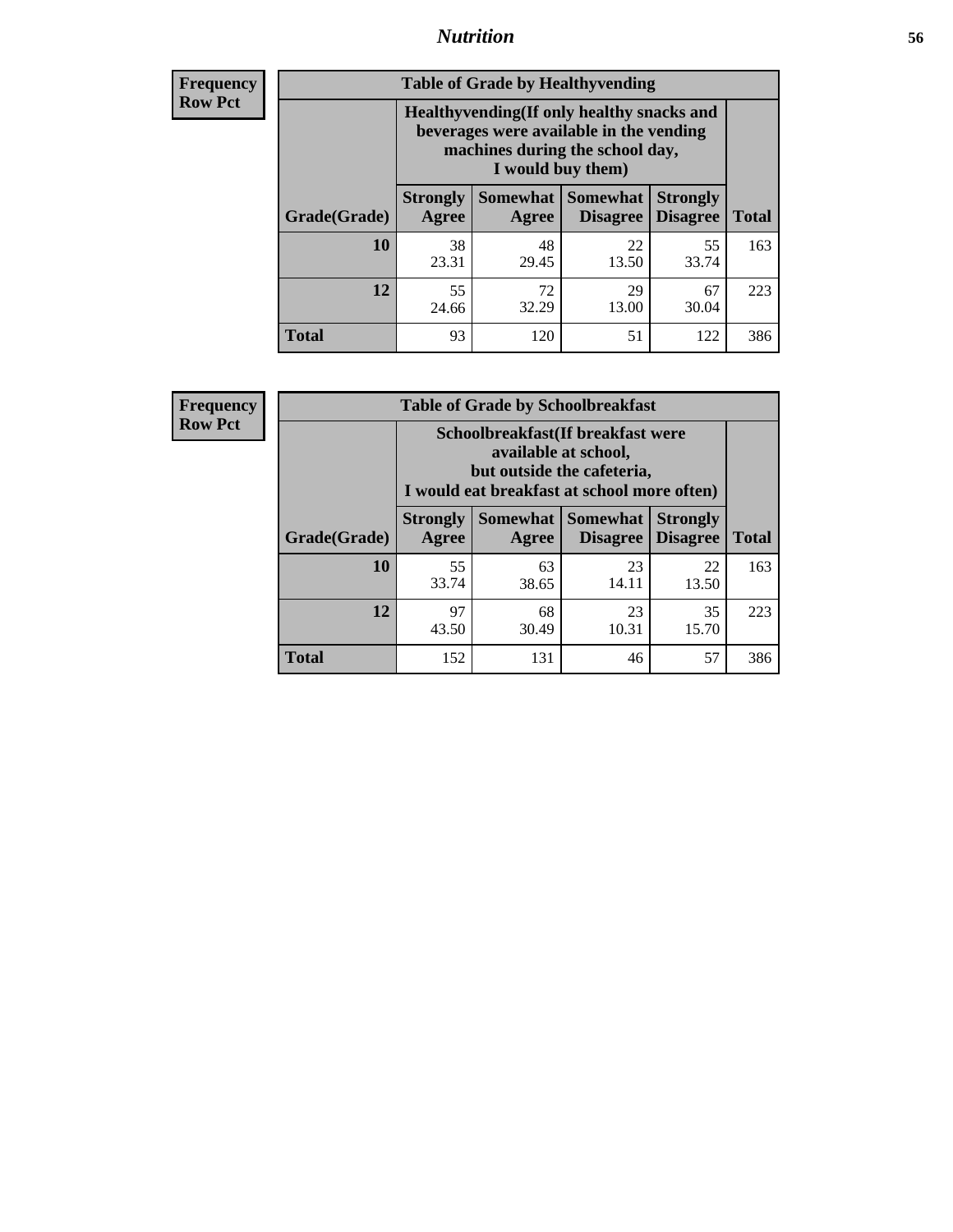# Nutrition

**Frequency**
**Row Pct**

| Table of Grade by Healthyvending | | | | | |
|---|---|---|---|---|---|
| | Healthyvending(If only healthy snacks and beverages were available in the vending machines during the school day, I would buy them) | | | | |
| Grade(Grade) | Strongly Agree | Somewhat Agree | Somewhat Disagree | Strongly Disagree | Total |
| **10** | 38<br>23.31 | 48<br>29.45 | 22<br>13.50 | 55<br>33.74 | 163 |
| **12** | 55<br>24.66 | 72<br>32.29 | 29<br>13.00 | 67<br>30.04 | 223 |
| **Total** | 93 | 120 | 51 | 122 | 386 |

**Frequency**
**Row Pct**

| Table of Grade by Schoolbreakfast | | | | | |
|---|---|---|---|---|---|
| | Schoolbreakfast(If breakfast were available at school, but outside the cafeteria, I would eat breakfast at school more often) | | | | |
| Grade(Grade) | Strongly Agree | Somewhat Agree | Somewhat Disagree | Strongly Disagree | Total |
| **10** | 55<br>33.74 | 63<br>38.65 | 23<br>14.11 | 22<br>13.50 | 163 |
| **12** | 97<br>43.50 | 68<br>30.49 | 23<br>10.31 | 35<br>15.70 | 223 |
| **Total** | 152 | 131 | 46 | 57 | 386 |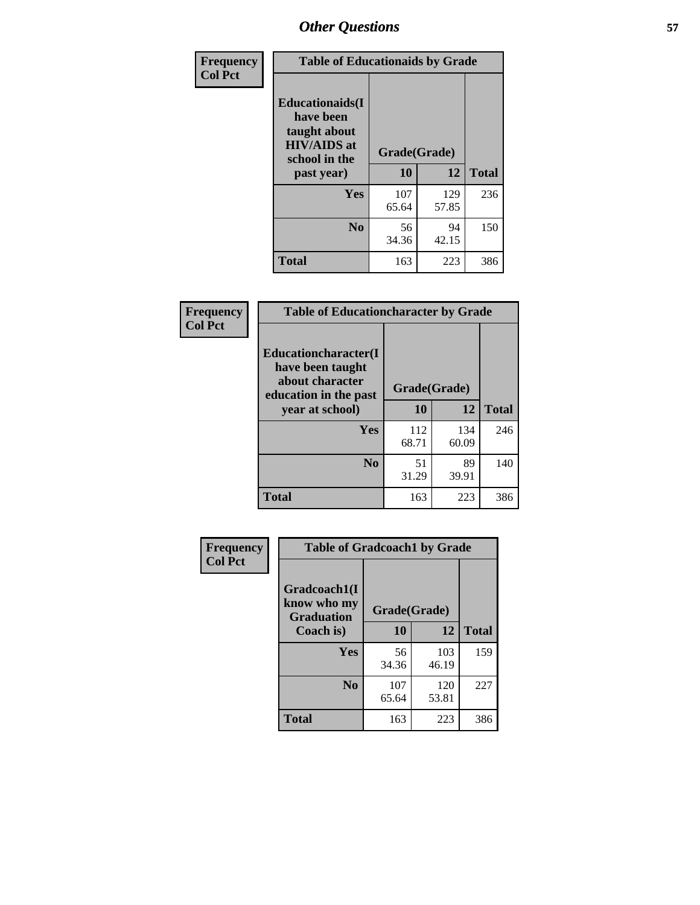# Other Questions

| Frequency Col Pct | Table of Educationaids by Grade | | |
|---|---|---|---|
| Educationaids(I have been taught about HIV/AIDS at school in the past year) | Grade(Grade) | | |
| | 10 | 12 | Total |
| Yes | 107<br>65.64 | 129<br>57.85 | 236 |
| No | 56<br>34.36 | 94<br>42.15 | 150 |
| Total | 163 | 223 | 386 |

| Frequency Col Pct | Table of Educationcharacter by Grade | | |
|---|---|---|---|
| Educationcharacter(I have been taught about character education in the past year at school) | Grade(Grade) | | |
| | 10 | 12 | Total |
| Yes | 112<br>68.71 | 134<br>60.09 | 246 |
| No | 51<br>31.29 | 89<br>39.91 | 140 |
| Total | 163 | 223 | 386 |

| Frequency Col Pct | Table of Gradcoach1 by Grade | | |
|---|---|---|---|
| Gradcoach1(I know who my Graduation Coach is) | Grade(Grade) | | |
| | 10 | 12 | Total |
| Yes | 56<br>34.36 | 103<br>46.19 | 159 |
| No | 107<br>65.64 | 120<br>53.81 | 227 |
| Total | 163 | 223 | 386 |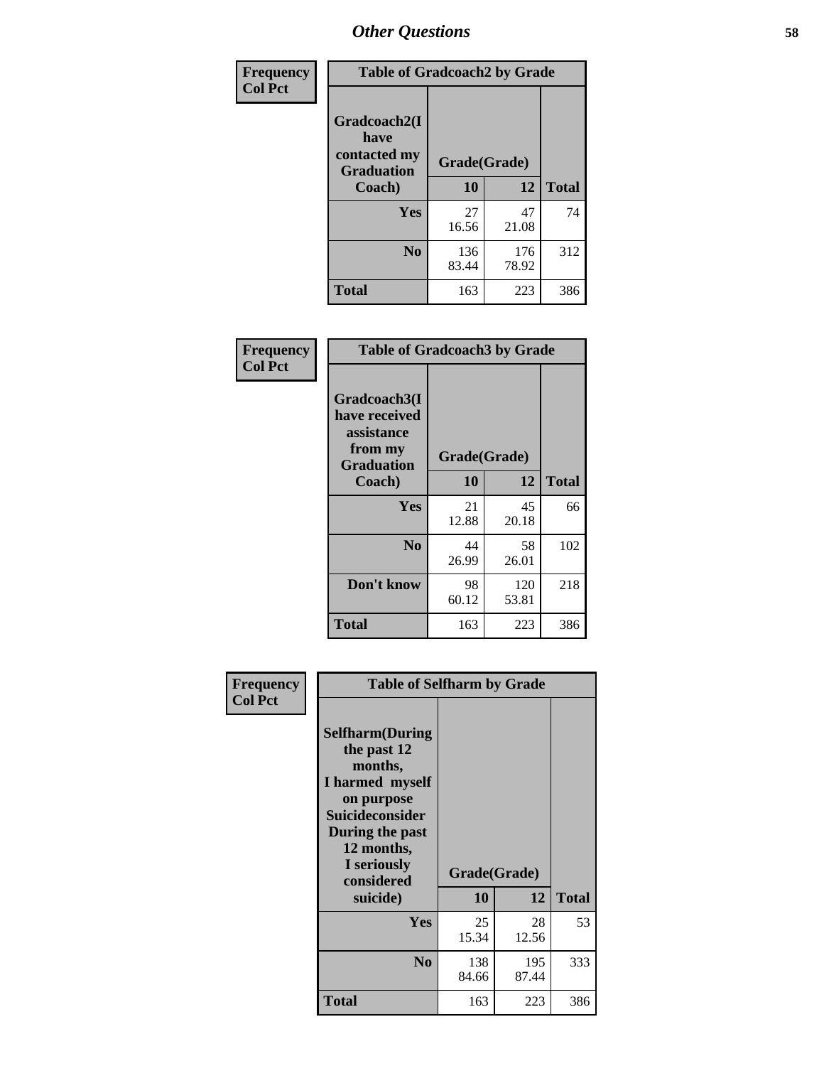## Other Questions

**Frequency**
**Col Pct**

| Table of Gradcoach2 by Grade | | | |
|---|---|---|---|
| Gradcoach2(I have contacted my Graduation Coach) | Grade(Grade) | | |
| | 10 | 12 | Total |
| **Yes** | 27<br>16.56 | 47<br>21.08 | 74 |
| **No** | 136<br>83.44 | 176<br>78.92 | 312 |
| **Total** | 163 | 223 | 386 |

**Frequency**
**Col Pct**

| Table of Gradcoach3 by Grade | | | |
|---|---|---|---|
| Gradcoach3(I have received assistance from my Graduation Coach) | Grade(Grade) | | |
| | 10 | 12 | Total |
| **Yes** | 21<br>12.88 | 45<br>20.18 | 66 |
| **No** | 44<br>26.99 | 58<br>26.01 | 102 |
| **Don't know** | 98<br>60.12 | 120<br>53.81 | 218 |
| **Total** | 163 | 223 | 386 |

**Frequency**
**Col Pct**

| Table of Selfharm by Grade | | | |
|---|---|---|---|
| Selfharm(During the past 12 months, I harmed myself on purpose Suicideconsider During the past 12 months, I seriously considered suicide) | Grade(Grade) | | |
| | 10 | 12 | Total |
| **Yes** | 25<br>15.34 | 28<br>12.56 | 53 |
| **No** | 138<br>84.66 | 195<br>87.44 | 333 |
| **Total** | 163 | 223 | 386 |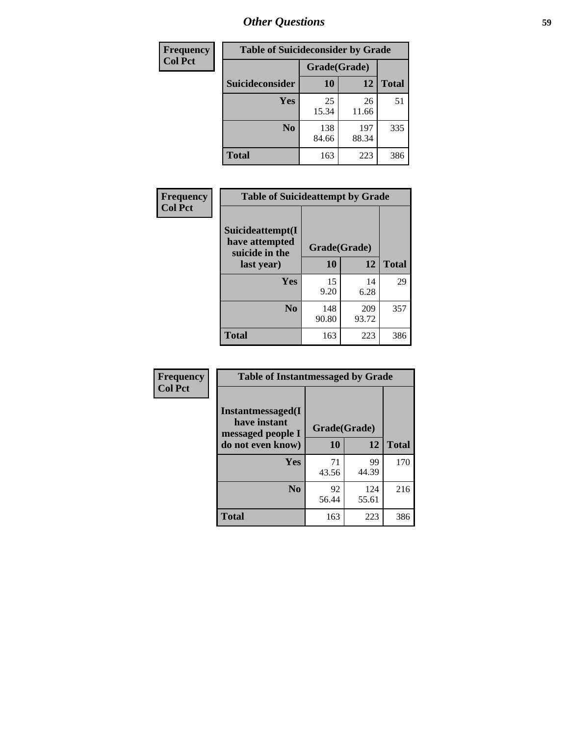# Other Questions

| Frequency Col Pct | Table of Suicideconsider by Grade | | |
|---|---|---|---|
| | Grade(Grade) | | |
| Suicideconsider | 10 | 12 | Total |
| Yes | 25<br>15.34 | 26<br>11.66 | 51 |
| No | 138<br>84.66 | 197<br>88.34 | 335 |
| Total | 163 | 223 | 386 |

| Frequency Col Pct | Table of Suicideattempt by Grade | | |
|---|---|---|---|
| Suicideattempt(I have attempted suicide in the last year) | Grade(Grade) | | |
| | 10 | 12 | Total |
| Yes | 15<br>9.20 | 14<br>6.28 | 29 |
| No | 148<br>90.80 | 209<br>93.72 | 357 |
| Total | 163 | 223 | 386 |

| Frequency Col Pct | Table of Instantmessaged by Grade | | |
|---|---|---|---|
| Instantmessaged(I have instant messaged people I do not even know) | Grade(Grade) | | |
| | 10 | 12 | Total |
| Yes | 71<br>43.56 | 99<br>44.39 | 170 |
| No | 92<br>56.44 | 124<br>55.61 | 216 |
| Total | 163 | 223 | 386 |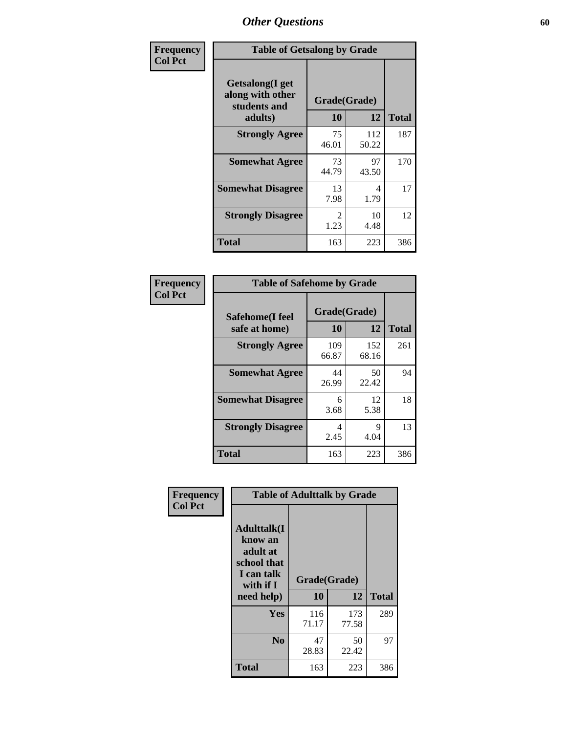| Frequency<br>Col Pct | Table of Getsalong by Grade | | |
|---|---|---|---|
| Getsalong(I get along with other students and adults) | Grade(Grade) | | |
| | 10 | 12 | Total |
| Strongly Agree | 75<br>46.01 | 112<br>50.22 | 187 |
| Somewhat Agree | 73<br>44.79 | 97<br>43.50 | 170 |
| Somewhat Disagree | 13<br>7.98 | 4<br>1.79 | 17 |
| Strongly Disagree | 2<br>1.23 | 10<br>4.48 | 12 |
| Total | 163 | 223 | 386 |

| Frequency<br>Col Pct | Table of Safehome by Grade | | |
|---|---|---|---|
| Safehome(I feel safe at home) | Grade(Grade) | | |
| | 10 | 12 | Total |
| Strongly Agree | 109<br>66.87 | 152<br>68.16 | 261 |
| Somewhat Agree | 44<br>26.99 | 50<br>22.42 | 94 |
| Somewhat Disagree | 6<br>3.68 | 12<br>5.38 | 18 |
| Strongly Disagree | 4<br>2.45 | 9<br>4.04 | 13 |
| Total | 163 | 223 | 386 |

| Frequency<br>Col Pct | Table of Adulttalk by Grade | | |
|---|---|---|---|
| Adulttalk(I know an adult at school that I can talk with if I need help) | Grade(Grade) | | |
| | 10 | 12 | Total |
| Yes | 116<br>71.17 | 173<br>77.58 | 289 |
| No | 47<br>28.83 | 50<br>22.42 | 97 |
| Total | 163 | 223 | 386 |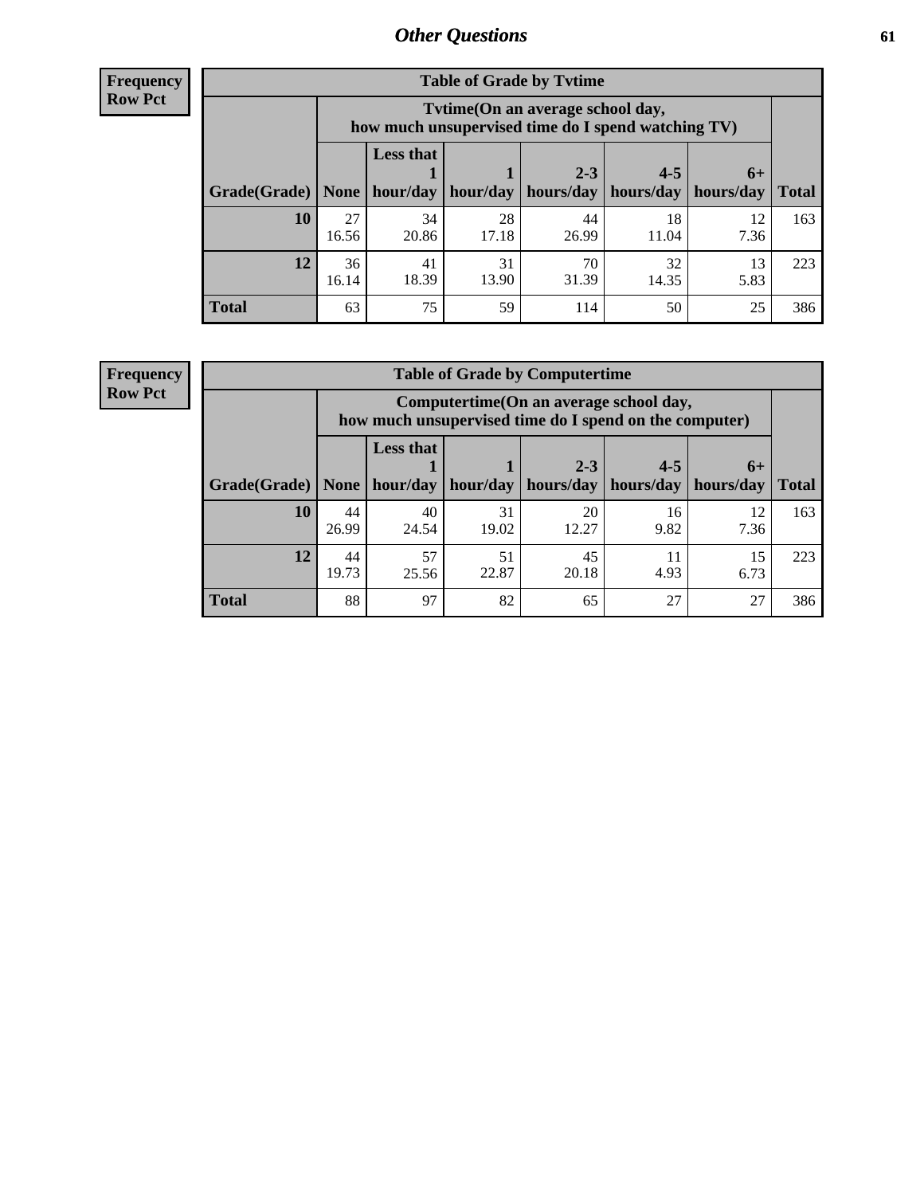**Frequency**
**Row Pct**

| Table of Grade by Tvtime | | | | | | | |
|---|---|---|---|---|---|---|---|
| | Tvtime(On an average school day, how much unsupervised time do I spend watching TV) | | | | | | |
| Grade(Grade) | None | Less that 1 hour/day | 1 hour/day | 2-3 hours/day | 4-5 hours/day | 6+ hours/day | Total |
| **10** | 27<br>16.56 | 34<br>20.86 | 28<br>17.18 | 44<br>26.99 | 18<br>11.04 | 12<br>7.36 | 163 |
| **12** | 36<br>16.14 | 41<br>18.39 | 31<br>13.90 | 70<br>31.39 | 32<br>14.35 | 13<br>5.83 | 223 |
| **Total** | 63 | 75 | 59 | 114 | 50 | 25 | 386 |

**Frequency**
**Row Pct**

| Table of Grade by Computertime | | | | | | | |
|---|---|---|---|---|---|---|---|
| | Computertime(On an average school day, how much unsupervised time do I spend on the computer) | | | | | | |
| Grade(Grade) | None | Less that 1 hour/day | 1 hour/day | 2-3 hours/day | 4-5 hours/day | 6+ hours/day | Total |
| **10** | 44<br>26.99 | 40<br>24.54 | 31<br>19.02 | 20<br>12.27 | 16<br>9.82 | 12<br>7.36 | 163 |
| **12** | 44<br>19.73 | 57<br>25.56 | 51<br>22.87 | 45<br>20.18 | 11<br>4.93 | 15<br>6.73 | 223 |
| **Total** | 88 | 97 | 82 | 65 | 27 | 27 | 386 |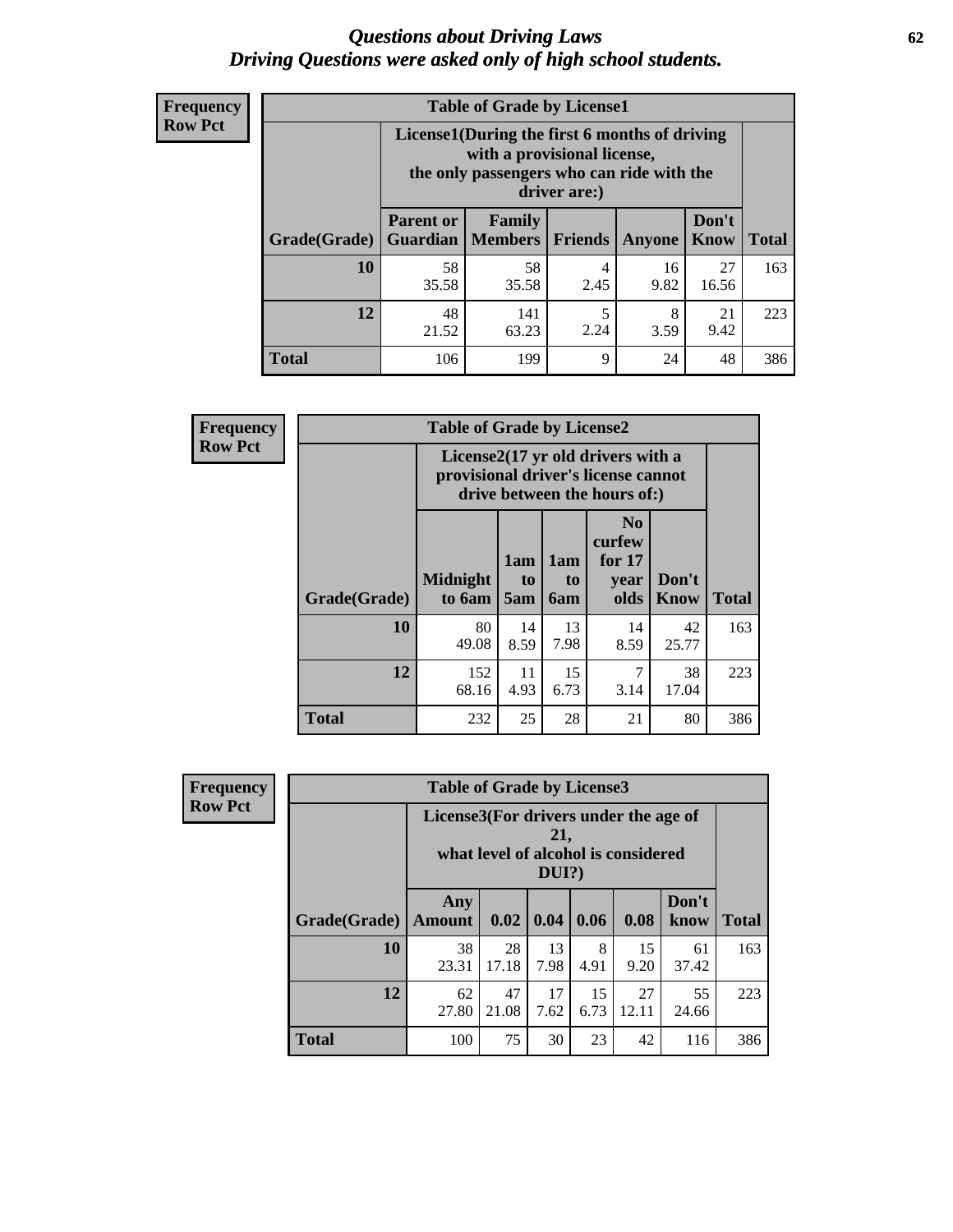# *Questions about Driving Laws*
# *Driving Questions were asked only of high school students.*

**Frequency**
**Row Pct**

**Table of Grade by License1**

| Grade(Grade) | License1(During the first 6 months of driving with a provisional license, the only passengers who can ride with the driver are:) | | | | | Total |
|---|---|---|---|---|---|---|
| | Parent or Guardian | Family Members | Friends | Anyone | Don't Know | |
| 10 | 58<br>35.58 | 58<br>35.58 | 4<br>2.45 | 16<br>9.82 | 27<br>16.56 | 163 |
| 12 | 48<br>21.52 | 141<br>63.23 | 5<br>2.24 | 8<br>3.59 | 21<br>9.42 | 223 |
| Total | 106 | 199 | 9 | 24 | 48 | 386 |

**Frequency**
**Row Pct**

**Table of Grade by License2**

| Grade(Grade) | License2(17 yr old drivers with a provisional driver's license cannot drive between the hours of:) | | | | | Total |
|---|---|---|---|---|---|---|
| | Midnight to 6am | 1am to 5am | 1am to 6am | No curfew for 17 year olds | Don't Know | |
| 10 | 80<br>49.08 | 14<br>8.59 | 13<br>7.98 | 14<br>8.59 | 42<br>25.77 | 163 |
| 12 | 152<br>68.16 | 11<br>4.93 | 15<br>6.73 | 7<br>3.14 | 38<br>17.04 | 223 |
| Total | 232 | 25 | 28 | 21 | 80 | 386 |

**Frequency**
**Row Pct**

**Table of Grade by License3**

| Grade(Grade) | License3(For drivers under the age of 21, what level of alcohol is considered DUI?) | | | | | | Total |
|---|---|---|---|---|---|---|---|
| | Any Amount | 0.02 | 0.04 | 0.06 | 0.08 | Don't know | |
| 10 | 38<br>23.31 | 28<br>17.18 | 13<br>7.98 | 8<br>4.91 | 15<br>9.20 | 61<br>37.42 | 163 |
| 12 | 62<br>27.80 | 47<br>21.08 | 17<br>7.62 | 15<br>6.73 | 27<br>12.11 | 55<br>24.66 | 223 |
| Total | 100 | 75 | 30 | 23 | 42 | 116 | 386 |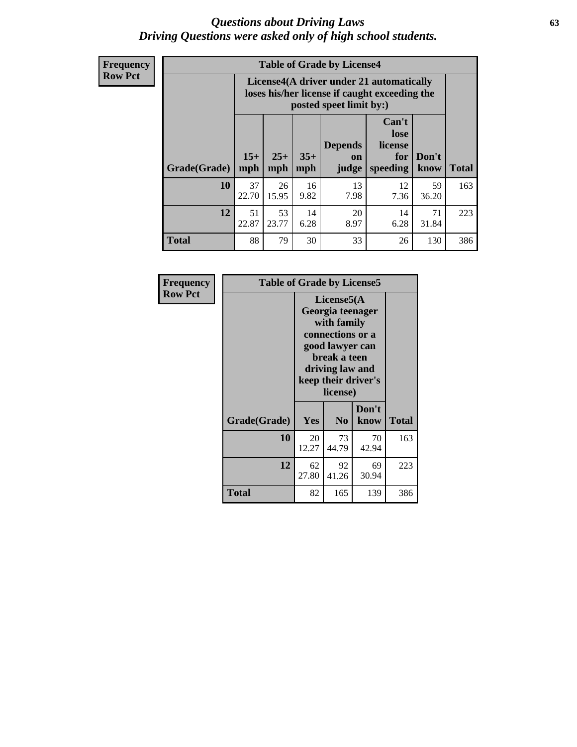# *Questions about Driving Laws*
## *Driving Questions were asked only of high school students.*

**Frequency**
**Row Pct**

**Table of Grade by License4**

| Grade(Grade) | License4(A driver under 21 automatically loses his/her license if caught exceeding the posted speet limit by:) | | | | | | Total |
|---|---|---|---|---|---|---|---|
| | 15+ mph | 25+ mph | 35+ mph | Depends on judge | Can't lose license for speeding | Don't know | |
| **10** | 37<br>22.70 | 26<br>15.95 | 16<br>9.82 | 13<br>7.98 | 12<br>7.36 | 59<br>36.20 | 163 |
| **12** | 51<br>22.87 | 53<br>23.77 | 14<br>6.28 | 20<br>8.97 | 14<br>6.28 | 71<br>31.84 | 223 |
| **Total** | 88 | 79 | 30 | 33 | 26 | 130 | 386 |

**Frequency**
**Row Pct**

**Table of Grade by License5**

| Grade(Grade) | License5(A Georgia teenager with family connections or a good lawyer can break a teen driving law and keep their driver's license) | | | Total |
|---|---|---|---|---|
| | Yes | No | Don't know | |
| **10** | 20<br>12.27 | 73<br>44.79 | 70<br>42.94 | 163 |
| **12** | 62<br>27.80 | 92<br>41.26 | 69<br>30.94 | 223 |
| **Total** | 82 | 165 | 139 | 386 |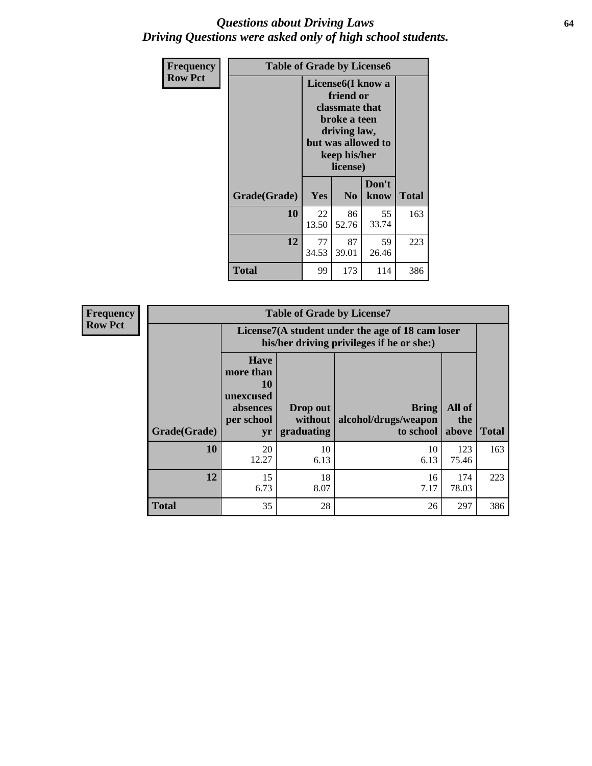# *Questions about Driving Laws*
## *Driving Questions were asked only of high school students.*

| Frequency<br>Row Pct | Table of Grade by License6 | | | |
|---|---|---|---|---|
| | License6(I know a friend or classmate that broke a teen driving law, but was allowed to keep his/her license) | | | |
| Grade(Grade) | Yes | No | Don't know | Total |
| 10 | 22<br>13.50 | 86<br>52.76 | 55<br>33.74 | 163 |
| 12 | 77<br>34.53 | 87<br>39.01 | 59<br>26.46 | 223 |
| Total | 99 | 173 | 114 | 386 |

| Frequency<br>Row Pct | Table of Grade by License7 | | | | |
|---|---|---|---|---|---|
| | License7(A student under the age of 18 cam loser his/her driving privileges if he or she:) | | | | |
| Grade(Grade) | Have more than 10 unexcused absences per school yr | Drop out without graduating | Bring alcohol/drugs/weapon to school | All of the above | Total |
| 10 | 20<br>12.27 | 10<br>6.13 | 10<br>6.13 | 123<br>75.46 | 163 |
| 12 | 15<br>6.73 | 18<br>8.07 | 16<br>7.17 | 174<br>78.03 | 223 |
| Total | 35 | 28 | 26 | 297 | 386 |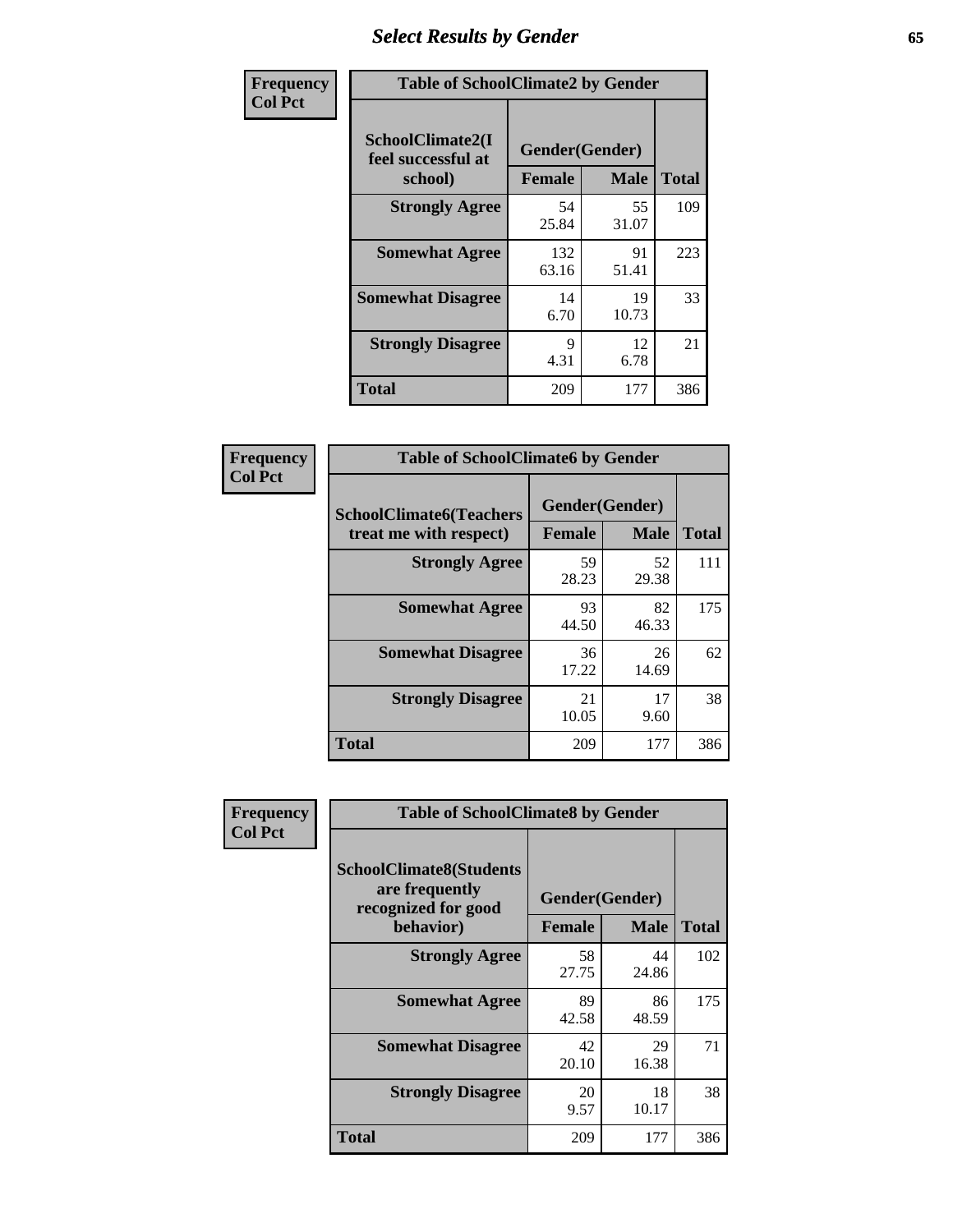# Select Results by Gender

**Frequency**
**Col Pct**

| Table of SchoolClimate2 by Gender | | | |
|---|---|---|---|
| SchoolClimate2(I feel successful at school) | Gender(Gender) | | |
| | Female | Male | Total |
| Strongly Agree | 54<br>25.84 | 55<br>31.07 | 109 |
| Somewhat Agree | 132<br>63.16 | 91<br>51.41 | 223 |
| Somewhat Disagree | 14<br>6.70 | 19<br>10.73 | 33 |
| Strongly Disagree | 9<br>4.31 | 12<br>6.78 | 21 |
| Total | 209 | 177 | 386 |

**Frequency**
**Col Pct**

| Table of SchoolClimate6 by Gender | | | |
|---|---|---|---|
| SchoolClimate6(Teachers treat me with respect) | Gender(Gender) | | |
| | Female | Male | Total |
| Strongly Agree | 59<br>28.23 | 52<br>29.38 | 111 |
| Somewhat Agree | 93<br>44.50 | 82<br>46.33 | 175 |
| Somewhat Disagree | 36<br>17.22 | 26<br>14.69 | 62 |
| Strongly Disagree | 21<br>10.05 | 17<br>9.60 | 38 |
| Total | 209 | 177 | 386 |

**Frequency**
**Col Pct**

| Table of SchoolClimate8 by Gender | | | |
|---|---|---|---|
| SchoolClimate8(Students are frequently recognized for good behavior) | Gender(Gender) | | |
| | Female | Male | Total |
| Strongly Agree | 58<br>27.75 | 44<br>24.86 | 102 |
| Somewhat Agree | 89<br>42.58 | 86<br>48.59 | 175 |
| Somewhat Disagree | 42<br>20.10 | 29<br>16.38 | 71 |
| Strongly Disagree | 20<br>9.57 | 18<br>10.17 | 38 |
| Total | 209 | 177 | 386 |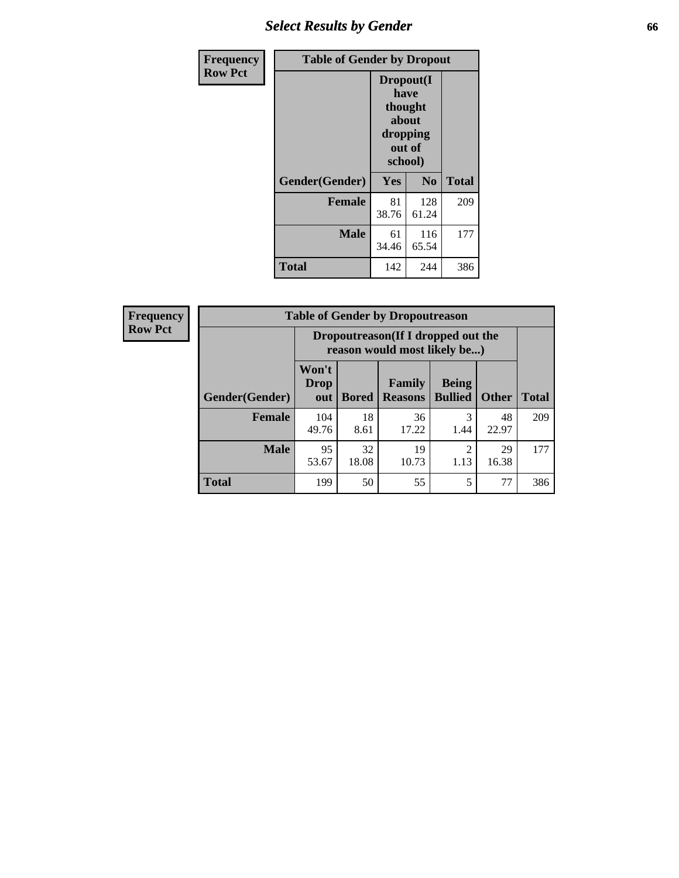## Select Results by Gender

| Frequency<br>Row Pct | Table of Gender by Dropout | | |
|---|---|---|---|
| | Dropout(I have thought about dropping out of school) | | |
| Gender(Gender) | Yes | No | Total |
| Female | 81<br>38.76 | 128<br>61.24 | 209 |
| Male | 61<br>34.46 | 116<br>65.54 | 177 |
| Total | 142 | 244 | 386 |

| Frequency<br>Row Pct | Table of Gender by Dropoutreason | | | | | |
|---|---|---|---|---|---|---|
| | Dropoutreason(If I dropped out the reason would most likely be...) | | | | | |
| Gender(Gender) | Won't Drop out | Bored | Family Reasons | Being Bullied | Other | Total |
| Female | 104<br>49.76 | 18<br>8.61 | 36<br>17.22 | 3<br>1.44 | 48<br>22.97 | 209 |
| Male | 95<br>53.67 | 32<br>18.08 | 19<br>10.73 | 2<br>1.13 | 29<br>16.38 | 177 |
| Total | 199 | 50 | 55 | 5 | 77 | 386 |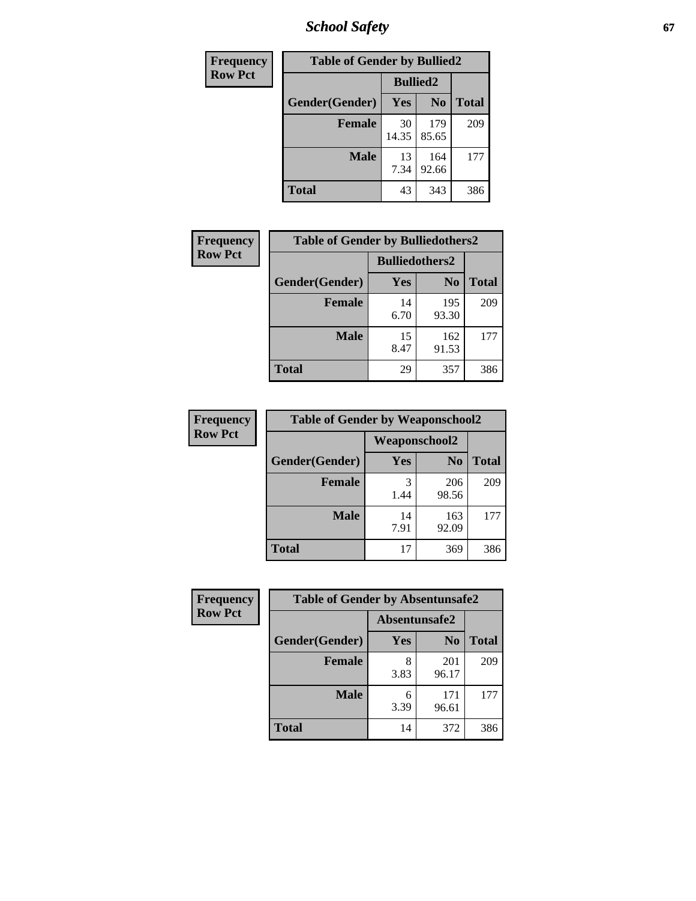| Frequency<br>Row Pct |
|---|

**Table of Gender by Bullied2**

| Gender(Gender) | Bullied2 Yes | Bullied2 No | Total |
|---|---|---|---|
| **Female** | 30<br>14.35 | 179<br>85.65 | 209 |
| **Male** | 13<br>7.34 | 164<br>92.66 | 177 |
| **Total** | 43 | 343 | 386 |

| Frequency<br>Row Pct |
|---|

**Table of Gender by Bulliedothers2**

| Gender(Gender) | Bulliedothers2 Yes | Bulliedothers2 No | Total |
|---|---|---|---|
| **Female** | 14<br>6.70 | 195<br>93.30 | 209 |
| **Male** | 15<br>8.47 | 162<br>91.53 | 177 |
| **Total** | 29 | 357 | 386 |

| Frequency<br>Row Pct |
|---|

**Table of Gender by Weaponschool2**

| Gender(Gender) | Weaponschool2 Yes | Weaponschool2 No | Total |
|---|---|---|---|
| **Female** | 3<br>1.44 | 206<br>98.56 | 209 |
| **Male** | 14<br>7.91 | 163<br>92.09 | 177 |
| **Total** | 17 | 369 | 386 |

| Frequency<br>Row Pct |
|---|

**Table of Gender by Absentunsafe2**

| Gender(Gender) | Absentunsafe2 Yes | Absentunsafe2 No | Total |
|---|---|---|---|
| **Female** | 8<br>3.83 | 201<br>96.17 | 209 |
| **Male** | 6<br>3.39 | 171<br>96.61 | 177 |
| **Total** | 14 | 372 | 386 |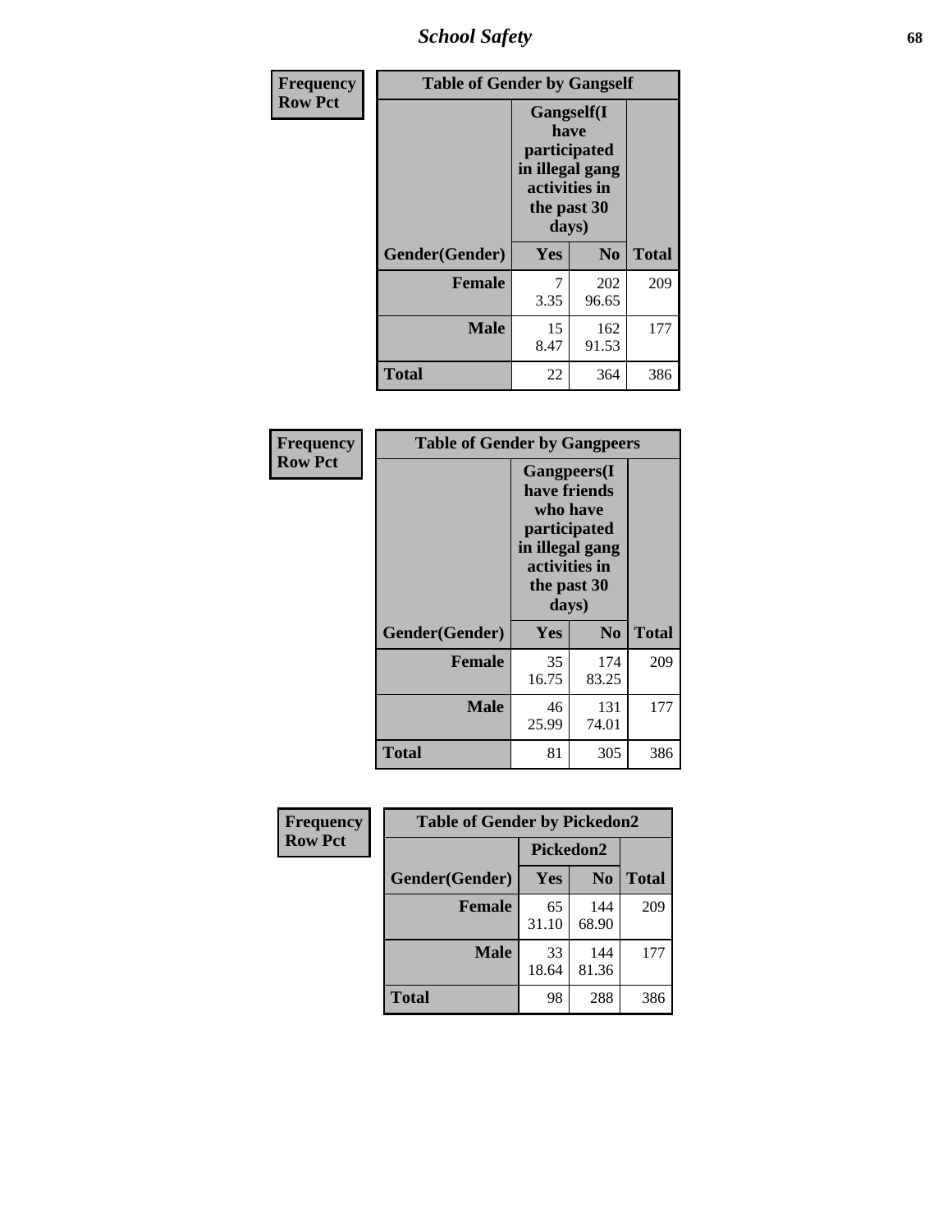| Frequency<br>Row Pct | Table of Gender by Gangself | | |
|---|---|---|---|
| | Gangself(I have participated in illegal gang activities in the past 30 days) | | |
| Gender(Gender) | Yes | No | Total |
| Female | 7<br>3.35 | 202<br>96.65 | 209 |
| Male | 15<br>8.47 | 162<br>91.53 | 177 |
| Total | 22 | 364 | 386 |

| Frequency<br>Row Pct | Table of Gender by Gangpeers | | |
|---|---|---|---|
| | Gangpeers(I have friends who have participated in illegal gang activities in the past 30 days) | | |
| Gender(Gender) | Yes | No | Total |
| Female | 35<br>16.75 | 174<br>83.25 | 209 |
| Male | 46<br>25.99 | 131<br>74.01 | 177 |
| Total | 81 | 305 | 386 |

| Frequency<br>Row Pct | Table of Gender by Pickedon2 | | |
|---|---|---|---|
| | Pickedon2 | | |
| Gender(Gender) | Yes | No | Total |
| Female | 65<br>31.10 | 144<br>68.90 | 209 |
| Male | 33<br>18.64 | 144<br>81.36 | 177 |
| Total | 98 | 288 | 386 |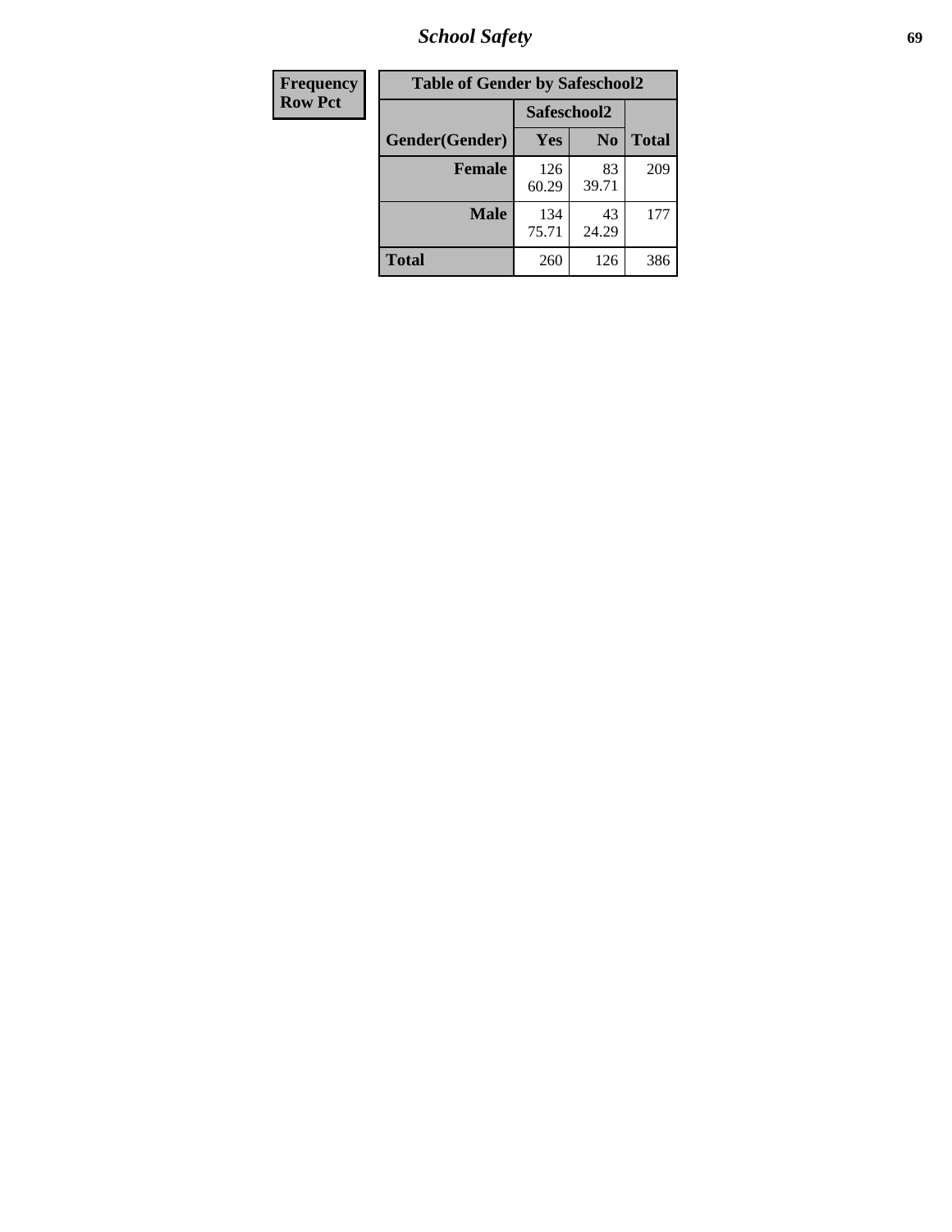| Frequency |
|---|
| Row Pct |

| Table of Gender by Safeschool2 | | | |
|---|---|---|---|
| | Safeschool2 | | |
| Gender(Gender) | Yes | No | Total |
| Female | 126<br>60.29 | 83<br>39.71 | 209 |
| Male | 134<br>75.71 | 43<br>24.29 | 177 |
| Total | 260 | 126 | 386 |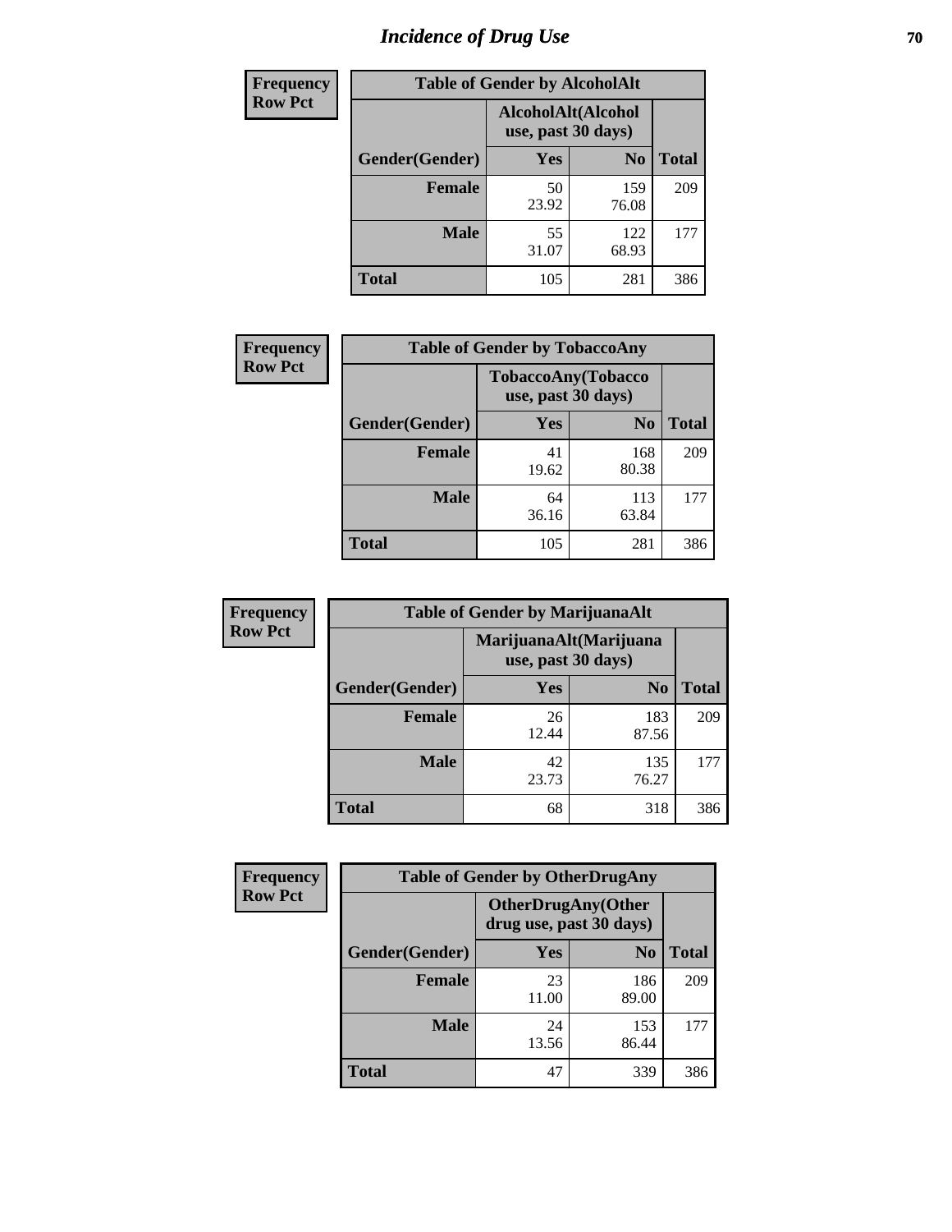# Incidence of Drug Use

**Frequency**
**Row Pct**

| Table of Gender by AlcoholAlt | | | |
|---|---|---|---|
| | AlcoholAlt(Alcohol use, past 30 days) | | |
| Gender(Gender) | Yes | No | Total |
| Female | 50<br>23.92 | 159<br>76.08 | 209 |
| Male | 55<br>31.07 | 122<br>68.93 | 177 |
| Total | 105 | 281 | 386 |

**Frequency**
**Row Pct**

| Table of Gender by TobaccoAny | | | |
|---|---|---|---|
| | TobaccoAny(Tobacco use, past 30 days) | | |
| Gender(Gender) | Yes | No | Total |
| Female | 41<br>19.62 | 168<br>80.38 | 209 |
| Male | 64<br>36.16 | 113<br>63.84 | 177 |
| Total | 105 | 281 | 386 |

**Frequency**
**Row Pct**

| Table of Gender by MarijuanaAlt | | | |
|---|---|---|---|
| | MarijuanaAlt(Marijuana use, past 30 days) | | |
| Gender(Gender) | Yes | No | Total |
| Female | 26<br>12.44 | 183<br>87.56 | 209 |
| Male | 42<br>23.73 | 135<br>76.27 | 177 |
| Total | 68 | 318 | 386 |

**Frequency**
**Row Pct**

| Table of Gender by OtherDrugAny | | | |
|---|---|---|---|
| | OtherDrugAny(Other drug use, past 30 days) | | |
| Gender(Gender) | Yes | No | Total |
| Female | 23<br>11.00 | 186<br>89.00 | 209 |
| Male | 24<br>13.56 | 153<br>86.44 | 177 |
| Total | 47 | 339 | 386 |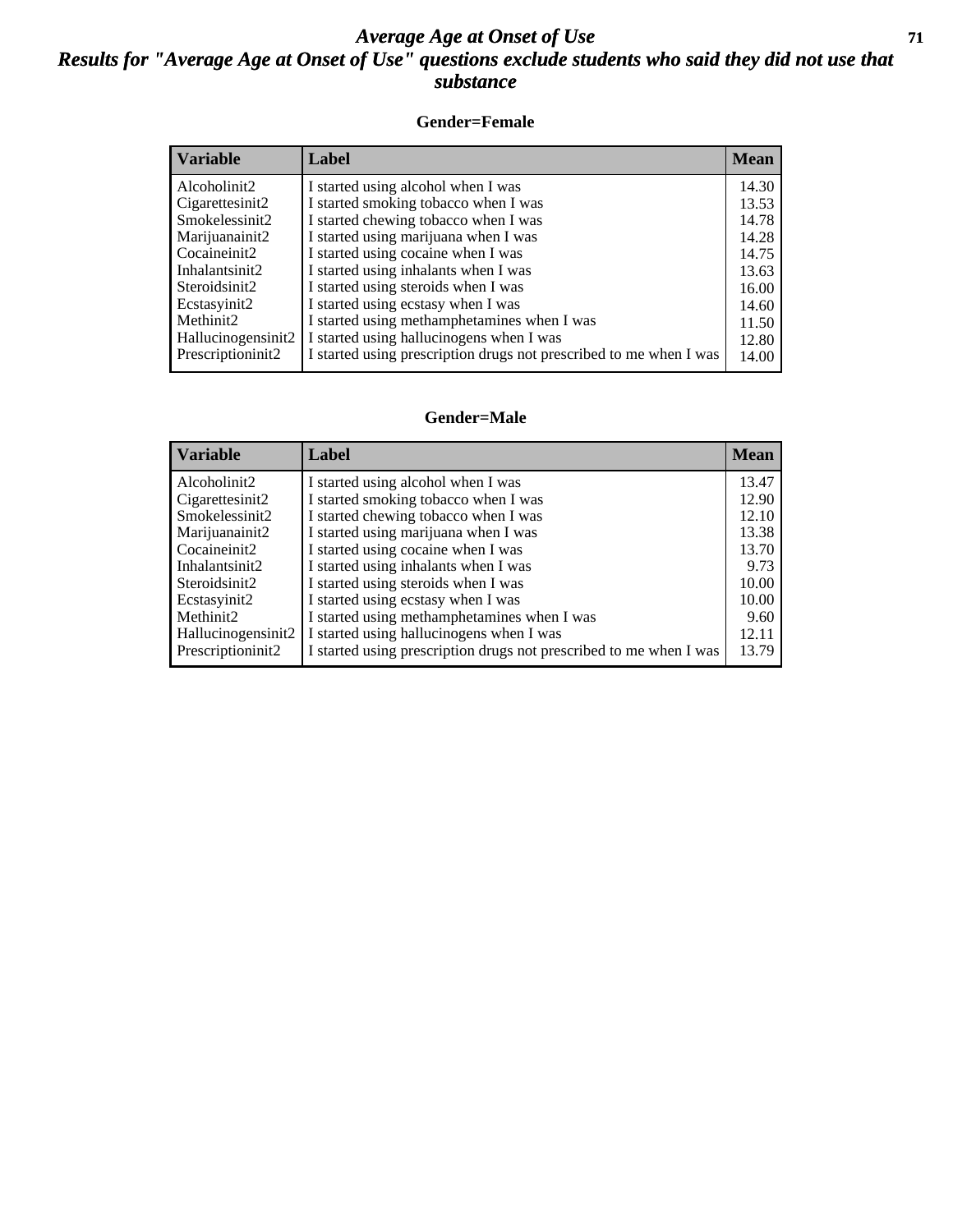# *Average Age at Onset of Use*
## *Results for "Average Age at Onset of Use" questions exclude students who said they did not use that substance*

### Gender=Female

| Variable | Label | Mean |
|---|---|---|
| Alcoholinit2 | I started using alcohol when I was | 14.30 |
| Cigarettesinit2 | I started smoking tobacco when I was | 13.53 |
| Smokelessinit2 | I started chewing tobacco when I was | 14.78 |
| Marijuanainit2 | I started using marijuana when I was | 14.28 |
| Cocaineinit2 | I started using cocaine when I was | 14.75 |
| Inhalantsinit2 | I started using inhalants when I was | 13.63 |
| Steroidsinit2 | I started using steroids when I was | 16.00 |
| Ecstasyinit2 | I started using ecstasy when I was | 14.60 |
| Methinit2 | I started using methamphetamines when I was | 11.50 |
| Hallucinogensinit2 | I started using hallucinogens when I was | 12.80 |
| Prescriptioninit2 | I started using prescription drugs not prescribed to me when I was | 14.00 |

### Gender=Male

| Variable | Label | Mean |
|---|---|---|
| Alcoholinit2 | I started using alcohol when I was | 13.47 |
| Cigarettesinit2 | I started smoking tobacco when I was | 12.90 |
| Smokelessinit2 | I started chewing tobacco when I was | 12.10 |
| Marijuanainit2 | I started using marijuana when I was | 13.38 |
| Cocaineinit2 | I started using cocaine when I was | 13.70 |
| Inhalantsinit2 | I started using inhalants when I was | 9.73 |
| Steroidsinit2 | I started using steroids when I was | 10.00 |
| Ecstasyinit2 | I started using ecstasy when I was | 10.00 |
| Methinit2 | I started using methamphetamines when I was | 9.60 |
| Hallucinogensinit2 | I started using hallucinogens when I was | 12.11 |
| Prescriptioninit2 | I started using prescription drugs not prescribed to me when I was | 13.79 |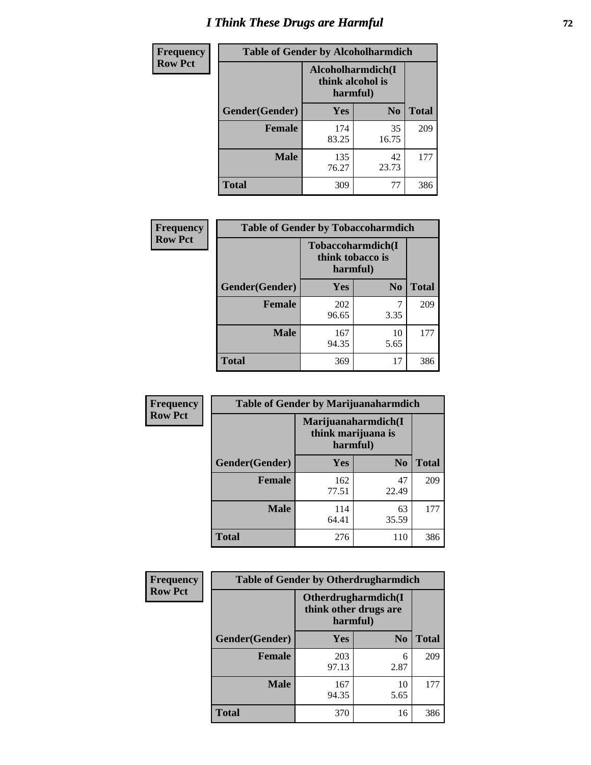# I Think These Drugs are Harmful

| Frequency<br>Row Pct | Table of Gender by Alcoholharmdich | | |
|---|---|---|---|
| | Alcoholharmdich(I think alcohol is harmful) | | |
| Gender(Gender) | Yes | No | Total |
| Female | 174<br>83.25 | 35<br>16.75 | 209 |
| Male | 135<br>76.27 | 42<br>23.73 | 177 |
| Total | 309 | 77 | 386 |

| Frequency<br>Row Pct | Table of Gender by Tobaccoharmdich | | |
|---|---|---|---|
| | Tobaccoharmdich(I think tobacco is harmful) | | |
| Gender(Gender) | Yes | No | Total |
| Female | 202<br>96.65 | 7<br>3.35 | 209 |
| Male | 167<br>94.35 | 10<br>5.65 | 177 |
| Total | 369 | 17 | 386 |

| Frequency<br>Row Pct | Table of Gender by Marijuanaharmdich | | |
|---|---|---|---|
| | Marijuanaharmdich(I think marijuana is harmful) | | |
| Gender(Gender) | Yes | No | Total |
| Female | 162<br>77.51 | 47<br>22.49 | 209 |
| Male | 114<br>64.41 | 63<br>35.59 | 177 |
| Total | 276 | 110 | 386 |

| Frequency<br>Row Pct | Table of Gender by Otherdrugharmdich | | |
|---|---|---|---|
| | Otherdrugharmdich(I think other drugs are harmful) | | |
| Gender(Gender) | Yes | No | Total |
| Female | 203<br>97.13 | 6<br>2.87 | 209 |
| Male | 167<br>94.35 | 10<br>5.65 | 177 |
| Total | 370 | 16 | 386 |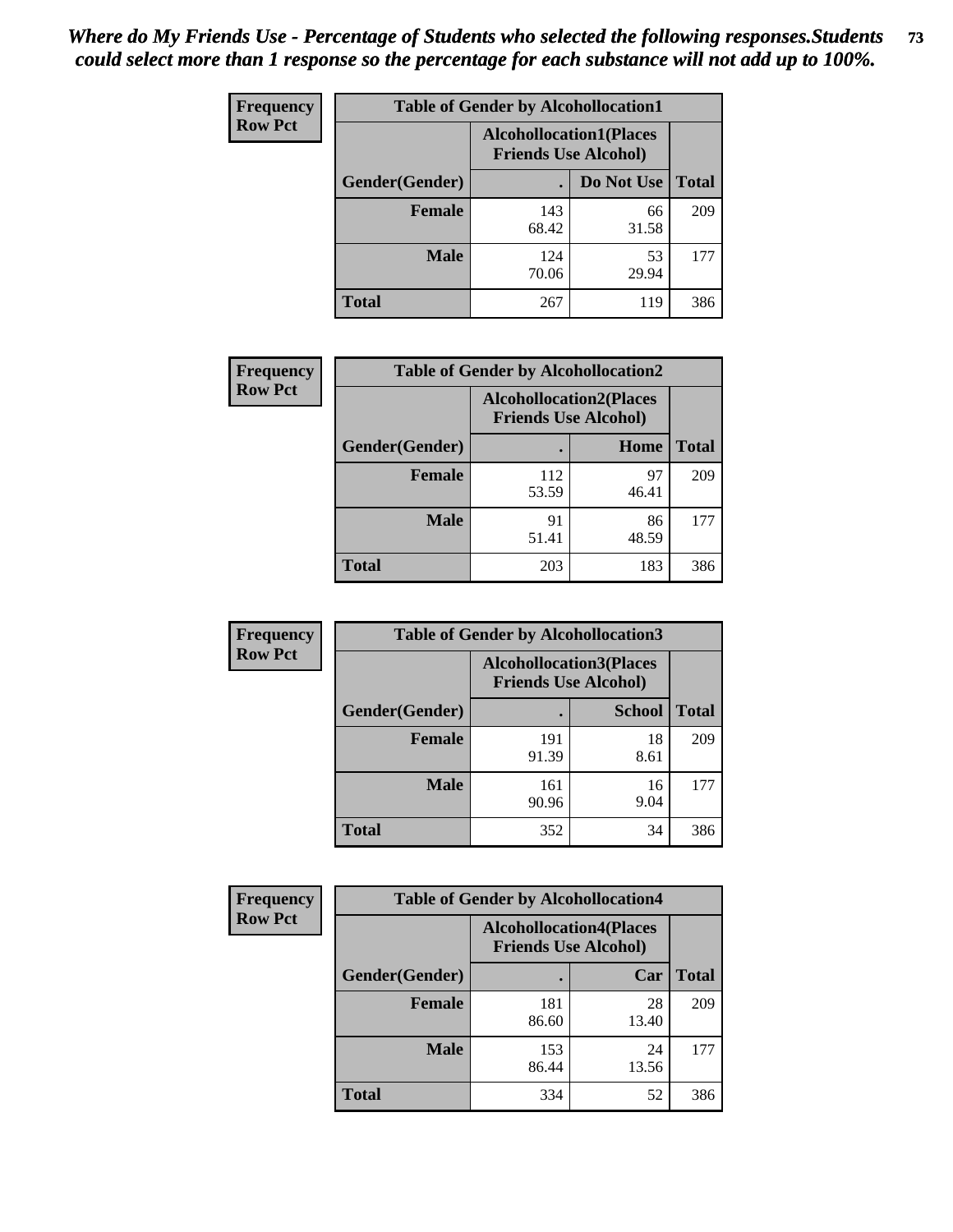*Where do My Friends Use - Percentage of Students who selected the following responses.Students could select more than 1 response so the percentage for each substance will not add up to 100%.*

**Frequency Row Pct**

| Table of Gender by Alcohollocation1 | | | |
|---|---|---|---|
| | Alcohollocation1(Places Friends Use Alcohol) | | |
| Gender(Gender) | . | Do Not Use | Total |
| **Female** | 143<br>68.42 | 66<br>31.58 | 209 |
| **Male** | 124<br>70.06 | 53<br>29.94 | 177 |
| **Total** | 267 | 119 | 386 |

**Frequency Row Pct**

| Table of Gender by Alcohollocation2 | | | |
|---|---|---|---|
| | Alcohollocation2(Places Friends Use Alcohol) | | |
| Gender(Gender) | . | Home | Total |
| **Female** | 112<br>53.59 | 97<br>46.41 | 209 |
| **Male** | 91<br>51.41 | 86<br>48.59 | 177 |
| **Total** | 203 | 183 | 386 |

**Frequency Row Pct**

| Table of Gender by Alcohollocation3 | | | |
|---|---|---|---|
| | Alcohollocation3(Places Friends Use Alcohol) | | |
| Gender(Gender) | . | School | Total |
| **Female** | 191<br>91.39 | 18<br>8.61 | 209 |
| **Male** | 161<br>90.96 | 16<br>9.04 | 177 |
| **Total** | 352 | 34 | 386 |

**Frequency Row Pct**

| Table of Gender by Alcohollocation4 | | | |
|---|---|---|---|
| | Alcohollocation4(Places Friends Use Alcohol) | | |
| Gender(Gender) | . | Car | Total |
| **Female** | 181<br>86.60 | 28<br>13.40 | 209 |
| **Male** | 153<br>86.44 | 24<br>13.56 | 177 |
| **Total** | 334 | 52 | 386 |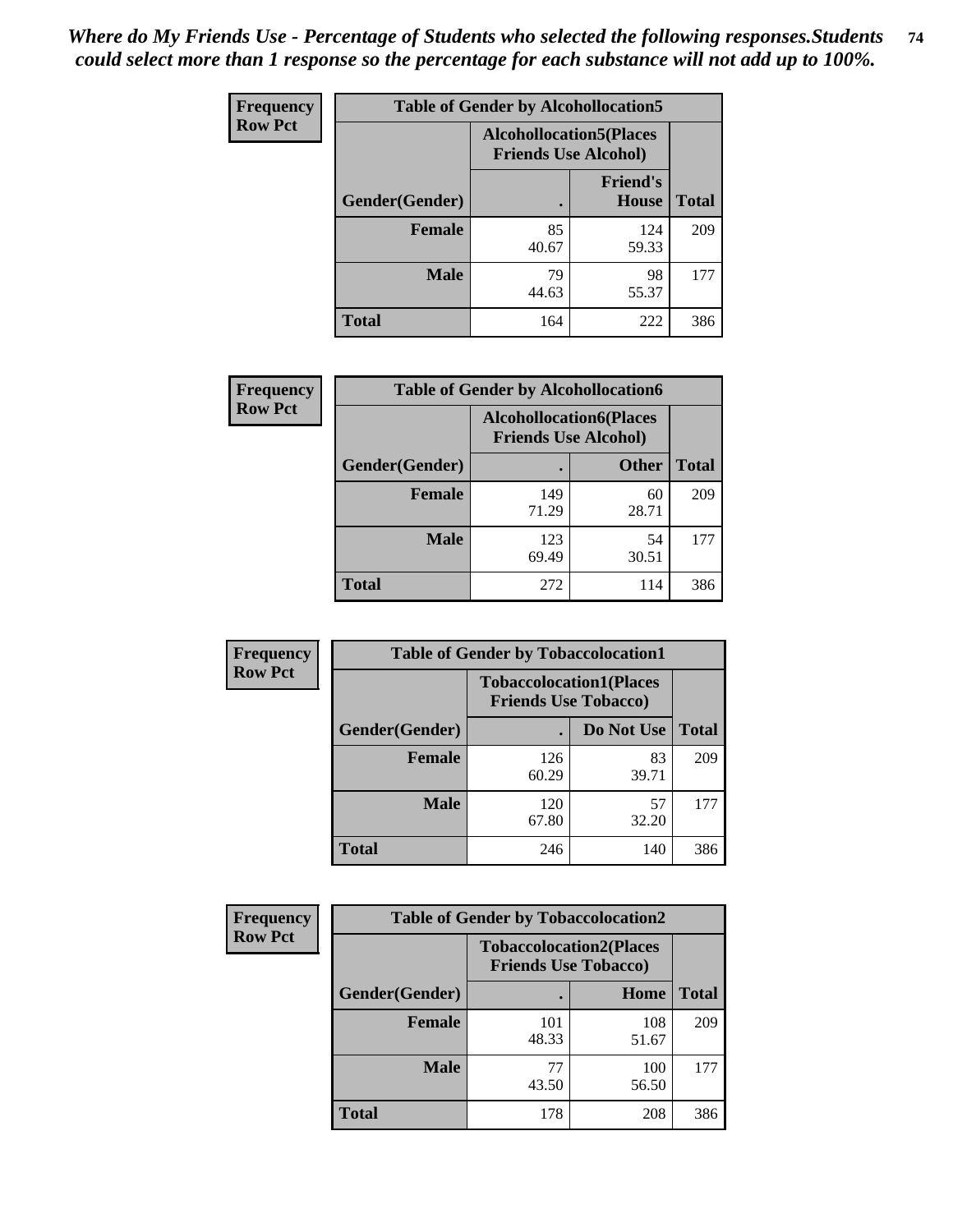*Where do My Friends Use - Percentage of Students who selected the following responses.Students could select more than 1 response so the percentage for each substance will not add up to 100%.*

| Frequency Row Pct | Table of Gender by Alcohollocation5 | | |
|---|---|---|---|
| | Alcohollocation5(Places Friends Use Alcohol) | | |
| Gender(Gender) | . | Friend's House | Total |
| Female | 85<br>40.67 | 124<br>59.33 | 209 |
| Male | 79<br>44.63 | 98<br>55.37 | 177 |
| Total | 164 | 222 | 386 |

| Frequency Row Pct | Table of Gender by Alcohollocation6 | | |
|---|---|---|---|
| | Alcohollocation6(Places Friends Use Alcohol) | | |
| Gender(Gender) | . | Other | Total |
| Female | 149<br>71.29 | 60<br>28.71 | 209 |
| Male | 123<br>69.49 | 54<br>30.51 | 177 |
| Total | 272 | 114 | 386 |

| Frequency Row Pct | Table of Gender by Tobaccolocation1 | | |
|---|---|---|---|
| | Tobaccolocation1(Places Friends Use Tobacco) | | |
| Gender(Gender) | . | Do Not Use | Total |
| Female | 126<br>60.29 | 83<br>39.71 | 209 |
| Male | 120<br>67.80 | 57<br>32.20 | 177 |
| Total | 246 | 140 | 386 |

| Frequency Row Pct | Table of Gender by Tobaccolocation2 | | |
|---|---|---|---|
| | Tobaccolocation2(Places Friends Use Tobacco) | | |
| Gender(Gender) | . | Home | Total |
| Female | 101<br>48.33 | 108<br>51.67 | 209 |
| Male | 77<br>43.50 | 100<br>56.50 | 177 |
| Total | 178 | 208 | 386 |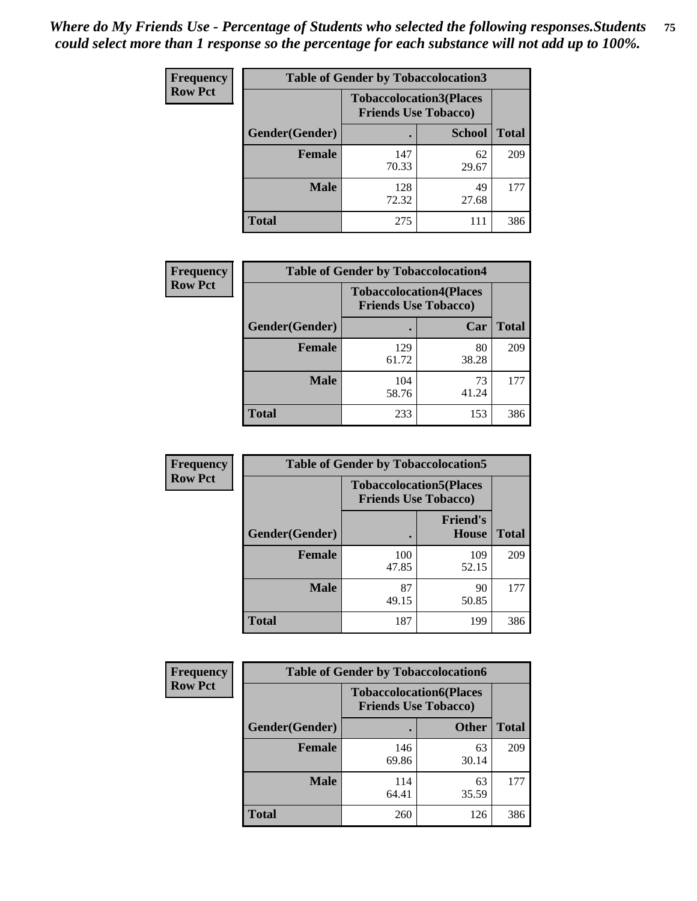*Where do My Friends Use - Percentage of Students who selected the following responses.Students could select more than 1 response so the percentage for each substance will not add up to 100%.*

**Frequency / Row Pct**

| Table of Gender by Tobaccolocation3 | | | |
|---|---|---|---|
| | Tobaccolocation3(Places Friends Use Tobacco) | | |
| Gender(Gender) | . | School | Total |
| Female | 147<br>70.33 | 62<br>29.67 | 209 |
| Male | 128<br>72.32 | 49<br>27.68 | 177 |
| Total | 275 | 111 | 386 |

**Frequency / Row Pct**

| Table of Gender by Tobaccolocation4 | | | |
|---|---|---|---|
| | Tobaccolocation4(Places Friends Use Tobacco) | | |
| Gender(Gender) | . | Car | Total |
| Female | 129<br>61.72 | 80<br>38.28 | 209 |
| Male | 104<br>58.76 | 73<br>41.24 | 177 |
| Total | 233 | 153 | 386 |

**Frequency / Row Pct**

| Table of Gender by Tobaccolocation5 | | | |
|---|---|---|---|
| | Tobaccolocation5(Places Friends Use Tobacco) | | |
| Gender(Gender) | . | Friend's House | Total |
| Female | 100<br>47.85 | 109<br>52.15 | 209 |
| Male | 87<br>49.15 | 90<br>50.85 | 177 |
| Total | 187 | 199 | 386 |

**Frequency / Row Pct**

| Table of Gender by Tobaccolocation6 | | | |
|---|---|---|---|
| | Tobaccolocation6(Places Friends Use Tobacco) | | |
| Gender(Gender) | . | Other | Total |
| Female | 146<br>69.86 | 63<br>30.14 | 209 |
| Male | 114<br>64.41 | 63<br>35.59 | 177 |
| Total | 260 | 126 | 386 |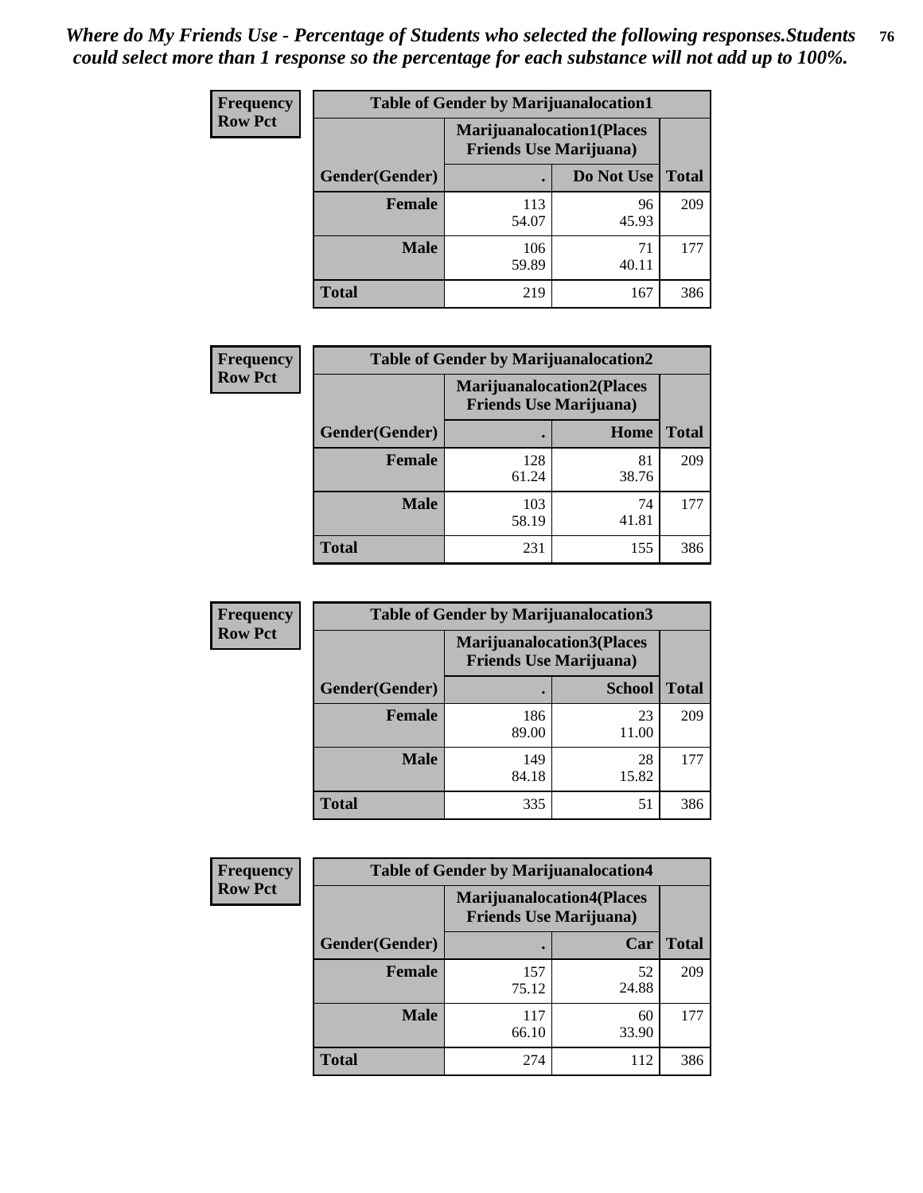*Where do My Friends Use - Percentage of Students who selected the following responses.Students could select more than 1 response so the percentage for each substance will not add up to 100%.*

**Frequency**
**Row Pct**

| Table of Gender by Marijuanalocation1 | | | |
|---|---|---|---|
| | Marijuanalocation1(Places Friends Use Marijuana) | | |
| Gender(Gender) | . | Do Not Use | Total |
| Female | 113<br>54.07 | 96<br>45.93 | 209 |
| Male | 106<br>59.89 | 71<br>40.11 | 177 |
| Total | 219 | 167 | 386 |

**Frequency**
**Row Pct**

| Table of Gender by Marijuanalocation2 | | | |
|---|---|---|---|
| | Marijuanalocation2(Places Friends Use Marijuana) | | |
| Gender(Gender) | . | Home | Total |
| Female | 128<br>61.24 | 81<br>38.76 | 209 |
| Male | 103<br>58.19 | 74<br>41.81 | 177 |
| Total | 231 | 155 | 386 |

**Frequency**
**Row Pct**

| Table of Gender by Marijuanalocation3 | | | |
|---|---|---|---|
| | Marijuanalocation3(Places Friends Use Marijuana) | | |
| Gender(Gender) | . | School | Total |
| Female | 186<br>89.00 | 23<br>11.00 | 209 |
| Male | 149<br>84.18 | 28<br>15.82 | 177 |
| Total | 335 | 51 | 386 |

**Frequency**
**Row Pct**

| Table of Gender by Marijuanalocation4 | | | |
|---|---|---|---|
| | Marijuanalocation4(Places Friends Use Marijuana) | | |
| Gender(Gender) | . | Car | Total |
| Female | 157<br>75.12 | 52<br>24.88 | 209 |
| Male | 117<br>66.10 | 60<br>33.90 | 177 |
| Total | 274 | 112 | 386 |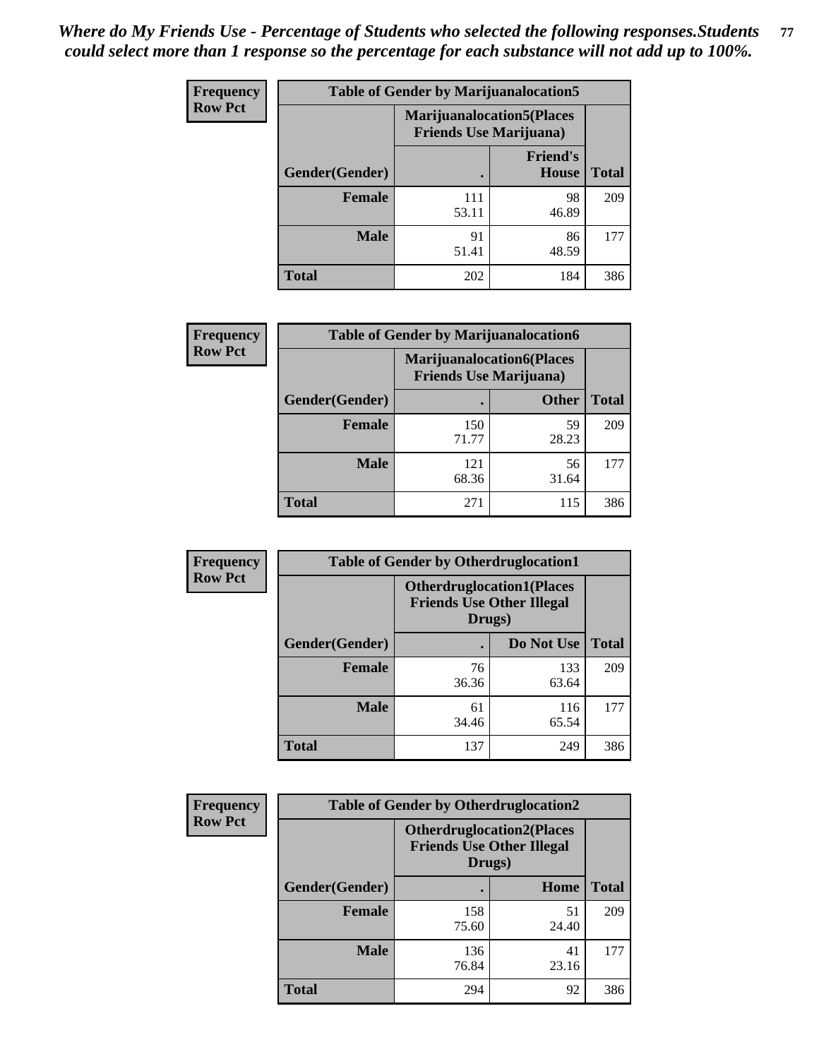*Where do My Friends Use - Percentage of Students who selected the following responses.Students could select more than 1 response so the percentage for each substance will not add up to 100%.*

| Frequency Row Pct | Table of Gender by Marijuanalocation5 | | |
|---|---|---|---|
| | Marijuanalocation5(Places Friends Use Marijuana) | | |
| Gender(Gender) | . | Friend's House | Total |
| Female | 111<br>53.11 | 98<br>46.89 | 209 |
| Male | 91<br>51.41 | 86<br>48.59 | 177 |
| Total | 202 | 184 | 386 |

| Frequency Row Pct | Table of Gender by Marijuanalocation6 | | |
|---|---|---|---|
| | Marijuanalocation6(Places Friends Use Marijuana) | | |
| Gender(Gender) | . | Other | Total |
| Female | 150<br>71.77 | 59<br>28.23 | 209 |
| Male | 121<br>68.36 | 56<br>31.64 | 177 |
| Total | 271 | 115 | 386 |

| Frequency Row Pct | Table of Gender by Otherdruglocation1 | | |
|---|---|---|---|
| | Otherdruglocation1(Places Friends Use Other Illegal Drugs) | | |
| Gender(Gender) | . | Do Not Use | Total |
| Female | 76<br>36.36 | 133<br>63.64 | 209 |
| Male | 61<br>34.46 | 116<br>65.54 | 177 |
| Total | 137 | 249 | 386 |

| Frequency Row Pct | Table of Gender by Otherdruglocation2 | | |
|---|---|---|---|
| | Otherdruglocation2(Places Friends Use Other Illegal Drugs) | | |
| Gender(Gender) | . | Home | Total |
| Female | 158<br>75.60 | 51<br>24.40 | 209 |
| Male | 136<br>76.84 | 41<br>23.16 | 177 |
| Total | 294 | 92 | 386 |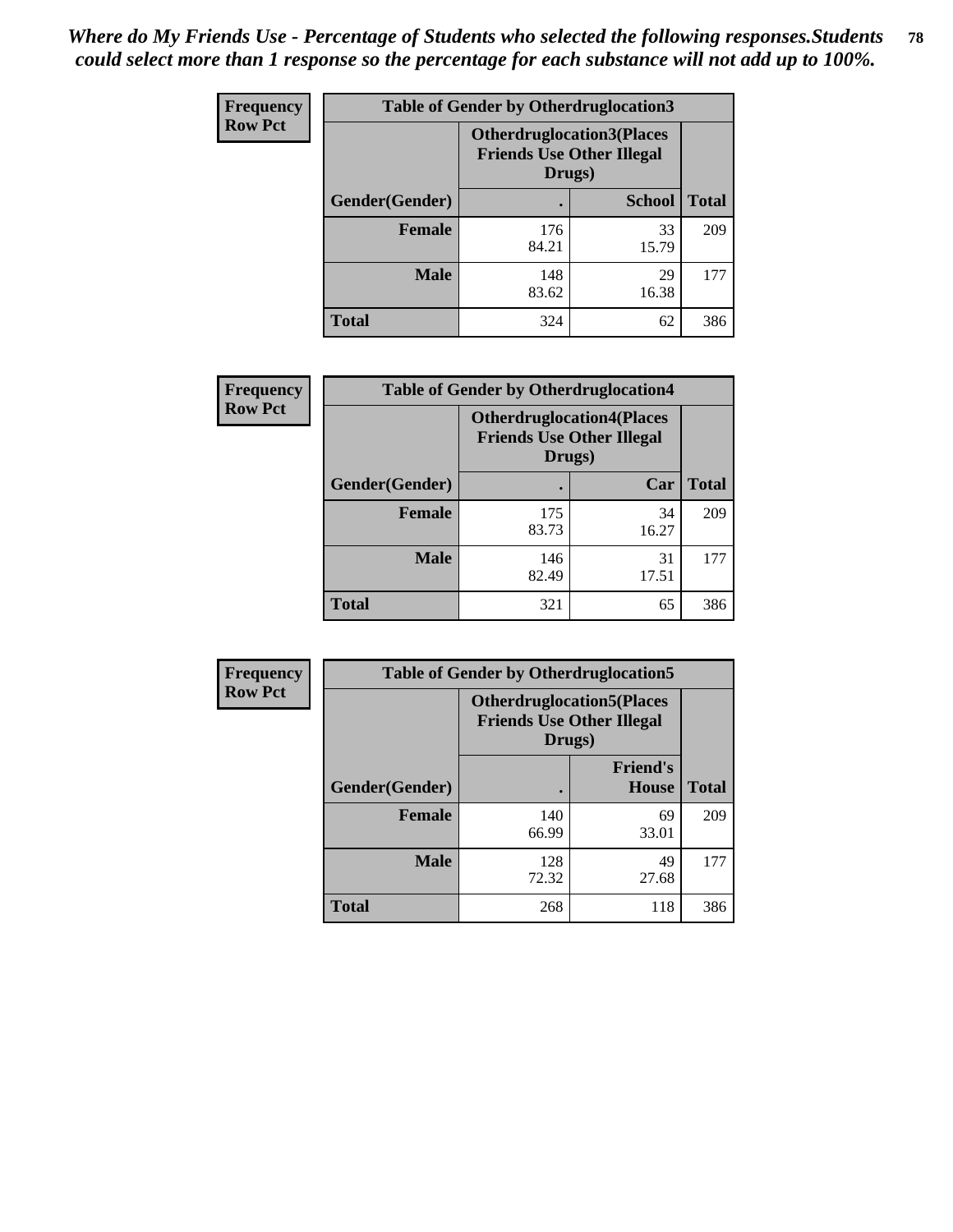*Where do My Friends Use - Percentage of Students who selected the following responses.Students could select more than 1 response so the percentage for each substance will not add up to 100%.*

**Frequency Row Pct**

| Table of Gender by Otherdruglocation3 | | | |
|---|---|---|---|
| | Otherdruglocation3(Places Friends Use Other Illegal Drugs) | | |
| Gender(Gender) | . | School | Total |
| Female | 176<br>84.21 | 33<br>15.79 | 209 |
| Male | 148<br>83.62 | 29<br>16.38 | 177 |
| Total | 324 | 62 | 386 |

**Frequency Row Pct**

| Table of Gender by Otherdruglocation4 | | | |
|---|---|---|---|
| | Otherdruglocation4(Places Friends Use Other Illegal Drugs) | | |
| Gender(Gender) | . | Car | Total |
| Female | 175<br>83.73 | 34<br>16.27 | 209 |
| Male | 146<br>82.49 | 31<br>17.51 | 177 |
| Total | 321 | 65 | 386 |

**Frequency Row Pct**

| Table of Gender by Otherdruglocation5 | | | |
|---|---|---|---|
| | Otherdruglocation5(Places Friends Use Other Illegal Drugs) | | |
| Gender(Gender) | . | Friend's House | Total |
| Female | 140<br>66.99 | 69<br>33.01 | 209 |
| Male | 128<br>72.32 | 49<br>27.68 | 177 |
| Total | 268 | 118 | 386 |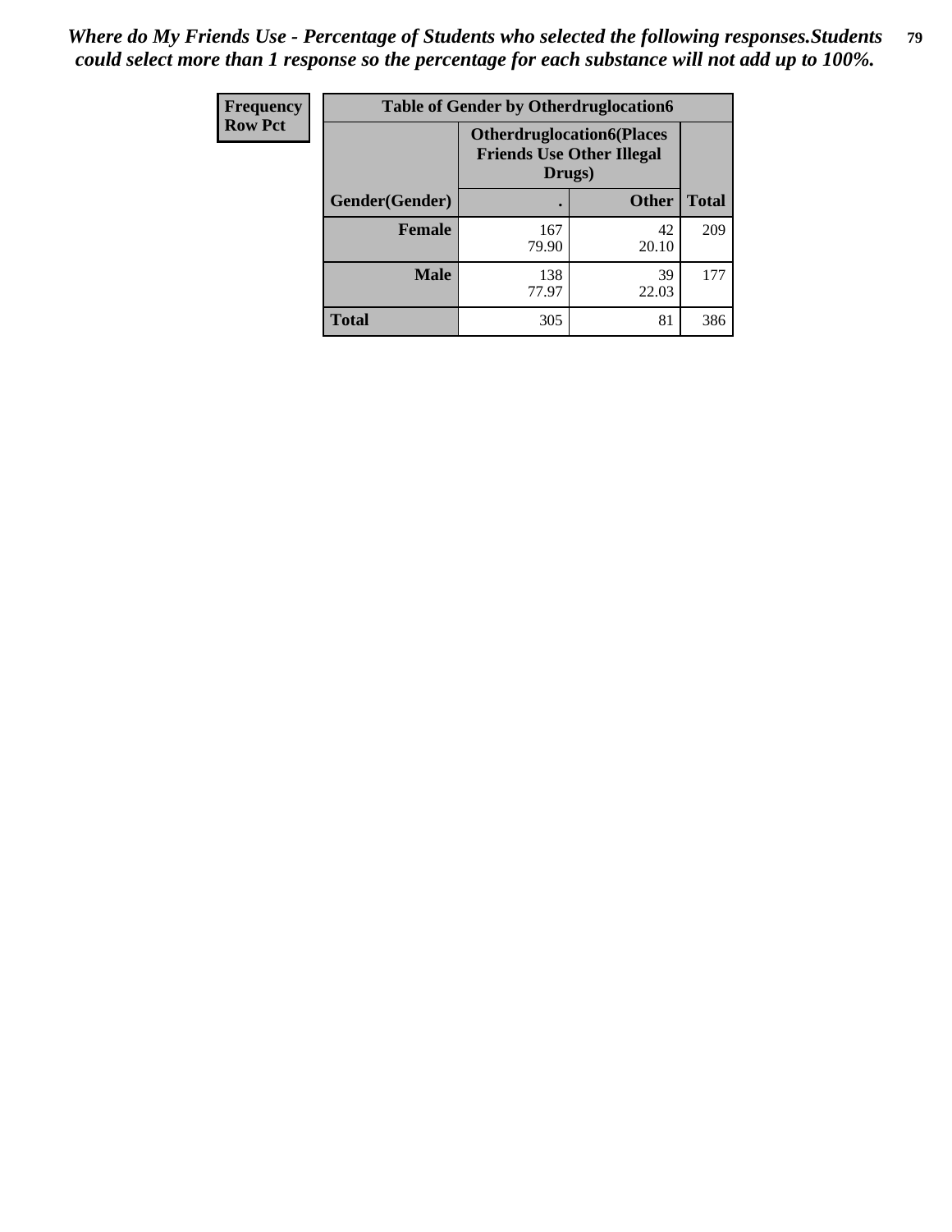*Where do My Friends Use - Percentage of Students who selected the following responses.Students could select more than 1 response so the percentage for each substance will not add up to 100%.*

| Frequency Row Pct | Table of Gender by Otherdruglocation6 | | |
|---|---|---|---|
| | Otherdruglocation6(Places Friends Use Other Illegal Drugs) | | |
| Gender(Gender) | . | Other | Total |
| Female | 167<br>79.90 | 42<br>20.10 | 209 |
| Male | 138<br>77.97 | 39<br>22.03 | 177 |
| Total | 305 | 81 | 386 |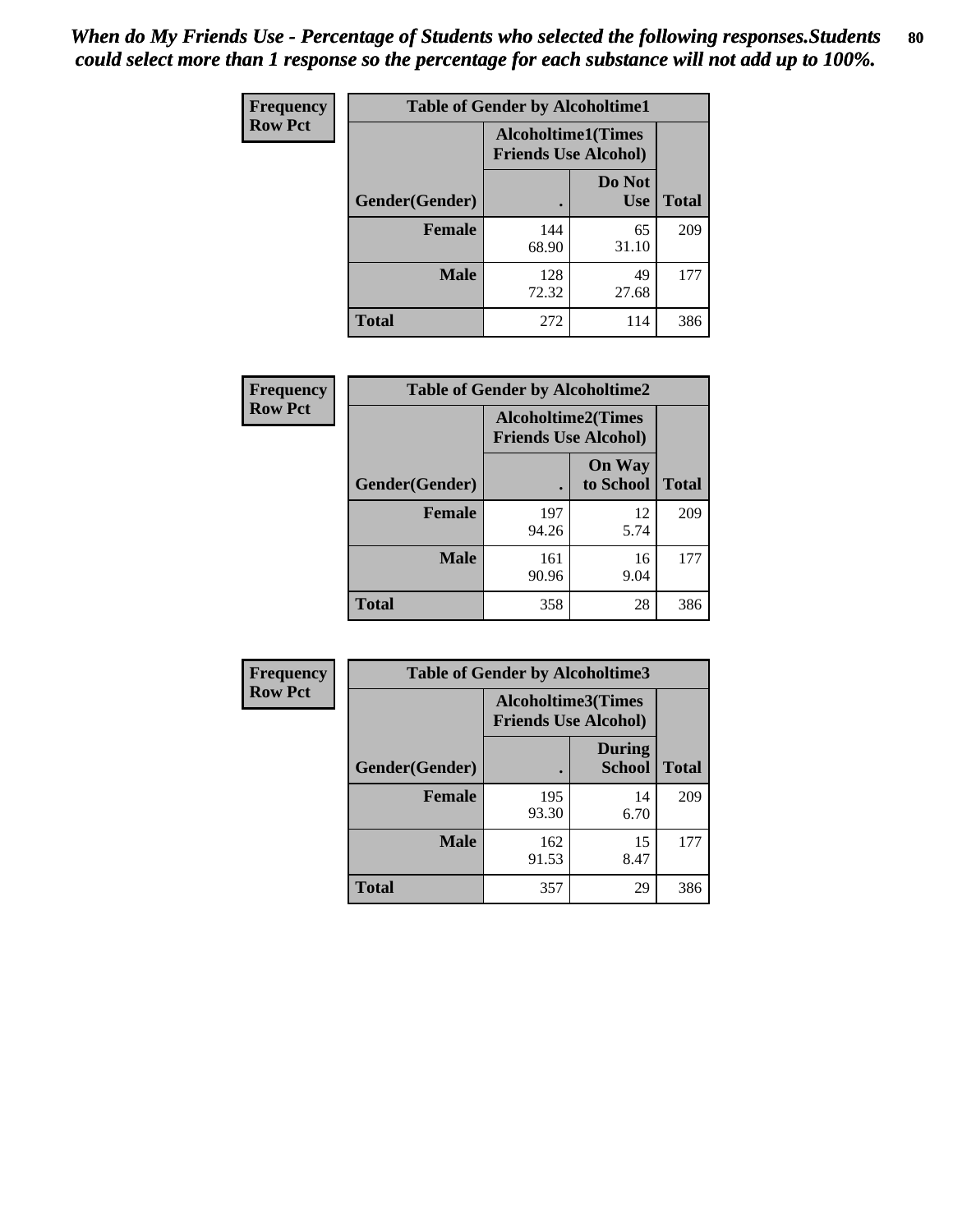*When do My Friends Use - Percentage of Students who selected the following responses.Students could select more than 1 response so the percentage for each substance will not add up to 100%.*

**Frequency**
**Row Pct**

| Table of Gender by Alcoholtime1 | | | |
|---|---|---|---|
| | Alcoholtime1(Times Friends Use Alcohol) | | |
| Gender(Gender) | . | Do Not Use | Total |
| **Female** | 144<br>68.90 | 65<br>31.10 | 209 |
| **Male** | 128<br>72.32 | 49<br>27.68 | 177 |
| **Total** | 272 | 114 | 386 |

**Frequency**
**Row Pct**

| Table of Gender by Alcoholtime2 | | | |
|---|---|---|---|
| | Alcoholtime2(Times Friends Use Alcohol) | | |
| Gender(Gender) | . | On Way to School | Total |
| **Female** | 197<br>94.26 | 12<br>5.74 | 209 |
| **Male** | 161<br>90.96 | 16<br>9.04 | 177 |
| **Total** | 358 | 28 | 386 |

**Frequency**
**Row Pct**

| Table of Gender by Alcoholtime3 | | | |
|---|---|---|---|
| | Alcoholtime3(Times Friends Use Alcohol) | | |
| Gender(Gender) | . | During School | Total |
| **Female** | 195<br>93.30 | 14<br>6.70 | 209 |
| **Male** | 162<br>91.53 | 15<br>8.47 | 177 |
| **Total** | 357 | 29 | 386 |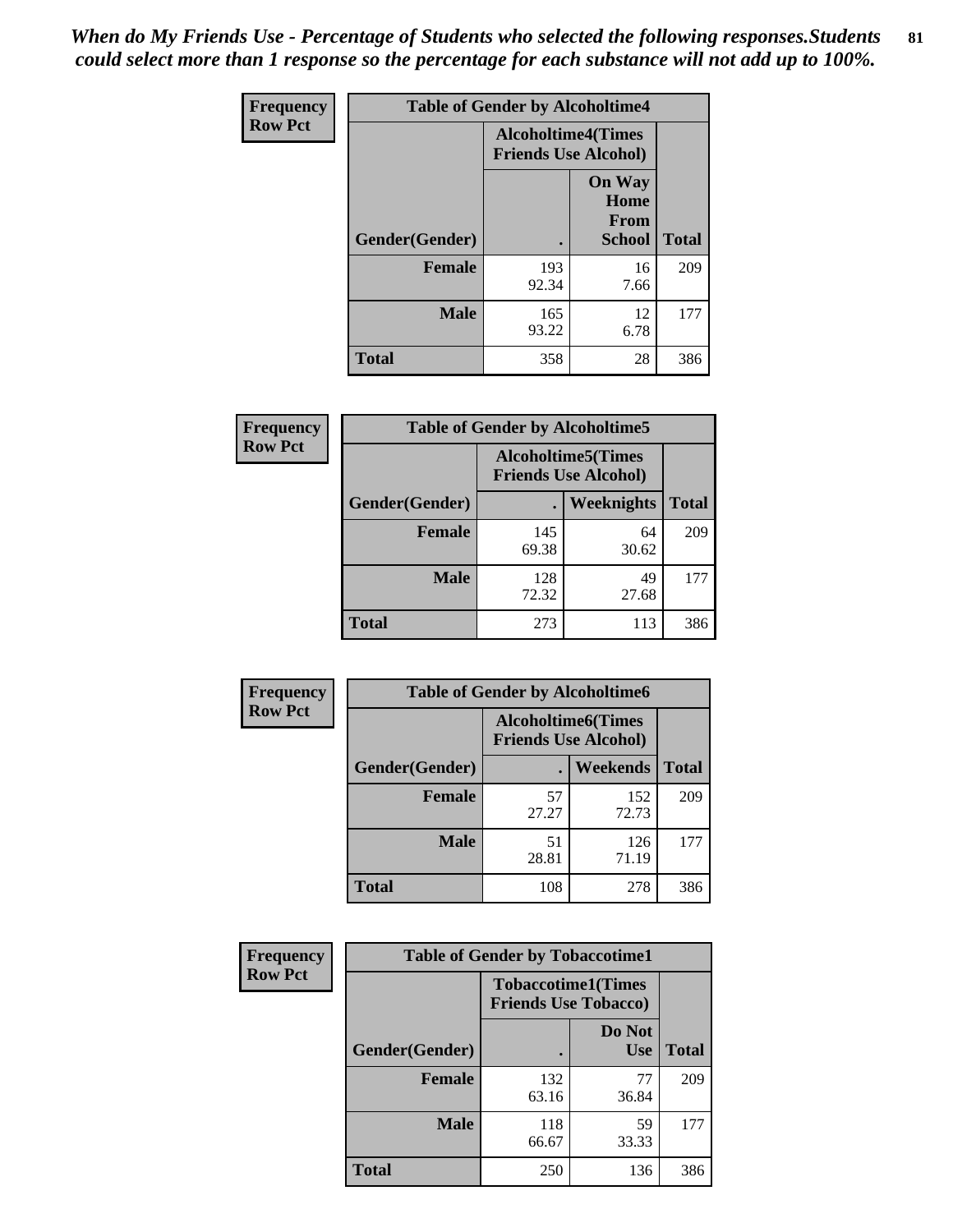*When do My Friends Use - Percentage of Students who selected the following responses.Students could select more than 1 response so the percentage for each substance will not add up to 100%.*

**Frequency**
**Row Pct**

| Table of Gender by Alcoholtime4 | | | |
|---|---|---|---|
| | Alcoholtime4(Times Friends Use Alcohol) | | |
| Gender(Gender) | . | On Way Home From School | Total |
| **Female** | 193<br>92.34 | 16<br>7.66 | 209 |
| **Male** | 165<br>93.22 | 12<br>6.78 | 177 |
| **Total** | 358 | 28 | 386 |

**Frequency**
**Row Pct**

| Table of Gender by Alcoholtime5 | | | |
|---|---|---|---|
| | Alcoholtime5(Times Friends Use Alcohol) | | |
| Gender(Gender) | . | Weeknights | Total |
| **Female** | 145<br>69.38 | 64<br>30.62 | 209 |
| **Male** | 128<br>72.32 | 49<br>27.68 | 177 |
| **Total** | 273 | 113 | 386 |

**Frequency**
**Row Pct**

| Table of Gender by Alcoholtime6 | | | |
|---|---|---|---|
| | Alcoholtime6(Times Friends Use Alcohol) | | |
| Gender(Gender) | . | Weekends | Total |
| **Female** | 57<br>27.27 | 152<br>72.73 | 209 |
| **Male** | 51<br>28.81 | 126<br>71.19 | 177 |
| **Total** | 108 | 278 | 386 |

**Frequency**
**Row Pct**

| Table of Gender by Tobaccotime1 | | | |
|---|---|---|---|
| | Tobaccotime1(Times Friends Use Tobacco) | | |
| Gender(Gender) | . | Do Not Use | Total |
| **Female** | 132<br>63.16 | 77<br>36.84 | 209 |
| **Male** | 118<br>66.67 | 59<br>33.33 | 177 |
| **Total** | 250 | 136 | 386 |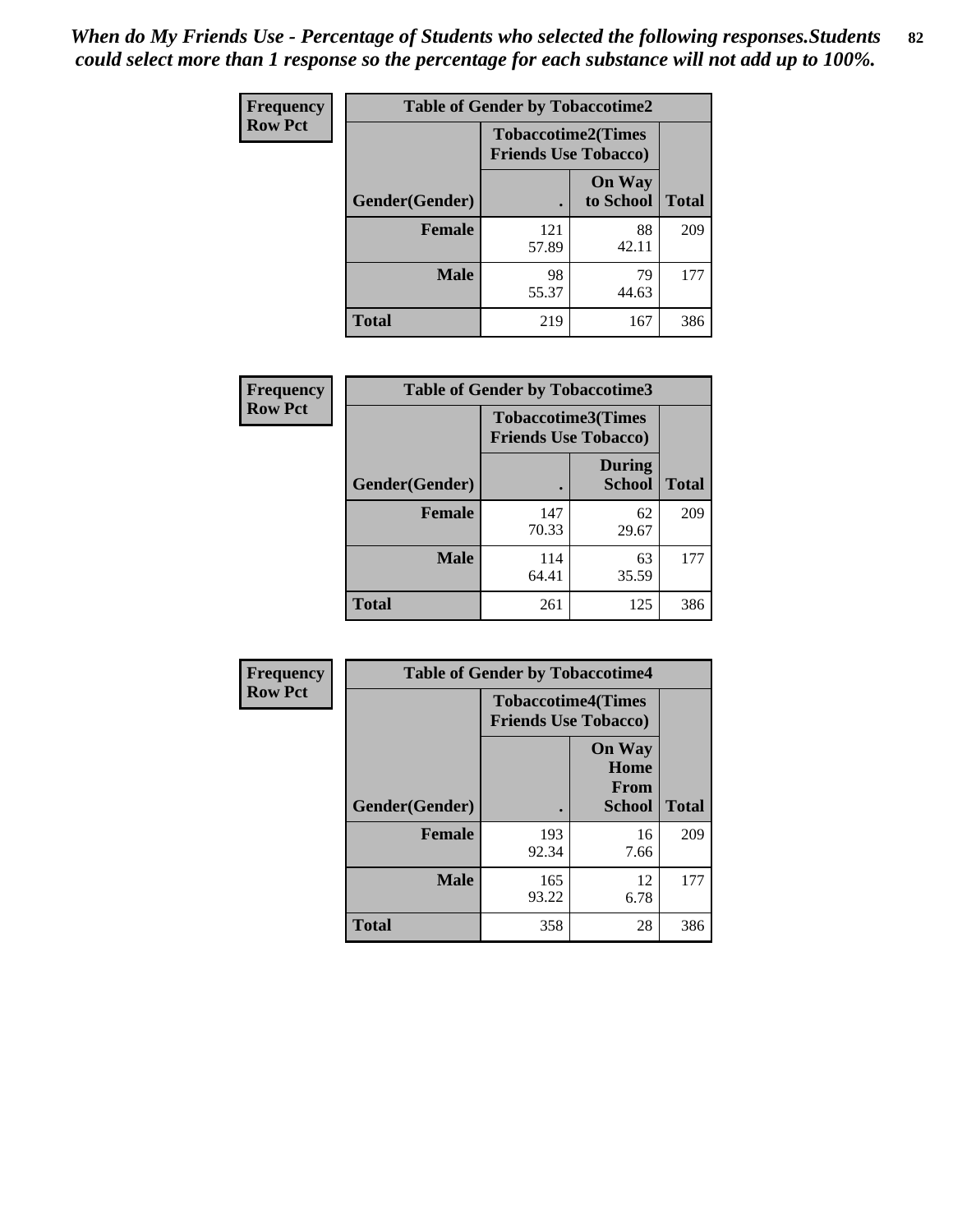*When do My Friends Use - Percentage of Students who selected the following responses.Students could select more than 1 response so the percentage for each substance will not add up to 100%.*

**Frequency**
**Row Pct**

| Table of Gender by Tobaccotime2 | | | |
|---|---|---|---|
| | Tobaccotime2(Times Friends Use Tobacco) | | |
| Gender(Gender) | . | On Way to School | Total |
| **Female** | 121<br>57.89 | 88<br>42.11 | 209 |
| **Male** | 98<br>55.37 | 79<br>44.63 | 177 |
| **Total** | 219 | 167 | 386 |

**Frequency**
**Row Pct**

| Table of Gender by Tobaccotime3 | | | |
|---|---|---|---|
| | Tobaccotime3(Times Friends Use Tobacco) | | |
| Gender(Gender) | . | During School | Total |
| **Female** | 147<br>70.33 | 62<br>29.67 | 209 |
| **Male** | 114<br>64.41 | 63<br>35.59 | 177 |
| **Total** | 261 | 125 | 386 |

**Frequency**
**Row Pct**

| Table of Gender by Tobaccotime4 | | | |
|---|---|---|---|
| | Tobaccotime4(Times Friends Use Tobacco) | | |
| Gender(Gender) | . | On Way Home From School | Total |
| **Female** | 193<br>92.34 | 16<br>7.66 | 209 |
| **Male** | 165<br>93.22 | 12<br>6.78 | 177 |
| **Total** | 358 | 28 | 386 |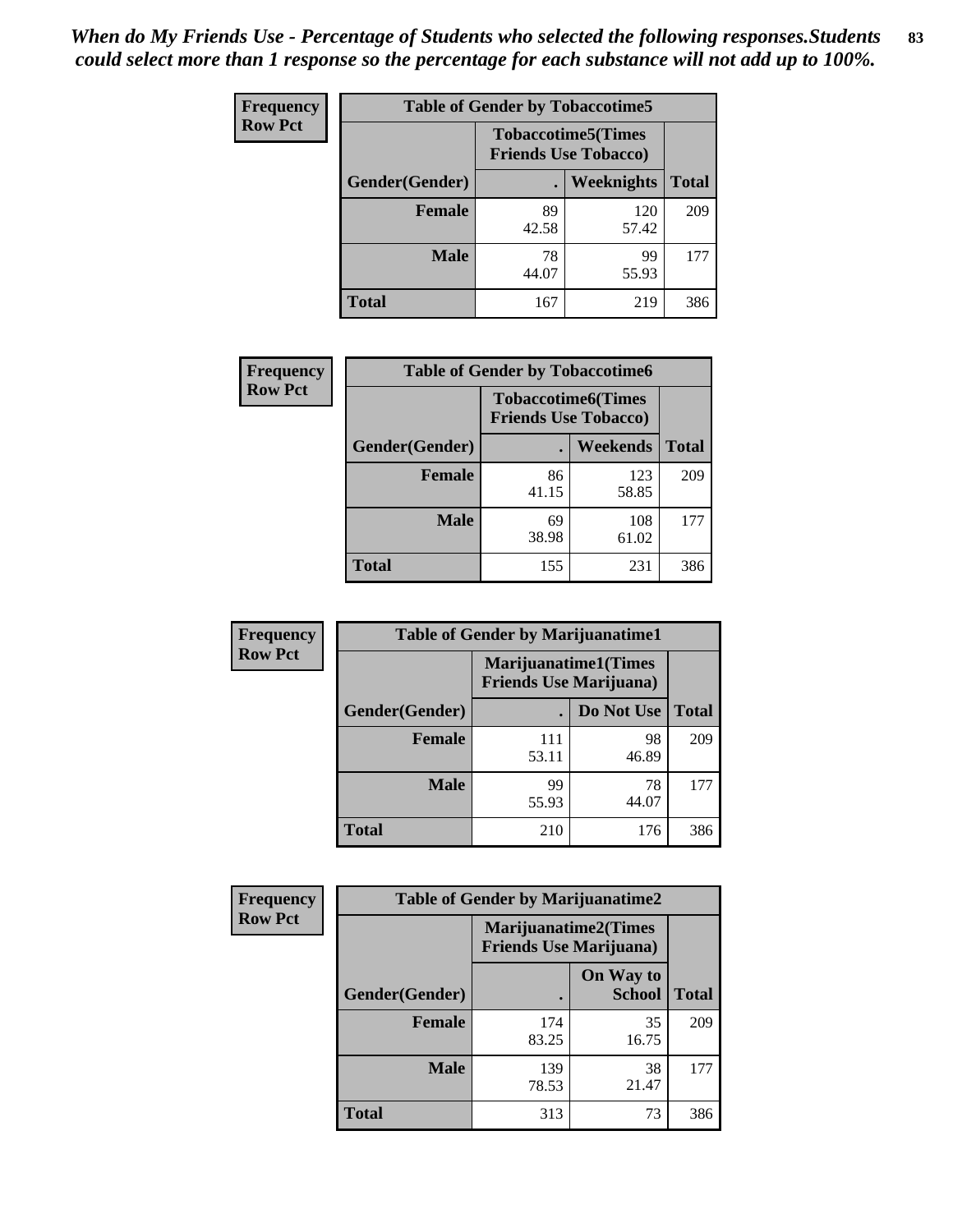*When do My Friends Use - Percentage of Students who selected the following responses.Students could select more than 1 response so the percentage for each substance will not add up to 100%.*

**Frequency Row Pct**

| Table of Gender by Tobaccotime5 | | | |
|---|---|---|---|
| | Tobaccotime5(Times Friends Use Tobacco) | | |
| Gender(Gender) | . | Weeknights | Total |
| **Female** | 89<br>42.58 | 120<br>57.42 | 209 |
| **Male** | 78<br>44.07 | 99<br>55.93 | 177 |
| **Total** | 167 | 219 | 386 |

**Frequency Row Pct**

| Table of Gender by Tobaccotime6 | | | |
|---|---|---|---|
| | Tobaccotime6(Times Friends Use Tobacco) | | |
| Gender(Gender) | . | Weekends | Total |
| **Female** | 86<br>41.15 | 123<br>58.85 | 209 |
| **Male** | 69<br>38.98 | 108<br>61.02 | 177 |
| **Total** | 155 | 231 | 386 |

**Frequency Row Pct**

| Table of Gender by Marijuanatime1 | | | |
|---|---|---|---|
| | Marijuanatime1(Times Friends Use Marijuana) | | |
| Gender(Gender) | . | Do Not Use | Total |
| **Female** | 111<br>53.11 | 98<br>46.89 | 209 |
| **Male** | 99<br>55.93 | 78<br>44.07 | 177 |
| **Total** | 210 | 176 | 386 |

**Frequency Row Pct**

| Table of Gender by Marijuanatime2 | | | |
|---|---|---|---|
| | Marijuanatime2(Times Friends Use Marijuana) | | |
| Gender(Gender) | . | On Way to School | Total |
| **Female** | 174<br>83.25 | 35<br>16.75 | 209 |
| **Male** | 139<br>78.53 | 38<br>21.47 | 177 |
| **Total** | 313 | 73 | 386 |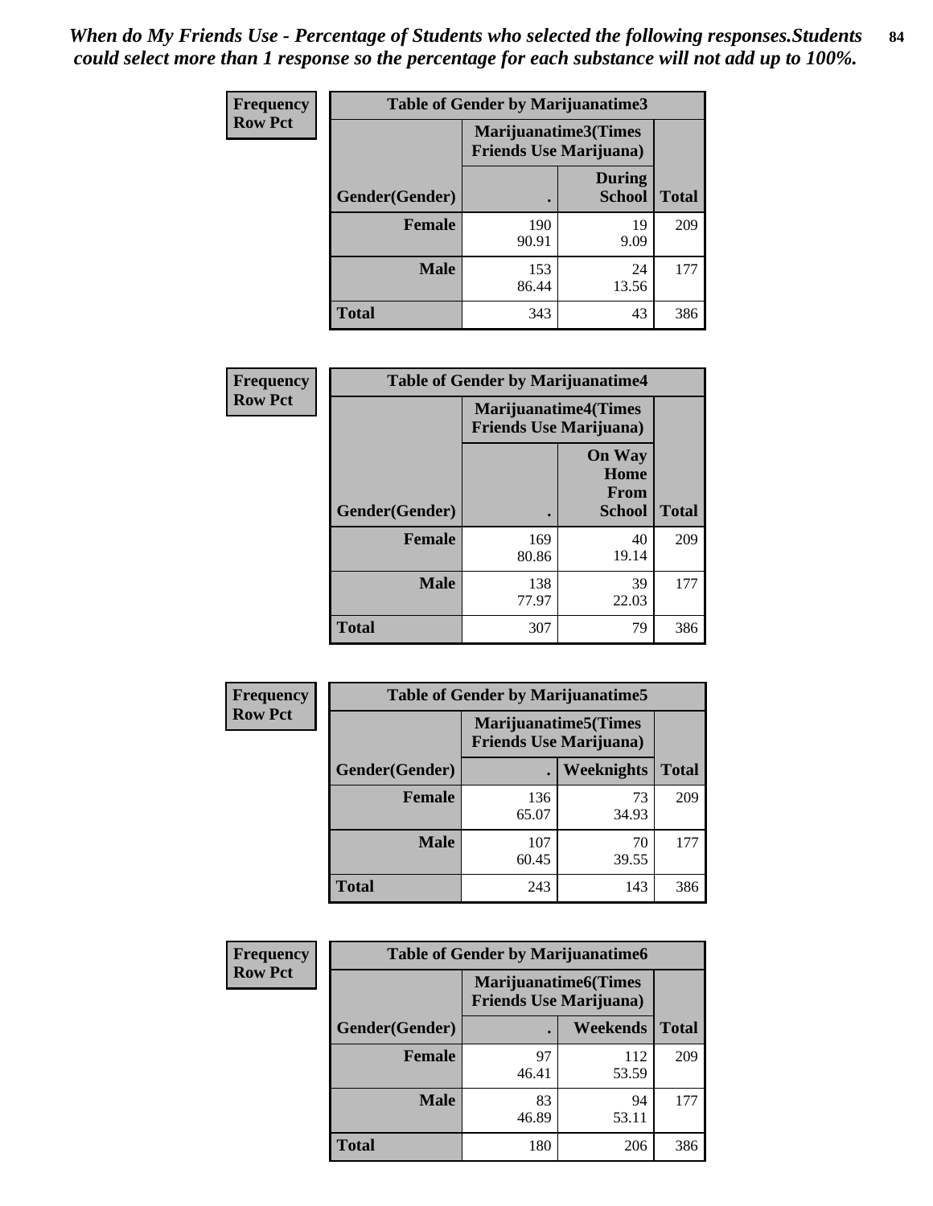*When do My Friends Use - Percentage of Students who selected the following responses.Students could select more than 1 response so the percentage for each substance will not add up to 100%.*

**Frequency**
**Row Pct**

| Table of Gender by Marijuanatime3 | | | |
|---|---|---|---|
| | Marijuanatime3(Times Friends Use Marijuana) | | |
| Gender(Gender) | . | During School | Total |
| **Female** | 190<br>90.91 | 19<br>9.09 | 209 |
| **Male** | 153<br>86.44 | 24<br>13.56 | 177 |
| **Total** | 343 | 43 | 386 |

**Frequency**
**Row Pct**

| Table of Gender by Marijuanatime4 | | | |
|---|---|---|---|
| | Marijuanatime4(Times Friends Use Marijuana) | | |
| Gender(Gender) | . | On Way Home From School | Total |
| **Female** | 169<br>80.86 | 40<br>19.14 | 209 |
| **Male** | 138<br>77.97 | 39<br>22.03 | 177 |
| **Total** | 307 | 79 | 386 |

**Frequency**
**Row Pct**

| Table of Gender by Marijuanatime5 | | | |
|---|---|---|---|
| | Marijuanatime5(Times Friends Use Marijuana) | | |
| Gender(Gender) | . | Weeknights | Total |
| **Female** | 136<br>65.07 | 73<br>34.93 | 209 |
| **Male** | 107<br>60.45 | 70<br>39.55 | 177 |
| **Total** | 243 | 143 | 386 |

**Frequency**
**Row Pct**

| Table of Gender by Marijuanatime6 | | | |
|---|---|---|---|
| | Marijuanatime6(Times Friends Use Marijuana) | | |
| Gender(Gender) | . | Weekends | Total |
| **Female** | 97<br>46.41 | 112<br>53.59 | 209 |
| **Male** | 83<br>46.89 | 94<br>53.11 | 177 |
| **Total** | 180 | 206 | 386 |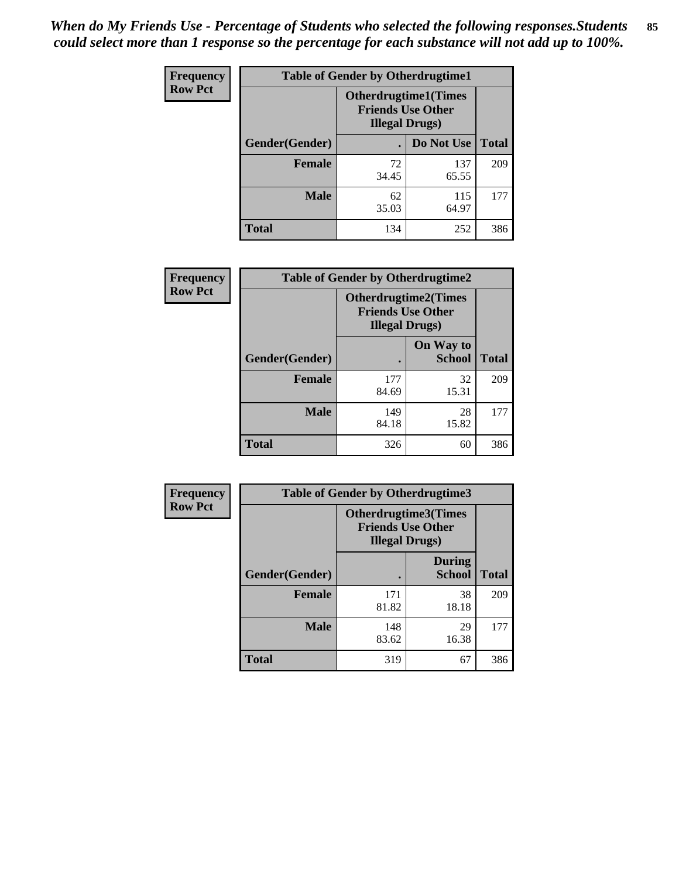*When do My Friends Use - Percentage of Students who selected the following responses.Students could select more than 1 response so the percentage for each substance will not add up to 100%.*

**Frequency**
**Row Pct**

| Table of Gender by Otherdrugtime1 | | | |
|---|---|---|---|
| | Otherdrugtime1(Times Friends Use Other Illegal Drugs) | | |
| Gender(Gender) | . | Do Not Use | Total |
| Female | 72<br>34.45 | 137<br>65.55 | 209 |
| Male | 62<br>35.03 | 115<br>64.97 | 177 |
| Total | 134 | 252 | 386 |

**Frequency**
**Row Pct**

| Table of Gender by Otherdrugtime2 | | | |
|---|---|---|---|
| | Otherdrugtime2(Times Friends Use Other Illegal Drugs) | | |
| Gender(Gender) | . | On Way to School | Total |
| Female | 177<br>84.69 | 32<br>15.31 | 209 |
| Male | 149<br>84.18 | 28<br>15.82 | 177 |
| Total | 326 | 60 | 386 |

**Frequency**
**Row Pct**

| Table of Gender by Otherdrugtime3 | | | |
|---|---|---|---|
| | Otherdrugtime3(Times Friends Use Other Illegal Drugs) | | |
| Gender(Gender) | . | During School | Total |
| Female | 171<br>81.82 | 38<br>18.18 | 209 |
| Male | 148<br>83.62 | 29<br>16.38 | 177 |
| Total | 319 | 67 | 386 |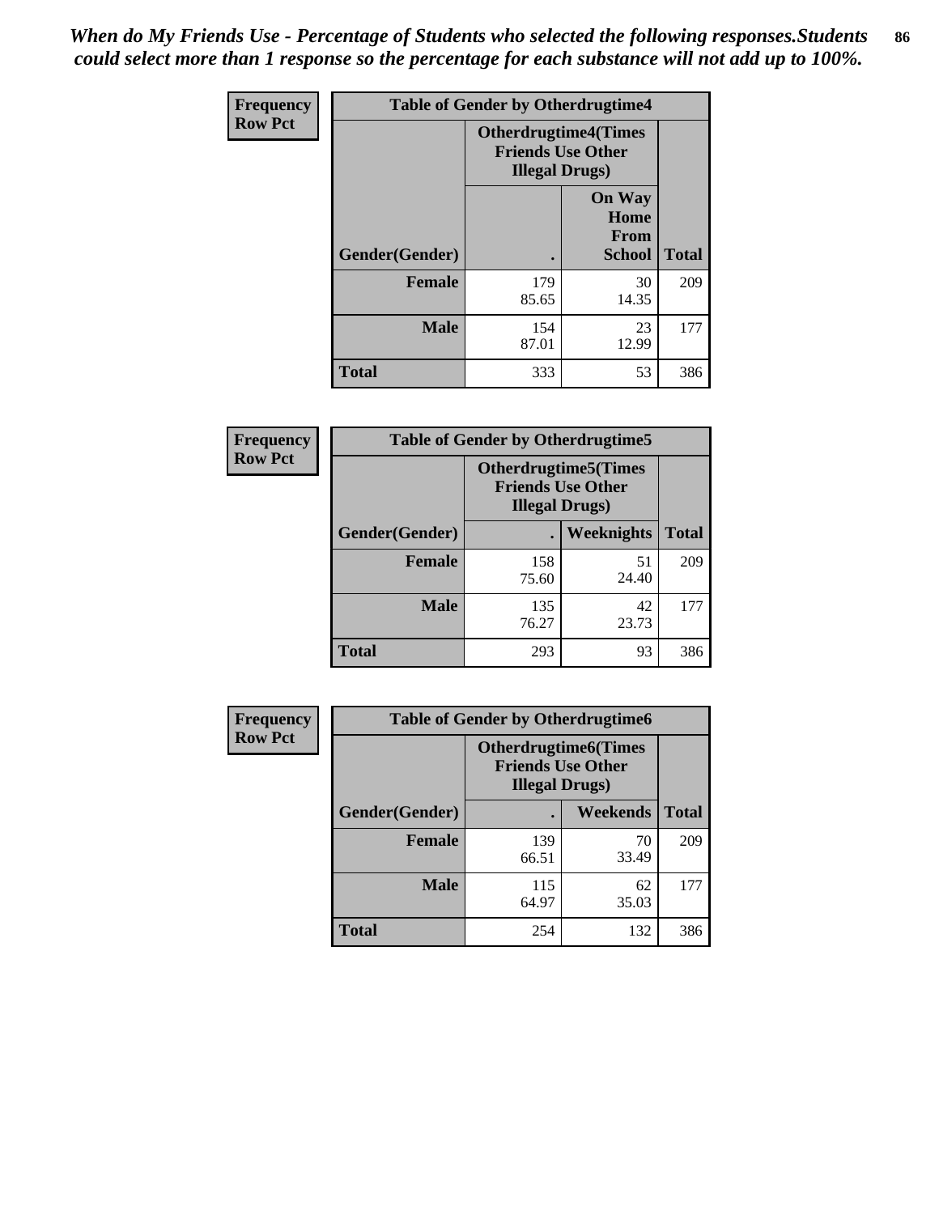*When do My Friends Use - Percentage of Students who selected the following responses.Students could select more than 1 response so the percentage for each substance will not add up to 100%.*

**Frequency**
**Row Pct**

| Table of Gender by Otherdrugtime4 | | | |
|---|---|---|---|
| | Otherdrugtime4(Times Friends Use Other Illegal Drugs) | | |
| Gender(Gender) | . | On Way Home From School | Total |
| Female | 179<br>85.65 | 30<br>14.35 | 209 |
| Male | 154<br>87.01 | 23<br>12.99 | 177 |
| Total | 333 | 53 | 386 |

**Frequency**
**Row Pct**

| Table of Gender by Otherdrugtime5 | | | |
|---|---|---|---|
| | Otherdrugtime5(Times Friends Use Other Illegal Drugs) | | |
| Gender(Gender) | . | Weeknights | Total |
| Female | 158<br>75.60 | 51<br>24.40 | 209 |
| Male | 135<br>76.27 | 42<br>23.73 | 177 |
| Total | 293 | 93 | 386 |

**Frequency**
**Row Pct**

| Table of Gender by Otherdrugtime6 | | | |
|---|---|---|---|
| | Otherdrugtime6(Times Friends Use Other Illegal Drugs) | | |
| Gender(Gender) | . | Weekends | Total |
| Female | 139<br>66.51 | 70<br>33.49 | 209 |
| Male | 115<br>64.97 | 62<br>35.03 | 177 |
| Total | 254 | 132 | 386 |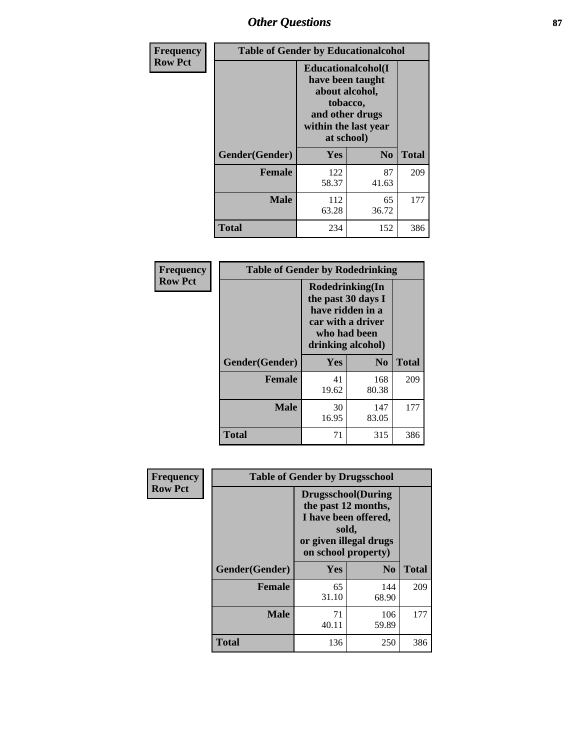# Other Questions

**Frequency**
**Row Pct**

| Table of Gender by Educationalcohol | | | |
|---|---|---|---|
| | Educationalcohol(I have been taught about alcohol, tobacco, and other drugs within the last year at school) | | |
| Gender(Gender) | Yes | No | Total |
| Female | 122<br>58.37 | 87<br>41.63 | 209 |
| Male | 112<br>63.28 | 65<br>36.72 | 177 |
| Total | 234 | 152 | 386 |

**Frequency**
**Row Pct**

| Table of Gender by Rodedrinking | | | |
|---|---|---|---|
| | Rodedrinking(In the past 30 days I have ridden in a car with a driver who had been drinking alcohol) | | |
| Gender(Gender) | Yes | No | Total |
| Female | 41<br>19.62 | 168<br>80.38 | 209 |
| Male | 30<br>16.95 | 147<br>83.05 | 177 |
| Total | 71 | 315 | 386 |

**Frequency**
**Row Pct**

| Table of Gender by Drugsschool | | | |
|---|---|---|---|
| | Drugsschool(During the past 12 months, I have been offered, sold, or given illegal drugs on school property) | | |
| Gender(Gender) | Yes | No | Total |
| Female | 65<br>31.10 | 144<br>68.90 | 209 |
| Male | 71<br>40.11 | 106<br>59.89 | 177 |
| Total | 136 | 250 | 386 |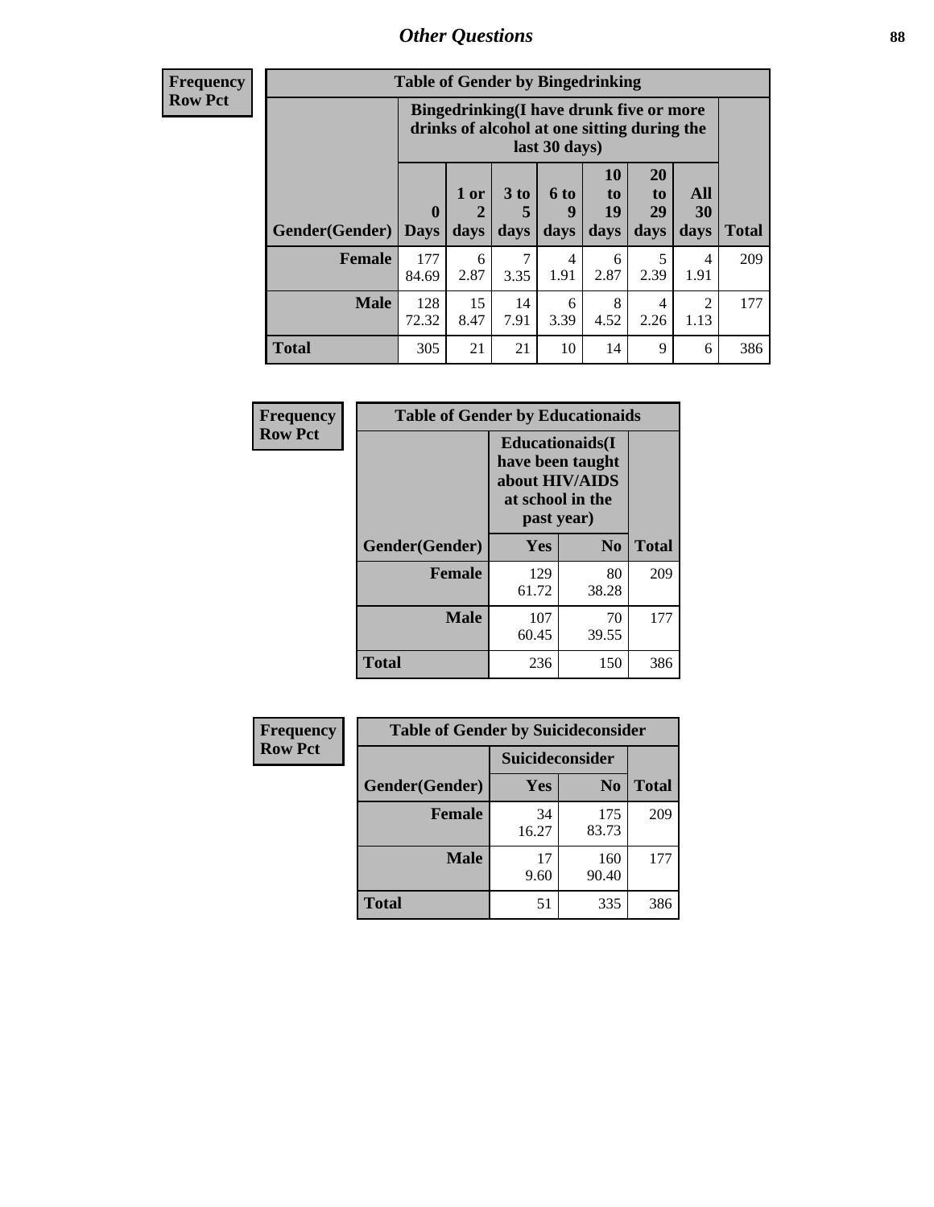## Other Questions

**Frequency**
**Row Pct**

| Table of Gender by Bingedrinking | | | | | | | | |
|---|---|---|---|---|---|---|---|---|
| | Bingedrinking(I have drunk five or more drinks of alcohol at one sitting during the last 30 days) | | | | | | | |
| Gender(Gender) | 0 Days | 1 or 2 days | 3 to 5 days | 6 to 9 days | 10 to 19 days | 20 to 29 days | All 30 days | Total |
| **Female** | 177<br>84.69 | 6<br>2.87 | 7<br>3.35 | 4<br>1.91 | 6<br>2.87 | 5<br>2.39 | 4<br>1.91 | 209 |
| **Male** | 128<br>72.32 | 15<br>8.47 | 14<br>7.91 | 6<br>3.39 | 8<br>4.52 | 4<br>2.26 | 2<br>1.13 | 177 |
| **Total** | 305 | 21 | 21 | 10 | 14 | 9 | 6 | 386 |

**Frequency**
**Row Pct**

| Table of Gender by Educationaids | | | |
|---|---|---|---|
| | Educationaids(I have been taught about HIV/AIDS at school in the past year) | | |
| Gender(Gender) | Yes | No | Total |
| **Female** | 129<br>61.72 | 80<br>38.28 | 209 |
| **Male** | 107<br>60.45 | 70<br>39.55 | 177 |
| **Total** | 236 | 150 | 386 |

**Frequency**
**Row Pct**

| Table of Gender by Suicideconsider | | | |
|---|---|---|---|
| | Suicideconsider | | |
| Gender(Gender) | Yes | No | Total |
| **Female** | 34<br>16.27 | 175<br>83.73 | 209 |
| **Male** | 17<br>9.60 | 160<br>90.40 | 177 |
| **Total** | 51 | 335 | 386 |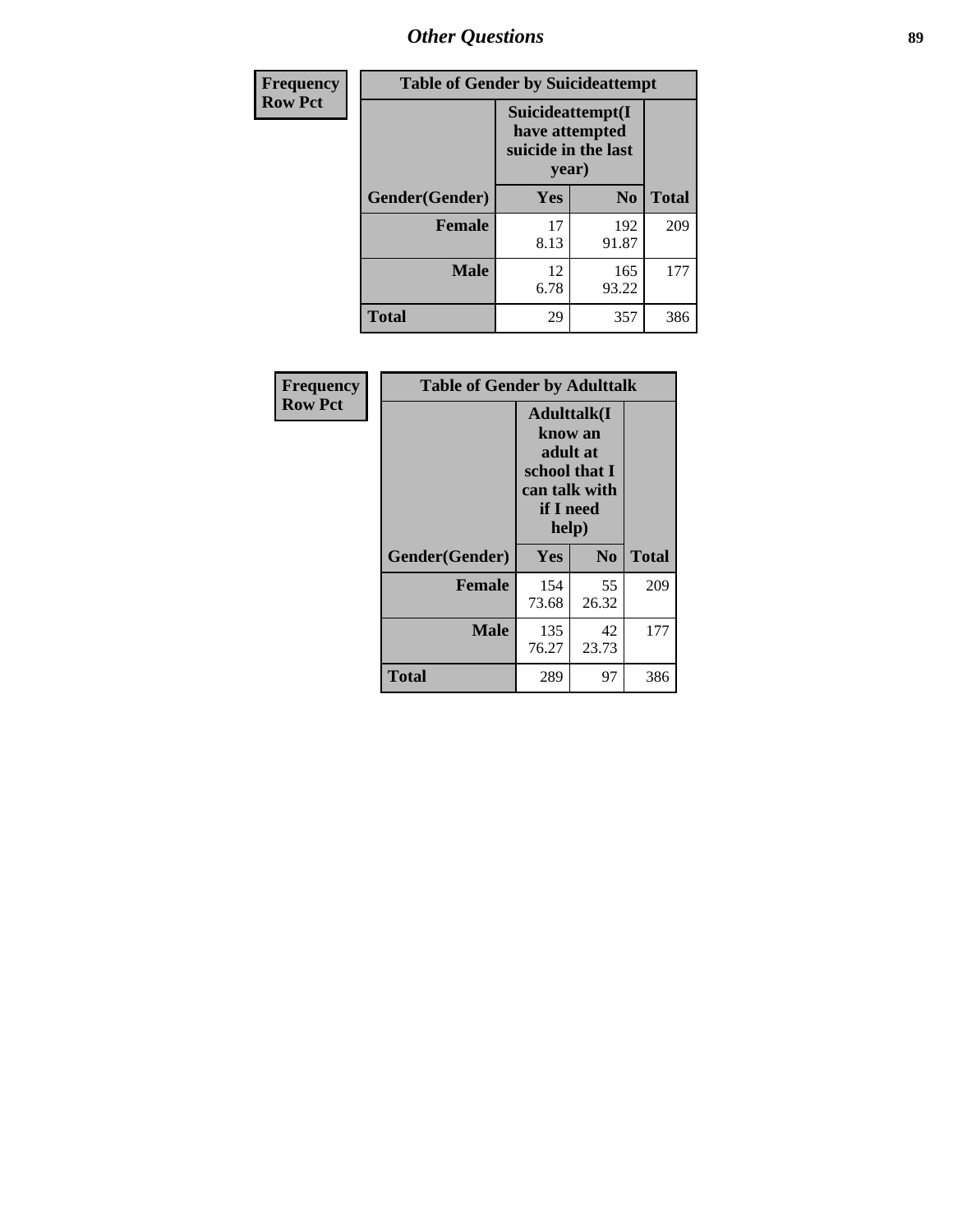# *Other Questions*

| Frequency Row Pct | Table of Gender by Suicideattempt | | |
|---|---|---|---|
| | Suicideattempt(I have attempted suicide in the last year) | | |
| Gender(Gender) | Yes | No | Total |
| Female | 17<br>8.13 | 192<br>91.87 | 209 |
| Male | 12<br>6.78 | 165<br>93.22 | 177 |
| Total | 29 | 357 | 386 |

| Frequency Row Pct | Table of Gender by Adulttalk | | |
|---|---|---|---|
| | Adulttalk(I know an adult at school that I can talk with if I need help) | | |
| Gender(Gender) | Yes | No | Total |
| Female | 154<br>73.68 | 55<br>26.32 | 209 |
| Male | 135<br>76.27 | 42<br>23.73 | 177 |
| Total | 289 | 97 | 386 |